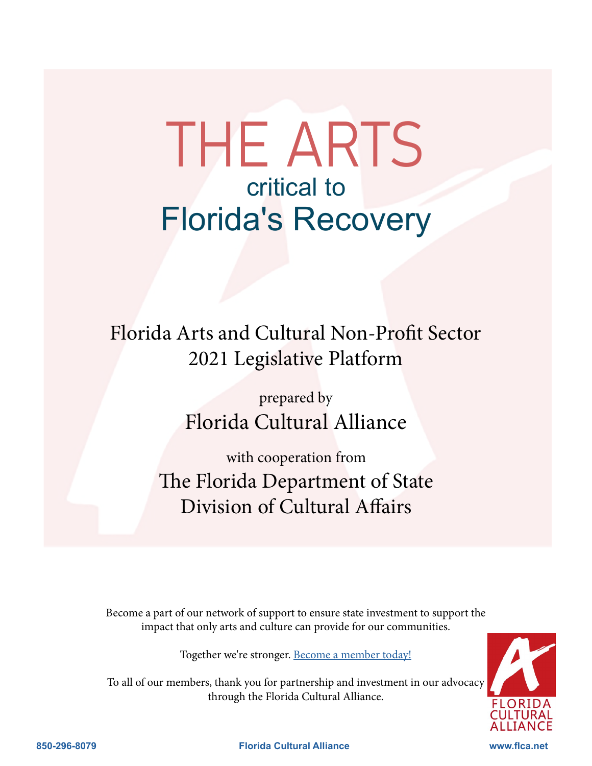# THE ARTS

## critical to Florida's Recovery

Florida Arts and Cultural Non-Profit Sector
2021 Legislative Platform

prepared by

Florida Cultural Alliance

with cooperation from

The Florida Department of State
Division of Cultural Affairs

Become a part of our network of support to ensure state investment to support the impact that only arts and culture can provide for our communities.

Together we're stronger. [Become a member today!]

To all of our members, thank you for partnership and investment in our advocacy through the Florida Cultural Alliance.

FLORIDA CULTURAL ALLIANCE

850-296-8079 | Florida Cultural Alliance | www.flca.net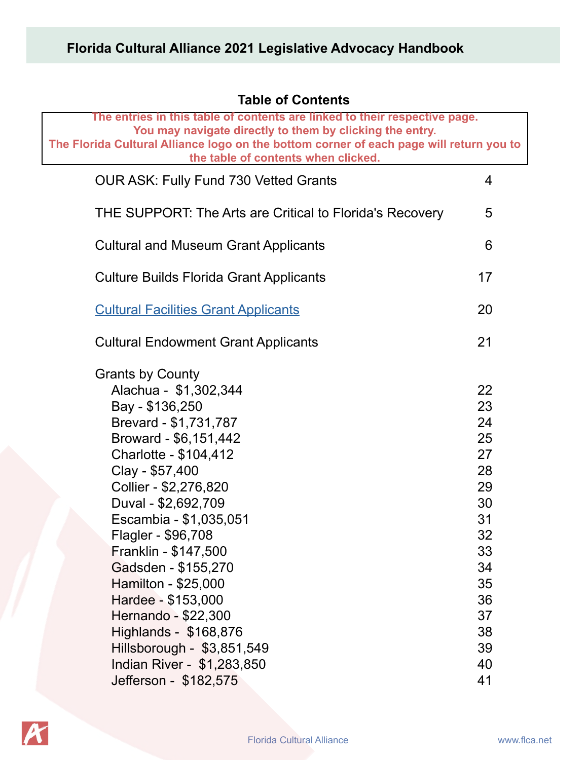# Florida Cultural Alliance 2021 Legislative Advocacy Handbook

## Table of Contents

**The entries in this table of contents are linked to their respective page. You may navigate directly to them by clicking the entry. The Florida Cultural Alliance logo on the bottom corner of each page will return you to the table of contents when clicked.**

| | |
|---|---|
| OUR ASK: Fully Fund 730 Vetted Grants | 4 |
| THE SUPPORT: The Arts are Critical to Florida's Recovery | 5 |
| Cultural and Museum Grant Applicants | 6 |
| Culture Builds Florida Grant Applicants | 17 |
| Cultural Facilities Grant Applicants | 20 |
| Cultural Endowment Grant Applicants | 21 |
| Grants by County | |
| Alachua - $1,302,344 | 22 |
| Bay - $136,250 | 23 |
| Brevard - $1,731,787 | 24 |
| Broward - $6,151,442 | 25 |
| Charlotte - $104,412 | 27 |
| Clay - $57,400 | 28 |
| Collier - $2,276,820 | 29 |
| Duval - $2,692,709 | 30 |
| Escambia - $1,035,051 | 31 |
| Flagler - $96,708 | 32 |
| Franklin - $147,500 | 33 |
| Gadsden - $155,270 | 34 |
| Hamilton - $25,000 | 35 |
| Hardee - $153,000 | 36 |
| Hernando - $22,300 | 37 |
| Highlands - $168,876 | 38 |
| Hillsborough - $3,851,549 | 39 |
| Indian River - $1,283,850 | 40 |
| Jefferson - $182,575 | 41 |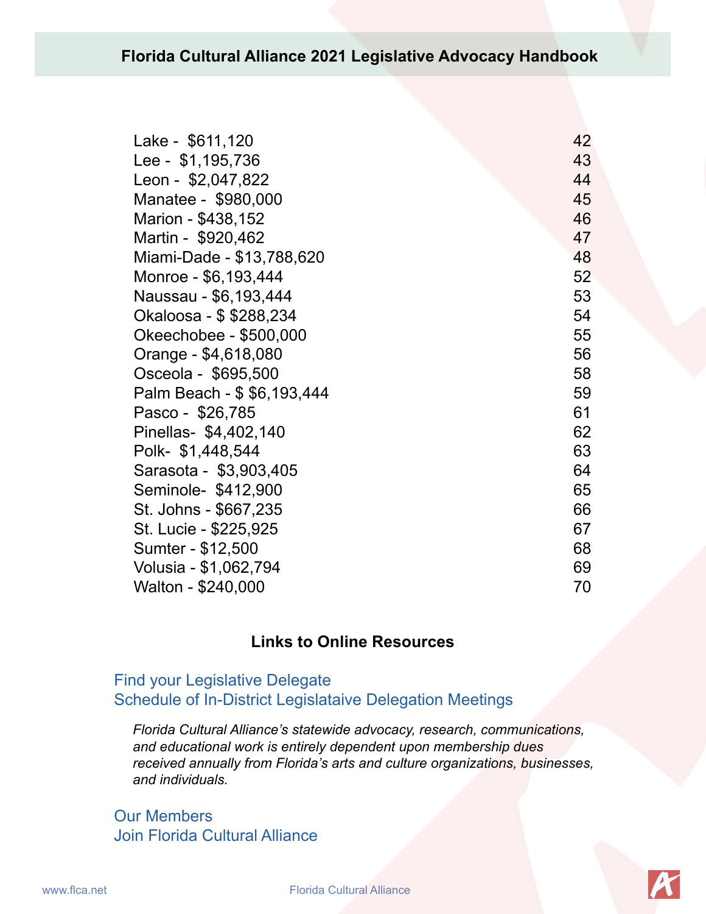| | |
|---|---|
| Lake - $611,120 | 42 |
| Lee - $1,195,736 | 43 |
| Leon - $2,047,822 | 44 |
| Manatee - $980,000 | 45 |
| Marion - $438,152 | 46 |
| Martin - $920,462 | 47 |
| Miami-Dade - $13,788,620 | 48 |
| Monroe - $6,193,444 | 52 |
| Naussau - $6,193,444 | 53 |
| Okaloosa - $ $288,234 | 54 |
| Okeechobee - $500,000 | 55 |
| Orange - $4,618,080 | 56 |
| Osceola - $695,500 | 58 |
| Palm Beach - $ $6,193,444 | 59 |
| Pasco - $26,785 | 61 |
| Pinellas- $4,402,140 | 62 |
| Polk- $1,448,544 | 63 |
| Sarasota - $3,903,405 | 64 |
| Seminole- $412,900 | 65 |
| St. Johns - $667,235 | 66 |
| St. Lucie - $225,925 | 67 |
| Sumter - $12,500 | 68 |
| Volusia - $1,062,794 | 69 |
| Walton - $240,000 | 70 |

## Links to Online Resources

Find your Legislative Delegate
Schedule of In-District Legislataive Delegation Meetings

*Florida Cultural Alliance's statewide advocacy, research, communications, and educational work is entirely dependent upon membership dues received annually from Florida's arts and culture organizations, businesses, and individuals.*

Our Members
Join Florida Cultural Alliance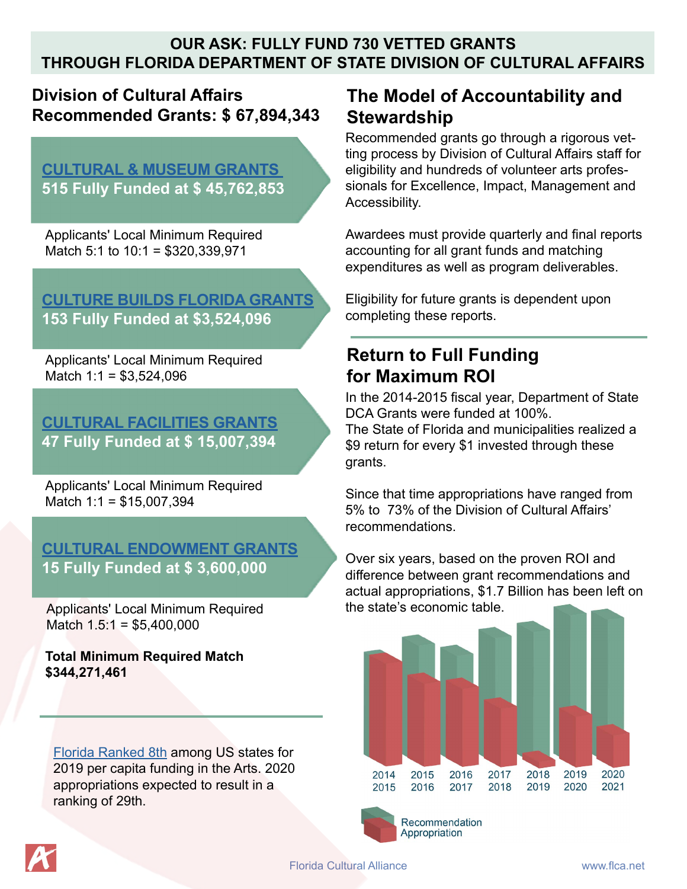**OUR ASK: FULLY FUND 730 VETTED GRANTS THROUGH FLORIDA DEPARTMENT OF STATE DIVISION OF CULTURAL AFFAIRS**

## Division of Cultural Affairs Recommended Grants: $ 67,894,343

**CULTURAL & MUSEUM GRANTS**
**515 Fully Funded at $ 45,762,853**

Applicants' Local Minimum Required Match 5:1 to 10:1 = $320,339,971

**CULTURE BUILDS FLORIDA GRANTS**
**153 Fully Funded at $3,524,096**

Applicants' Local Minimum Required Match 1:1 = $3,524,096

**CULTURAL FACILITIES GRANTS**
**47 Fully Funded at $ 15,007,394**

Applicants' Local Minimum Required Match 1:1 = $15,007,394

**CULTURAL ENDOWMENT GRANTS**
**15 Fully Funded at $ 3,600,000**

Applicants' Local Minimum Required Match 1.5:1 = $5,400,000

**Total Minimum Required Match $344,271,461**

Florida Ranked 8th among US states for 2019 per capita funding in the Arts. 2020 appropriations expected to result in a ranking of 29th.

## The Model of Accountability and Stewardship

Recommended grants go through a rigorous vetting process by Division of Cultural Affairs staff for eligibility and hundreds of volunteer arts professionals for Excellence, Impact, Management and Accessibility.

Awardees must provide quarterly and final reports accounting for all grant funds and matching expenditures as well as program deliverables.

Eligibility for future grants is dependent upon completing these reports.

## Return to Full Funding for Maximum ROI

In the 2014-2015 fiscal year, Department of State DCA Grants were funded at 100%.
The State of Florida and municipalities realized a $9 return for every $1 invested through these grants.

Since that time appropriations have ranged from 5% to 73% of the Division of Cultural Affairs' recommendations.

Over six years, based on the proven ROI and difference between grant recommendations and actual appropriations, $1.7 Billion has been left on the state's economic table.

2014 2015 | 2015 2016 | 2016 2017 | 2017 2018 | 2018 2019 | 2019 2020 | 2020 2021

Recommendation
Appropriation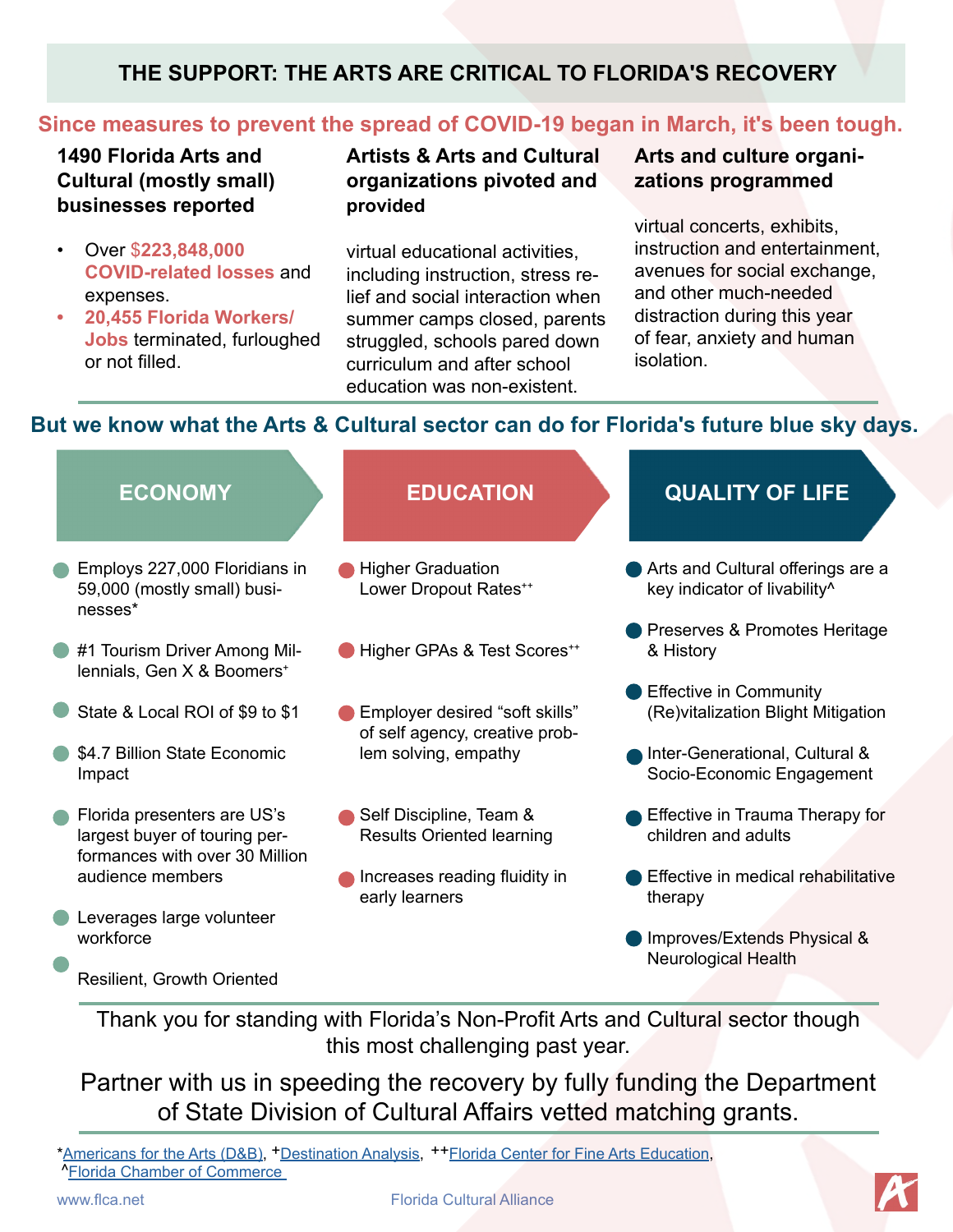# THE SUPPORT: THE ARTS ARE CRITICAL TO FLORIDA'S RECOVERY

## Since measures to prevent the spread of COVID-19 began in March, it's been tough.

**1490 Florida Arts and Cultural (mostly small) businesses reported**

- Over **$223,848,000 COVID-related losses** and expenses.
- **20,455 Florida Workers/ Jobs** terminated, furloughed or not filled.

**Artists & Arts and Cultural organizations pivoted and provided**

virtual educational activities, including instruction, stress relief and social interaction when summer camps closed, parents struggled, schools pared down curriculum and after school education was non-existent.

**Arts and culture organizations programmed**

virtual concerts, exhibits, instruction and entertainment, avenues for social exchange, and other much-needed distraction during this year of fear, anxiety and human isolation.

## But we know what the Arts & Cultural sector can do for Florida's future blue sky days.

### ECONOMY

- Employs 227,000 Floridians in 59,000 (mostly small) businesses*
- #1 Tourism Driver Among Millennials, Gen X & Boomers+
- State & Local ROI of $9 to $1
- $4.7 Billion State Economic Impact
- Florida presenters are US's largest buyer of touring performances with over 30 Million audience members
- Leverages large volunteer workforce
- Resilient, Growth Oriented

### EDUCATION

- Higher Graduation Lower Dropout Rates++
- Higher GPAs & Test Scores++
- Employer desired "soft skills" of self agency, creative problem solving, empathy
- Self Discipline, Team & Results Oriented learning
- Increases reading fluidity in early learners

### QUALITY OF LIFE

- Arts and Cultural offerings are a key indicator of livability^
- Preserves & Promotes Heritage & History
- Effective in Community (Re)vitalization Blight Mitigation
- Inter-Generational, Cultural & Socio-Economic Engagement
- Effective in Trauma Therapy for children and adults
- Effective in medical rehabilitative therapy
- Improves/Extends Physical & Neurological Health

Thank you for standing with Florida's Non-Profit Arts and Cultural sector though this most challenging past year.

Partner with us in speeding the recovery by fully funding the Department of State Division of Cultural Affairs vetted matching grants.

*Americans for the Arts (D&B), +Destination Analysis, ++Florida Center for Fine Arts Education, ^Florida Chamber of Commerce

www.flca.net Florida Cultural Alliance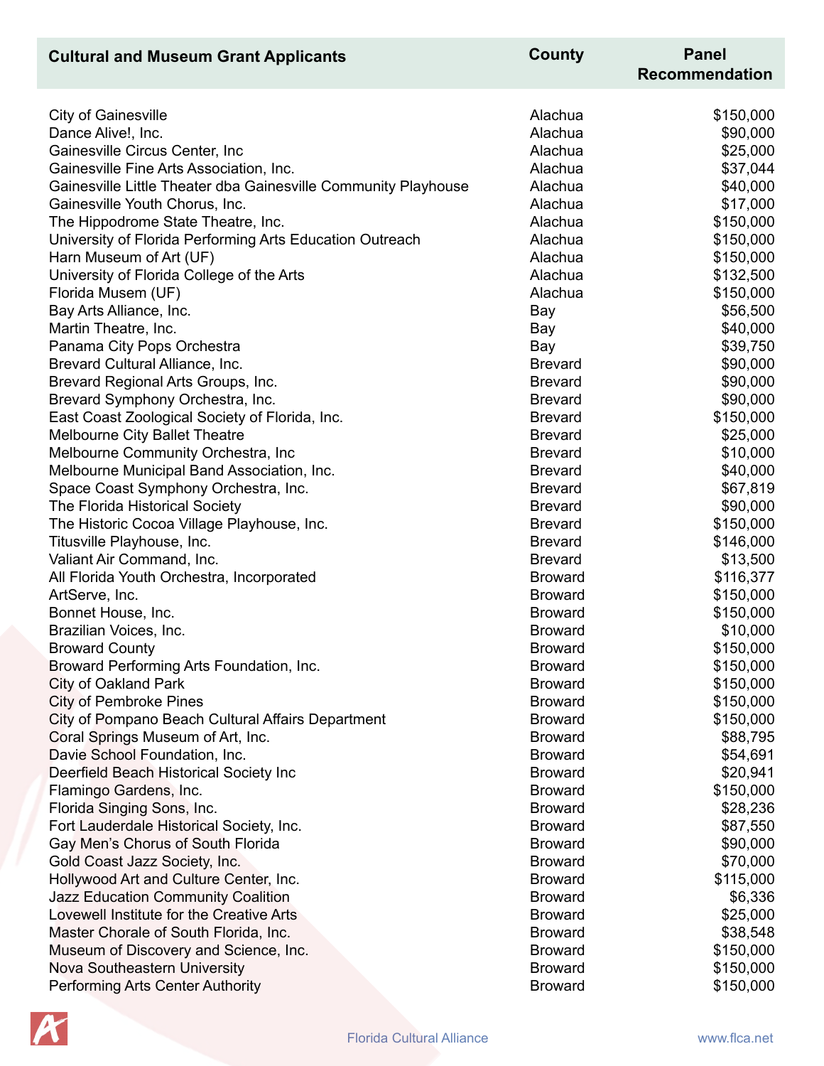| Cultural and Museum Grant Applicants | County | Panel Recommendation |
|---|---|---|
| City of Gainesville | Alachua | $150,000 |
| Dance Alive!, Inc. | Alachua | $90,000 |
| Gainesville Circus Center, Inc | Alachua | $25,000 |
| Gainesville Fine Arts Association, Inc. | Alachua | $37,044 |
| Gainesville Little Theater dba Gainesville Community Playhouse | Alachua | $40,000 |
| Gainesville Youth Chorus, Inc. | Alachua | $17,000 |
| The Hippodrome State Theatre, Inc. | Alachua | $150,000 |
| University of Florida Performing Arts Education Outreach | Alachua | $150,000 |
| Harn Museum of Art (UF) | Alachua | $150,000 |
| University of Florida College of the Arts | Alachua | $132,500 |
| Florida Musem (UF) | Alachua | $150,000 |
| Bay Arts Alliance, Inc. | Bay | $56,500 |
| Martin Theatre, Inc. | Bay | $40,000 |
| Panama City Pops Orchestra | Bay | $39,750 |
| Brevard Cultural Alliance, Inc. | Brevard | $90,000 |
| Brevard Regional Arts Groups, Inc. | Brevard | $90,000 |
| Brevard Symphony Orchestra, Inc. | Brevard | $90,000 |
| East Coast Zoological Society of Florida, Inc. | Brevard | $150,000 |
| Melbourne City Ballet Theatre | Brevard | $25,000 |
| Melbourne Community Orchestra, Inc | Brevard | $10,000 |
| Melbourne Municipal Band Association, Inc. | Brevard | $40,000 |
| Space Coast Symphony Orchestra, Inc. | Brevard | $67,819 |
| The Florida Historical Society | Brevard | $90,000 |
| The Historic Cocoa Village Playhouse, Inc. | Brevard | $150,000 |
| Titusville Playhouse, Inc. | Brevard | $146,000 |
| Valiant Air Command, Inc. | Brevard | $13,500 |
| All Florida Youth Orchestra, Incorporated | Broward | $116,377 |
| ArtServe, Inc. | Broward | $150,000 |
| Bonnet House, Inc. | Broward | $150,000 |
| Brazilian Voices, Inc. | Broward | $10,000 |
| Broward County | Broward | $150,000 |
| Broward Performing Arts Foundation, Inc. | Broward | $150,000 |
| City of Oakland Park | Broward | $150,000 |
| City of Pembroke Pines | Broward | $150,000 |
| City of Pompano Beach Cultural Affairs Department | Broward | $150,000 |
| Coral Springs Museum of Art, Inc. | Broward | $88,795 |
| Davie School Foundation, Inc. | Broward | $54,691 |
| Deerfield Beach Historical Society Inc | Broward | $20,941 |
| Flamingo Gardens, Inc. | Broward | $150,000 |
| Florida Singing Sons, Inc. | Broward | $28,236 |
| Fort Lauderdale Historical Society, Inc. | Broward | $87,550 |
| Gay Men's Chorus of South Florida | Broward | $90,000 |
| Gold Coast Jazz Society, Inc. | Broward | $70,000 |
| Hollywood Art and Culture Center, Inc. | Broward | $115,000 |
| Jazz Education Community Coalition | Broward | $6,336 |
| Lovewell Institute for the Creative Arts | Broward | $25,000 |
| Master Chorale of South Florida, Inc. | Broward | $38,548 |
| Museum of Discovery and Science, Inc. | Broward | $150,000 |
| Nova Southeastern University | Broward | $150,000 |
| Performing Arts Center Authority | Broward | $150,000 |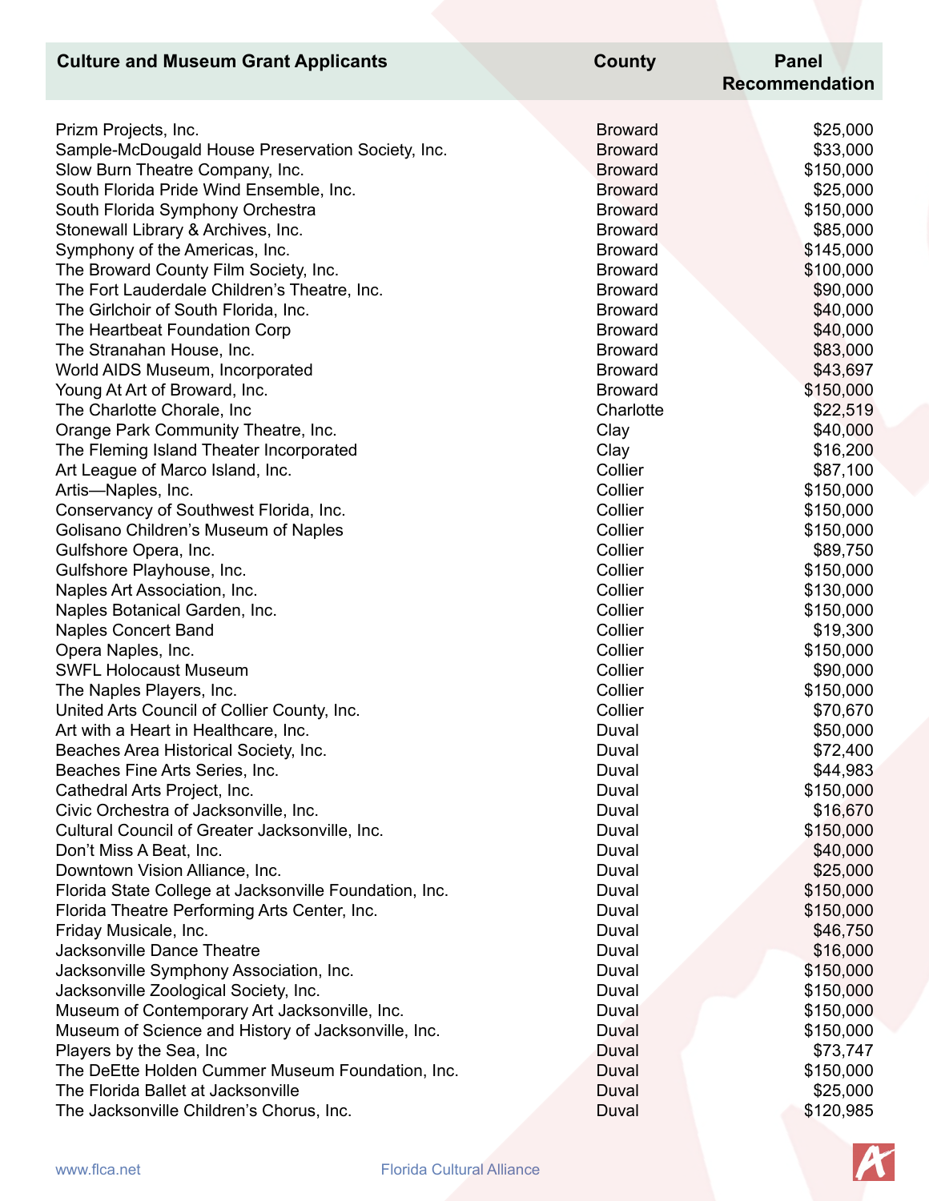| Culture and Museum Grant Applicants | County | Panel Recommendation |
|---|---|---|
| Prizm Projects, Inc. | Broward | $25,000 |
| Sample-McDougald House Preservation Society, Inc. | Broward | $33,000 |
| Slow Burn Theatre Company, Inc. | Broward | $150,000 |
| South Florida Pride Wind Ensemble, Inc. | Broward | $25,000 |
| South Florida Symphony Orchestra | Broward | $150,000 |
| Stonewall Library & Archives, Inc. | Broward | $85,000 |
| Symphony of the Americas, Inc. | Broward | $145,000 |
| The Broward County Film Society, Inc. | Broward | $100,000 |
| The Fort Lauderdale Children's Theatre, Inc. | Broward | $90,000 |
| The Girlchoir of South Florida, Inc. | Broward | $40,000 |
| The Heartbeat Foundation Corp | Broward | $40,000 |
| The Stranahan House, Inc. | Broward | $83,000 |
| World AIDS Museum, Incorporated | Broward | $43,697 |
| Young At Art of Broward, Inc. | Broward | $150,000 |
| The Charlotte Chorale, Inc | Charlotte | $22,519 |
| Orange Park Community Theatre, Inc. | Clay | $40,000 |
| The Fleming Island Theater Incorporated | Clay | $16,200 |
| Art League of Marco Island, Inc. | Collier | $87,100 |
| Artis—Naples, Inc. | Collier | $150,000 |
| Conservancy of Southwest Florida, Inc. | Collier | $150,000 |
| Golisano Children's Museum of Naples | Collier | $150,000 |
| Gulfshore Opera, Inc. | Collier | $89,750 |
| Gulfshore Playhouse, Inc. | Collier | $150,000 |
| Naples Art Association, Inc. | Collier | $130,000 |
| Naples Botanical Garden, Inc. | Collier | $150,000 |
| Naples Concert Band | Collier | $19,300 |
| Opera Naples, Inc. | Collier | $150,000 |
| SWFL Holocaust Museum | Collier | $90,000 |
| The Naples Players, Inc. | Collier | $150,000 |
| United Arts Council of Collier County, Inc. | Collier | $70,670 |
| Art with a Heart in Healthcare, Inc. | Duval | $50,000 |
| Beaches Area Historical Society, Inc. | Duval | $72,400 |
| Beaches Fine Arts Series, Inc. | Duval | $44,983 |
| Cathedral Arts Project, Inc. | Duval | $150,000 |
| Civic Orchestra of Jacksonville, Inc. | Duval | $16,670 |
| Cultural Council of Greater Jacksonville, Inc. | Duval | $150,000 |
| Don't Miss A Beat, Inc. | Duval | $40,000 |
| Downtown Vision Alliance, Inc. | Duval | $25,000 |
| Florida State College at Jacksonville Foundation, Inc. | Duval | $150,000 |
| Florida Theatre Performing Arts Center, Inc. | Duval | $150,000 |
| Friday Musicale, Inc. | Duval | $46,750 |
| Jacksonville Dance Theatre | Duval | $16,000 |
| Jacksonville Symphony Association, Inc. | Duval | $150,000 |
| Jacksonville Zoological Society, Inc. | Duval | $150,000 |
| Museum of Contemporary Art Jacksonville, Inc. | Duval | $150,000 |
| Museum of Science and History of Jacksonville, Inc. | Duval | $150,000 |
| Players by the Sea, Inc | Duval | $73,747 |
| The DeEtte Holden Cummer Museum Foundation, Inc. | Duval | $150,000 |
| The Florida Ballet at Jacksonville | Duval | $25,000 |
| The Jacksonville Children's Chorus, Inc. | Duval | $120,985 |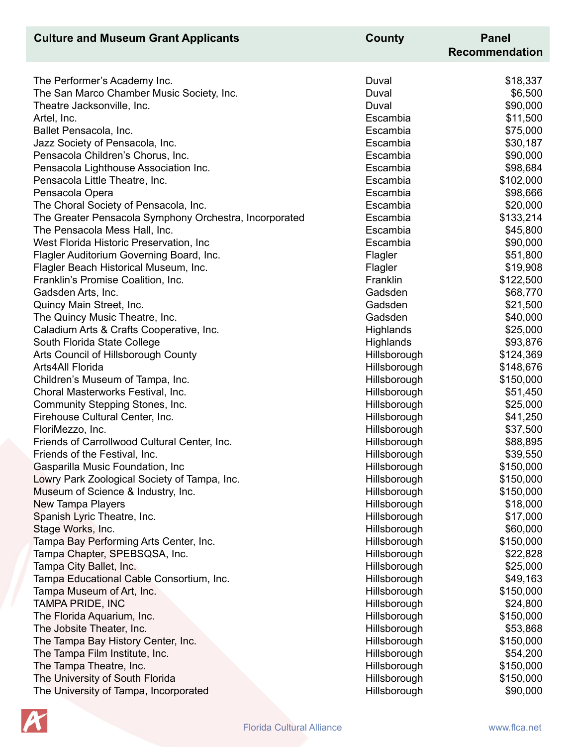| Culture and Museum Grant Applicants | County | Panel Recommendation |
|---|---|---|
| The Performer's Academy Inc. | Duval | $18,337 |
| The San Marco Chamber Music Society, Inc. | Duval | $6,500 |
| Theatre Jacksonville, Inc. | Duval | $90,000 |
| Artel, Inc. | Escambia | $11,500 |
| Ballet Pensacola, Inc. | Escambia | $75,000 |
| Jazz Society of Pensacola, Inc. | Escambia | $30,187 |
| Pensacola Children's Chorus, Inc. | Escambia | $90,000 |
| Pensacola Lighthouse Association Inc. | Escambia | $98,684 |
| Pensacola Little Theatre, Inc. | Escambia | $102,000 |
| Pensacola Opera | Escambia | $98,666 |
| The Choral Society of Pensacola, Inc. | Escambia | $20,000 |
| The Greater Pensacola Symphony Orchestra, Incorporated | Escambia | $133,214 |
| The Pensacola Mess Hall, Inc. | Escambia | $45,800 |
| West Florida Historic Preservation, Inc | Escambia | $90,000 |
| Flagler Auditorium Governing Board, Inc. | Flagler | $51,800 |
| Flagler Beach Historical Museum, Inc. | Flagler | $19,908 |
| Franklin's Promise Coalition, Inc. | Franklin | $122,500 |
| Gadsden Arts, Inc. | Gadsden | $68,770 |
| Quincy Main Street, Inc. | Gadsden | $21,500 |
| The Quincy Music Theatre, Inc. | Gadsden | $40,000 |
| Caladium Arts & Crafts Cooperative, Inc. | Highlands | $25,000 |
| South Florida State College | Highlands | $93,876 |
| Arts Council of Hillsborough County | Hillsborough | $124,369 |
| Arts4All Florida | Hillsborough | $148,676 |
| Children's Museum of Tampa, Inc. | Hillsborough | $150,000 |
| Choral Masterworks Festival, Inc. | Hillsborough | $51,450 |
| Community Stepping Stones, Inc. | Hillsborough | $25,000 |
| Firehouse Cultural Center, Inc. | Hillsborough | $41,250 |
| FloriMezzo, Inc. | Hillsborough | $37,500 |
| Friends of Carrollwood Cultural Center, Inc. | Hillsborough | $88,895 |
| Friends of the Festival, Inc. | Hillsborough | $39,550 |
| Gasparilla Music Foundation, Inc | Hillsborough | $150,000 |
| Lowry Park Zoological Society of Tampa, Inc. | Hillsborough | $150,000 |
| Museum of Science & Industry, Inc. | Hillsborough | $150,000 |
| New Tampa Players | Hillsborough | $18,000 |
| Spanish Lyric Theatre, Inc. | Hillsborough | $17,000 |
| Stage Works, Inc. | Hillsborough | $60,000 |
| Tampa Bay Performing Arts Center, Inc. | Hillsborough | $150,000 |
| Tampa Chapter, SPEBSQSA, Inc. | Hillsborough | $22,828 |
| Tampa City Ballet, Inc. | Hillsborough | $25,000 |
| Tampa Educational Cable Consortium, Inc. | Hillsborough | $49,163 |
| Tampa Museum of Art, Inc. | Hillsborough | $150,000 |
| TAMPA PRIDE, INC | Hillsborough | $24,800 |
| The Florida Aquarium, Inc. | Hillsborough | $150,000 |
| The Jobsite Theater, Inc. | Hillsborough | $53,868 |
| The Tampa Bay History Center, Inc. | Hillsborough | $150,000 |
| The Tampa Film Institute, Inc. | Hillsborough | $54,200 |
| The Tampa Theatre, Inc. | Hillsborough | $150,000 |
| The University of South Florida | Hillsborough | $150,000 |
| The University of Tampa, Incorporated | Hillsborough | $90,000 |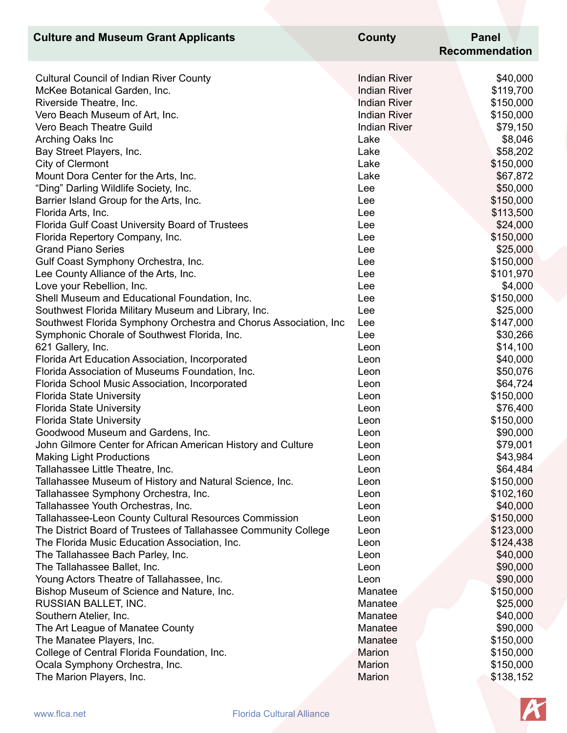| Culture and Museum Grant Applicants | County | Panel Recommendation |
|---|---|---|
| Cultural Council of Indian River County | Indian River | $40,000 |
| McKee Botanical Garden, Inc. | Indian River | $119,700 |
| Riverside Theatre, Inc. | Indian River | $150,000 |
| Vero Beach Museum of Art, Inc. | Indian River | $150,000 |
| Vero Beach Theatre Guild | Indian River | $79,150 |
| Arching Oaks Inc | Lake | $8,046 |
| Bay Street Players, Inc. | Lake | $58,202 |
| City of Clermont | Lake | $150,000 |
| Mount Dora Center for the Arts, Inc. | Lake | $67,872 |
| “Ding” Darling Wildlife Society, Inc. | Lee | $50,000 |
| Barrier Island Group for the Arts, Inc. | Lee | $150,000 |
| Florida Arts, Inc. | Lee | $113,500 |
| Florida Gulf Coast University Board of Trustees | Lee | $24,000 |
| Florida Repertory Company, Inc. | Lee | $150,000 |
| Grand Piano Series | Lee | $25,000 |
| Gulf Coast Symphony Orchestra, Inc. | Lee | $150,000 |
| Lee County Alliance of the Arts, Inc. | Lee | $101,970 |
| Love your Rebellion, Inc. | Lee | $4,000 |
| Shell Museum and Educational Foundation, Inc. | Lee | $150,000 |
| Southwest Florida Military Museum and Library, Inc. | Lee | $25,000 |
| Southwest Florida Symphony Orchestra and Chorus Association, Inc | Lee | $147,000 |
| Symphonic Chorale of Southwest Florida, Inc. | Lee | $30,266 |
| 621 Gallery, Inc. | Leon | $14,100 |
| Florida Art Education Association, Incorporated | Leon | $40,000 |
| Florida Association of Museums Foundation, Inc. | Leon | $50,076 |
| Florida School Music Association, Incorporated | Leon | $64,724 |
| Florida State University | Leon | $150,000 |
| Florida State University | Leon | $76,400 |
| Florida State University | Leon | $150,000 |
| Goodwood Museum and Gardens, Inc. | Leon | $90,000 |
| John Gilmore Center for African American History and Culture | Leon | $79,001 |
| Making Light Productions | Leon | $43,984 |
| Tallahassee Little Theatre, Inc. | Leon | $64,484 |
| Tallahassee Museum of History and Natural Science, Inc. | Leon | $150,000 |
| Tallahassee Symphony Orchestra, Inc. | Leon | $102,160 |
| Tallahassee Youth Orchestras, Inc. | Leon | $40,000 |
| Tallahassee-Leon County Cultural Resources Commission | Leon | $150,000 |
| The District Board of Trustees of Tallahassee Community College | Leon | $123,000 |
| The Florida Music Education Association, Inc. | Leon | $124,438 |
| The Tallahassee Bach Parley, Inc. | Leon | $40,000 |
| The Tallahassee Ballet, Inc. | Leon | $90,000 |
| Young Actors Theatre of Tallahassee, Inc. | Leon | $90,000 |
| Bishop Museum of Science and Nature, Inc. | Manatee | $150,000 |
| RUSSIAN BALLET, INC. | Manatee | $25,000 |
| Southern Atelier, Inc. | Manatee | $40,000 |
| The Art League of Manatee County | Manatee | $90,000 |
| The Manatee Players, Inc. | Manatee | $150,000 |
| College of Central Florida Foundation, Inc. | Marion | $150,000 |
| Ocala Symphony Orchestra, Inc. | Marion | $150,000 |
| The Marion Players, Inc. | Marion | $138,152 |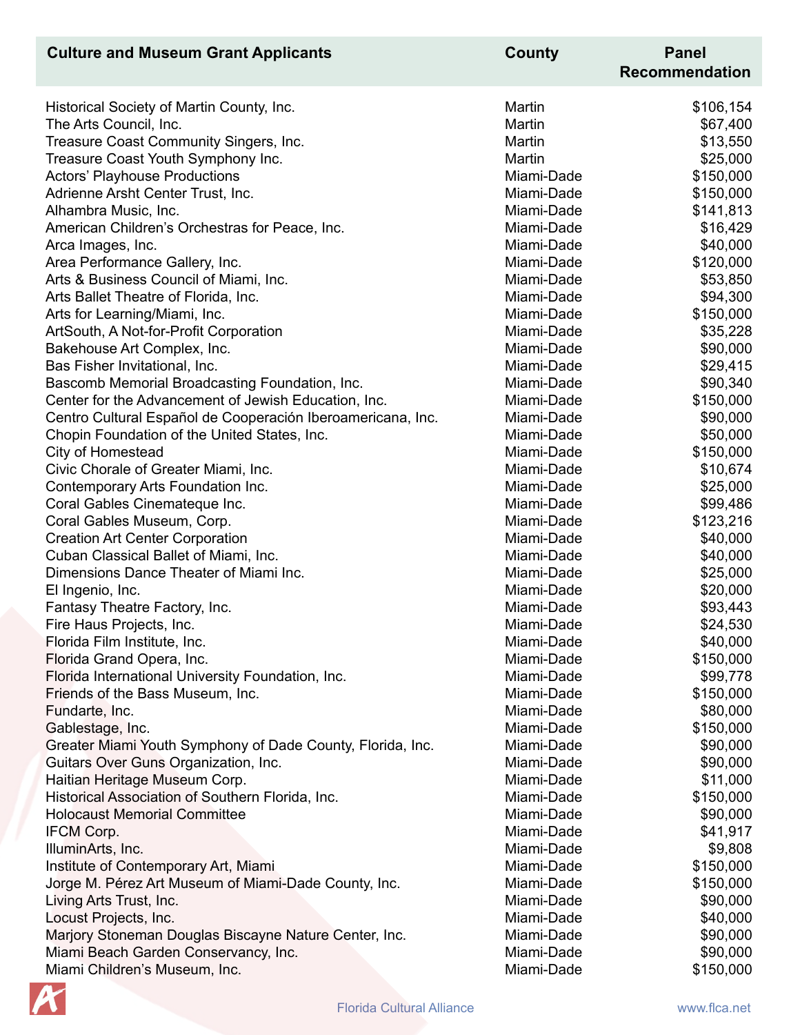| Culture and Museum Grant Applicants | County | Panel Recommendation |
|---|---|---|
| Historical Society of Martin County, Inc. | Martin | $106,154 |
| The Arts Council, Inc. | Martin | $67,400 |
| Treasure Coast Community Singers, Inc. | Martin | $13,550 |
| Treasure Coast Youth Symphony Inc. | Martin | $25,000 |
| Actors' Playhouse Productions | Miami-Dade | $150,000 |
| Adrienne Arsht Center Trust, Inc. | Miami-Dade | $150,000 |
| Alhambra Music, Inc. | Miami-Dade | $141,813 |
| American Children's Orchestras for Peace, Inc. | Miami-Dade | $16,429 |
| Arca Images, Inc. | Miami-Dade | $40,000 |
| Area Performance Gallery, Inc. | Miami-Dade | $120,000 |
| Arts & Business Council of Miami, Inc. | Miami-Dade | $53,850 |
| Arts Ballet Theatre of Florida, Inc. | Miami-Dade | $94,300 |
| Arts for Learning/Miami, Inc. | Miami-Dade | $150,000 |
| ArtSouth, A Not-for-Profit Corporation | Miami-Dade | $35,228 |
| Bakehouse Art Complex, Inc. | Miami-Dade | $90,000 |
| Bas Fisher Invitational, Inc. | Miami-Dade | $29,415 |
| Bascomb Memorial Broadcasting Foundation, Inc. | Miami-Dade | $90,340 |
| Center for the Advancement of Jewish Education, Inc. | Miami-Dade | $150,000 |
| Centro Cultural Español de Cooperación Iberoamericana, Inc. | Miami-Dade | $90,000 |
| Chopin Foundation of the United States, Inc. | Miami-Dade | $50,000 |
| City of Homestead | Miami-Dade | $150,000 |
| Civic Chorale of Greater Miami, Inc. | Miami-Dade | $10,674 |
| Contemporary Arts Foundation Inc. | Miami-Dade | $25,000 |
| Coral Gables Cinemateque Inc. | Miami-Dade | $99,486 |
| Coral Gables Museum, Corp. | Miami-Dade | $123,216 |
| Creation Art Center Corporation | Miami-Dade | $40,000 |
| Cuban Classical Ballet of Miami, Inc. | Miami-Dade | $40,000 |
| Dimensions Dance Theater of Miami Inc. | Miami-Dade | $25,000 |
| El Ingenio, Inc. | Miami-Dade | $20,000 |
| Fantasy Theatre Factory, Inc. | Miami-Dade | $93,443 |
| Fire Haus Projects, Inc. | Miami-Dade | $24,530 |
| Florida Film Institute, Inc. | Miami-Dade | $40,000 |
| Florida Grand Opera, Inc. | Miami-Dade | $150,000 |
| Florida International University Foundation, Inc. | Miami-Dade | $99,778 |
| Friends of the Bass Museum, Inc. | Miami-Dade | $150,000 |
| Fundarte, Inc. | Miami-Dade | $80,000 |
| Gablestage, Inc. | Miami-Dade | $150,000 |
| Greater Miami Youth Symphony of Dade County, Florida, Inc. | Miami-Dade | $90,000 |
| Guitars Over Guns Organization, Inc. | Miami-Dade | $90,000 |
| Haitian Heritage Museum Corp. | Miami-Dade | $11,000 |
| Historical Association of Southern Florida, Inc. | Miami-Dade | $150,000 |
| Holocaust Memorial Committee | Miami-Dade | $90,000 |
| IFCM Corp. | Miami-Dade | $41,917 |
| IlluminArts, Inc. | Miami-Dade | $9,808 |
| Institute of Contemporary Art, Miami | Miami-Dade | $150,000 |
| Jorge M. Pérez Art Museum of Miami-Dade County, Inc. | Miami-Dade | $150,000 |
| Living Arts Trust, Inc. | Miami-Dade | $90,000 |
| Locust Projects, Inc. | Miami-Dade | $40,000 |
| Marjory Stoneman Douglas Biscayne Nature Center, Inc. | Miami-Dade | $90,000 |
| Miami Beach Garden Conservancy, Inc. | Miami-Dade | $90,000 |
| Miami Children's Museum, Inc. | Miami-Dade | $150,000 |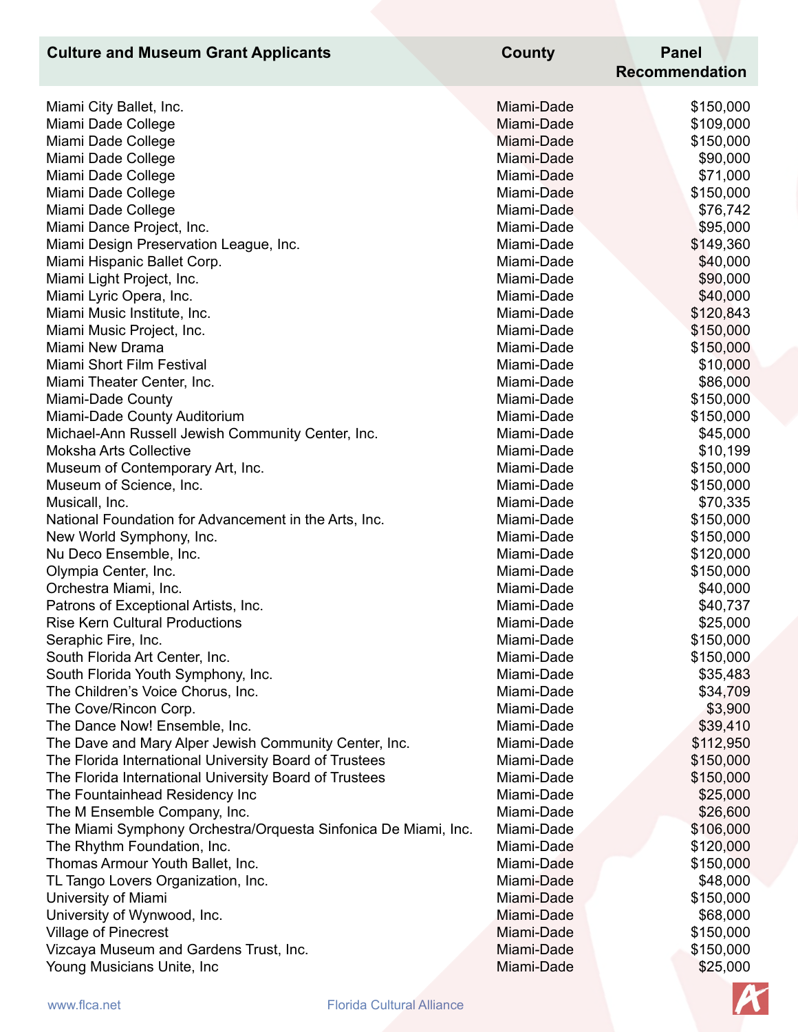| Culture and Museum Grant Applicants | County | Panel Recommendation |
| --- | --- | --- |
| Miami City Ballet, Inc. | Miami-Dade | $150,000 |
| Miami Dade College | Miami-Dade | $109,000 |
| Miami Dade College | Miami-Dade | $150,000 |
| Miami Dade College | Miami-Dade | $90,000 |
| Miami Dade College | Miami-Dade | $71,000 |
| Miami Dade College | Miami-Dade | $150,000 |
| Miami Dade College | Miami-Dade | $76,742 |
| Miami Dance Project, Inc. | Miami-Dade | $95,000 |
| Miami Design Preservation League, Inc. | Miami-Dade | $149,360 |
| Miami Hispanic Ballet Corp. | Miami-Dade | $40,000 |
| Miami Light Project, Inc. | Miami-Dade | $90,000 |
| Miami Lyric Opera, Inc. | Miami-Dade | $40,000 |
| Miami Music Institute, Inc. | Miami-Dade | $120,843 |
| Miami Music Project, Inc. | Miami-Dade | $150,000 |
| Miami New Drama | Miami-Dade | $150,000 |
| Miami Short Film Festival | Miami-Dade | $10,000 |
| Miami Theater Center, Inc. | Miami-Dade | $86,000 |
| Miami-Dade County | Miami-Dade | $150,000 |
| Miami-Dade County Auditorium | Miami-Dade | $150,000 |
| Michael-Ann Russell Jewish Community Center, Inc. | Miami-Dade | $45,000 |
| Moksha Arts Collective | Miami-Dade | $10,199 |
| Museum of Contemporary Art, Inc. | Miami-Dade | $150,000 |
| Museum of Science, Inc. | Miami-Dade | $150,000 |
| Musicall, Inc. | Miami-Dade | $70,335 |
| National Foundation for Advancement in the Arts, Inc. | Miami-Dade | $150,000 |
| New World Symphony, Inc. | Miami-Dade | $150,000 |
| Nu Deco Ensemble, Inc. | Miami-Dade | $120,000 |
| Olympia Center, Inc. | Miami-Dade | $150,000 |
| Orchestra Miami, Inc. | Miami-Dade | $40,000 |
| Patrons of Exceptional Artists, Inc. | Miami-Dade | $40,737 |
| Rise Kern Cultural Productions | Miami-Dade | $25,000 |
| Seraphic Fire, Inc. | Miami-Dade | $150,000 |
| South Florida Art Center, Inc. | Miami-Dade | $150,000 |
| South Florida Youth Symphony, Inc. | Miami-Dade | $35,483 |
| The Children's Voice Chorus, Inc. | Miami-Dade | $34,709 |
| The Cove/Rincon Corp. | Miami-Dade | $3,900 |
| The Dance Now! Ensemble, Inc. | Miami-Dade | $39,410 |
| The Dave and Mary Alper Jewish Community Center, Inc. | Miami-Dade | $112,950 |
| The Florida International University Board of Trustees | Miami-Dade | $150,000 |
| The Florida International University Board of Trustees | Miami-Dade | $150,000 |
| The Fountainhead Residency Inc | Miami-Dade | $25,000 |
| The M Ensemble Company, Inc. | Miami-Dade | $26,600 |
| The Miami Symphony Orchestra/Orquesta Sinfonica De Miami, Inc. | Miami-Dade | $106,000 |
| The Rhythm Foundation, Inc. | Miami-Dade | $120,000 |
| Thomas Armour Youth Ballet, Inc. | Miami-Dade | $150,000 |
| TL Tango Lovers Organization, Inc. | Miami-Dade | $48,000 |
| University of Miami | Miami-Dade | $150,000 |
| University of Wynwood, Inc. | Miami-Dade | $68,000 |
| Village of Pinecrest | Miami-Dade | $150,000 |
| Vizcaya Museum and Gardens Trust, Inc. | Miami-Dade | $150,000 |
| Young Musicians Unite, Inc | Miami-Dade | $25,000 |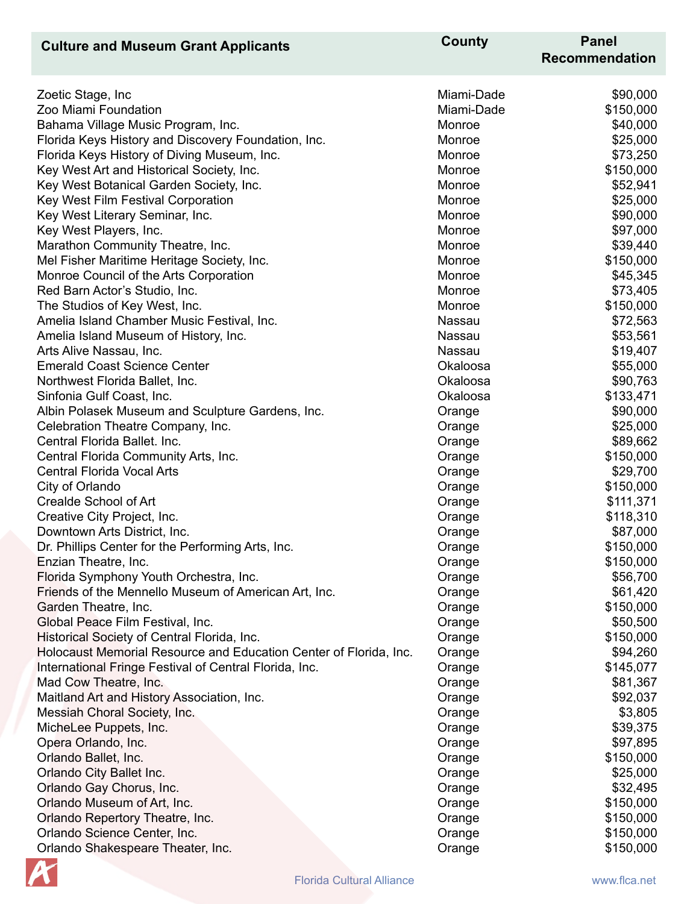| Culture and Museum Grant Applicants | County | Panel Recommendation |
|---|---|---|
| Zoetic Stage, Inc | Miami-Dade | $90,000 |
| Zoo Miami Foundation | Miami-Dade | $150,000 |
| Bahama Village Music Program, Inc. | Monroe | $40,000 |
| Florida Keys History and Discovery Foundation, Inc. | Monroe | $25,000 |
| Florida Keys History of Diving Museum, Inc. | Monroe | $73,250 |
| Key West Art and Historical Society, Inc. | Monroe | $150,000 |
| Key West Botanical Garden Society, Inc. | Monroe | $52,941 |
| Key West Film Festival Corporation | Monroe | $25,000 |
| Key West Literary Seminar, Inc. | Monroe | $90,000 |
| Key West Players, Inc. | Monroe | $97,000 |
| Marathon Community Theatre, Inc. | Monroe | $39,440 |
| Mel Fisher Maritime Heritage Society, Inc. | Monroe | $150,000 |
| Monroe Council of the Arts Corporation | Monroe | $45,345 |
| Red Barn Actor's Studio, Inc. | Monroe | $73,405 |
| The Studios of Key West, Inc. | Monroe | $150,000 |
| Amelia Island Chamber Music Festival, Inc. | Nassau | $72,563 |
| Amelia Island Museum of History, Inc. | Nassau | $53,561 |
| Arts Alive Nassau, Inc. | Nassau | $19,407 |
| Emerald Coast Science Center | Okaloosa | $55,000 |
| Northwest Florida Ballet, Inc. | Okaloosa | $90,763 |
| Sinfonia Gulf Coast, Inc. | Okaloosa | $133,471 |
| Albin Polasek Museum and Sculpture Gardens, Inc. | Orange | $90,000 |
| Celebration Theatre Company, Inc. | Orange | $25,000 |
| Central Florida Ballet. Inc. | Orange | $89,662 |
| Central Florida Community Arts, Inc. | Orange | $150,000 |
| Central Florida Vocal Arts | Orange | $29,700 |
| City of Orlando | Orange | $150,000 |
| Crealde School of Art | Orange | $111,371 |
| Creative City Project, Inc. | Orange | $118,310 |
| Downtown Arts District, Inc. | Orange | $87,000 |
| Dr. Phillips Center for the Performing Arts, Inc. | Orange | $150,000 |
| Enzian Theatre, Inc. | Orange | $150,000 |
| Florida Symphony Youth Orchestra, Inc. | Orange | $56,700 |
| Friends of the Mennello Museum of American Art, Inc. | Orange | $61,420 |
| Garden Theatre, Inc. | Orange | $150,000 |
| Global Peace Film Festival, Inc. | Orange | $50,500 |
| Historical Society of Central Florida, Inc. | Orange | $150,000 |
| Holocaust Memorial Resource and Education Center of Florida, Inc. | Orange | $94,260 |
| International Fringe Festival of Central Florida, Inc. | Orange | $145,077 |
| Mad Cow Theatre, Inc. | Orange | $81,367 |
| Maitland Art and History Association, Inc. | Orange | $92,037 |
| Messiah Choral Society, Inc. | Orange | $3,805 |
| MicheLee Puppets, Inc. | Orange | $39,375 |
| Opera Orlando, Inc. | Orange | $97,895 |
| Orlando Ballet, Inc. | Orange | $150,000 |
| Orlando City Ballet Inc. | Orange | $25,000 |
| Orlando Gay Chorus, Inc. | Orange | $32,495 |
| Orlando Museum of Art, Inc. | Orange | $150,000 |
| Orlando Repertory Theatre, Inc. | Orange | $150,000 |
| Orlando Science Center, Inc. | Orange | $150,000 |
| Orlando Shakespeare Theater, Inc. | Orange | $150,000 |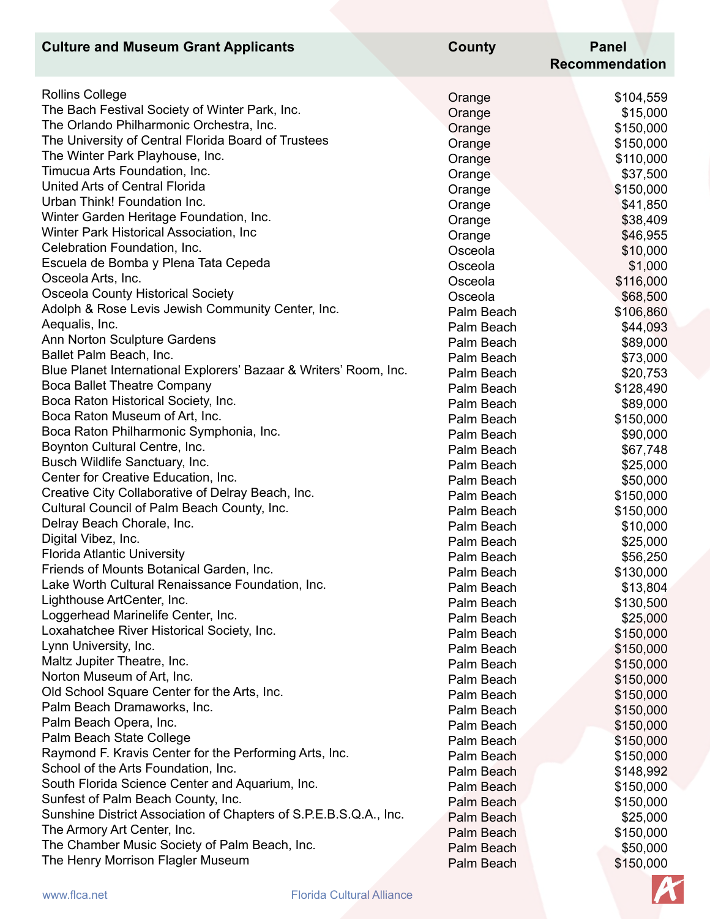| Culture and Museum Grant Applicants | County | Panel Recommendation |
|---|---|---|
| Rollins College | Orange | $104,559 |
| The Bach Festival Society of Winter Park, Inc. | Orange | $15,000 |
| The Orlando Philharmonic Orchestra, Inc. | Orange | $150,000 |
| The University of Central Florida Board of Trustees | Orange | $150,000 |
| The Winter Park Playhouse, Inc. | Orange | $110,000 |
| Timucua Arts Foundation, Inc. | Orange | $37,500 |
| United Arts of Central Florida | Orange | $150,000 |
| Urban Think! Foundation Inc. | Orange | $41,850 |
| Winter Garden Heritage Foundation, Inc. | Orange | $38,409 |
| Winter Park Historical Association, Inc | Orange | $46,955 |
| Celebration Foundation, Inc. | Osceola | $10,000 |
| Escuela de Bomba y Plena Tata Cepeda | Osceola | $1,000 |
| Osceola Arts, Inc. | Osceola | $116,000 |
| Osceola County Historical Society | Osceola | $68,500 |
| Adolph & Rose Levis Jewish Community Center, Inc. | Palm Beach | $106,860 |
| Aequalis, Inc. | Palm Beach | $44,093 |
| Ann Norton Sculpture Gardens | Palm Beach | $89,000 |
| Ballet Palm Beach, Inc. | Palm Beach | $73,000 |
| Blue Planet International Explorers' Bazaar & Writers' Room, Inc. | Palm Beach | $20,753 |
| Boca Ballet Theatre Company | Palm Beach | $128,490 |
| Boca Raton Historical Society, Inc. | Palm Beach | $89,000 |
| Boca Raton Museum of Art, Inc. | Palm Beach | $150,000 |
| Boca Raton Philharmonic Symphonia, Inc. | Palm Beach | $90,000 |
| Boynton Cultural Centre, Inc. | Palm Beach | $67,748 |
| Busch Wildlife Sanctuary, Inc. | Palm Beach | $25,000 |
| Center for Creative Education, Inc. | Palm Beach | $50,000 |
| Creative City Collaborative of Delray Beach, Inc. | Palm Beach | $150,000 |
| Cultural Council of Palm Beach County, Inc. | Palm Beach | $150,000 |
| Delray Beach Chorale, Inc. | Palm Beach | $10,000 |
| Digital Vibez, Inc. | Palm Beach | $25,000 |
| Florida Atlantic University | Palm Beach | $56,250 |
| Friends of Mounts Botanical Garden, Inc. | Palm Beach | $130,000 |
| Lake Worth Cultural Renaissance Foundation, Inc. | Palm Beach | $13,804 |
| Lighthouse ArtCenter, Inc. | Palm Beach | $130,500 |
| Loggerhead Marinelife Center, Inc. | Palm Beach | $25,000 |
| Loxahatchee River Historical Society, Inc. | Palm Beach | $150,000 |
| Lynn University, Inc. | Palm Beach | $150,000 |
| Maltz Jupiter Theatre, Inc. | Palm Beach | $150,000 |
| Norton Museum of Art, Inc. | Palm Beach | $150,000 |
| Old School Square Center for the Arts, Inc. | Palm Beach | $150,000 |
| Palm Beach Dramaworks, Inc. | Palm Beach | $150,000 |
| Palm Beach Opera, Inc. | Palm Beach | $150,000 |
| Palm Beach State College | Palm Beach | $150,000 |
| Raymond F. Kravis Center for the Performing Arts, Inc. | Palm Beach | $150,000 |
| School of the Arts Foundation, Inc. | Palm Beach | $148,992 |
| South Florida Science Center and Aquarium, Inc. | Palm Beach | $150,000 |
| Sunfest of Palm Beach County, Inc. | Palm Beach | $150,000 |
| Sunshine District Association of Chapters of S.P.E.B.S.Q.A., Inc. | Palm Beach | $25,000 |
| The Armory Art Center, Inc. | Palm Beach | $150,000 |
| The Chamber Music Society of Palm Beach, Inc. | Palm Beach | $50,000 |
| The Henry Morrison Flagler Museum | Palm Beach | $150,000 |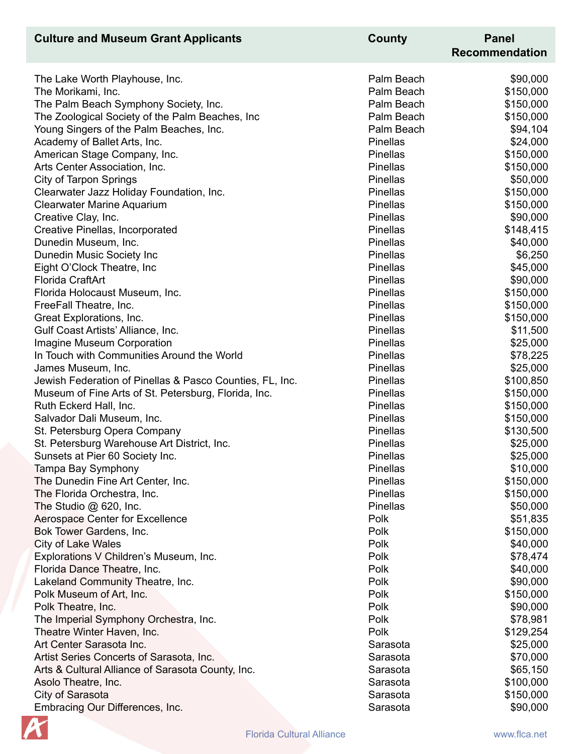| Culture and Museum Grant Applicants | County | Panel Recommendation |
|---|---|---|
| The Lake Worth Playhouse, Inc. | Palm Beach | $90,000 |
| The Morikami, Inc. | Palm Beach | $150,000 |
| The Palm Beach Symphony Society, Inc. | Palm Beach | $150,000 |
| The Zoological Society of the Palm Beaches, Inc | Palm Beach | $150,000 |
| Young Singers of the Palm Beaches, Inc. | Palm Beach | $94,104 |
| Academy of Ballet Arts, Inc. | Pinellas | $24,000 |
| American Stage Company, Inc. | Pinellas | $150,000 |
| Arts Center Association, Inc. | Pinellas | $150,000 |
| City of Tarpon Springs | Pinellas | $50,000 |
| Clearwater Jazz Holiday Foundation, Inc. | Pinellas | $150,000 |
| Clearwater Marine Aquarium | Pinellas | $150,000 |
| Creative Clay, Inc. | Pinellas | $90,000 |
| Creative Pinellas, Incorporated | Pinellas | $148,415 |
| Dunedin Museum, Inc. | Pinellas | $40,000 |
| Dunedin Music Society Inc | Pinellas | $6,250 |
| Eight O'Clock Theatre, Inc | Pinellas | $45,000 |
| Florida CraftArt | Pinellas | $90,000 |
| Florida Holocaust Museum, Inc. | Pinellas | $150,000 |
| FreeFall Theatre, Inc. | Pinellas | $150,000 |
| Great Explorations, Inc. | Pinellas | $150,000 |
| Gulf Coast Artists' Alliance, Inc. | Pinellas | $11,500 |
| Imagine Museum Corporation | Pinellas | $25,000 |
| In Touch with Communities Around the World | Pinellas | $78,225 |
| James Museum, Inc. | Pinellas | $25,000 |
| Jewish Federation of Pinellas & Pasco Counties, FL, Inc. | Pinellas | $100,850 |
| Museum of Fine Arts of St. Petersburg, Florida, Inc. | Pinellas | $150,000 |
| Ruth Eckerd Hall, Inc. | Pinellas | $150,000 |
| Salvador Dali Museum, Inc. | Pinellas | $150,000 |
| St. Petersburg Opera Company | Pinellas | $130,500 |
| St. Petersburg Warehouse Art District, Inc. | Pinellas | $25,000 |
| Sunsets at Pier 60 Society Inc. | Pinellas | $25,000 |
| Tampa Bay Symphony | Pinellas | $10,000 |
| The Dunedin Fine Art Center, Inc. | Pinellas | $150,000 |
| The Florida Orchestra, Inc. | Pinellas | $150,000 |
| The Studio @ 620, Inc. | Pinellas | $50,000 |
| Aerospace Center for Excellence | Polk | $51,835 |
| Bok Tower Gardens, Inc. | Polk | $150,000 |
| City of Lake Wales | Polk | $40,000 |
| Explorations V Children's Museum, Inc. | Polk | $78,474 |
| Florida Dance Theatre, Inc. | Polk | $40,000 |
| Lakeland Community Theatre, Inc. | Polk | $90,000 |
| Polk Museum of Art, Inc. | Polk | $150,000 |
| Polk Theatre, Inc. | Polk | $90,000 |
| The Imperial Symphony Orchestra, Inc. | Polk | $78,981 |
| Theatre Winter Haven, Inc. | Polk | $129,254 |
| Art Center Sarasota Inc. | Sarasota | $25,000 |
| Artist Series Concerts of Sarasota, Inc. | Sarasota | $70,000 |
| Arts & Cultural Alliance of Sarasota County, Inc. | Sarasota | $65,150 |
| Asolo Theatre, Inc. | Sarasota | $100,000 |
| City of Sarasota | Sarasota | $150,000 |
| Embracing Our Differences, Inc. | Sarasota | $90,000 |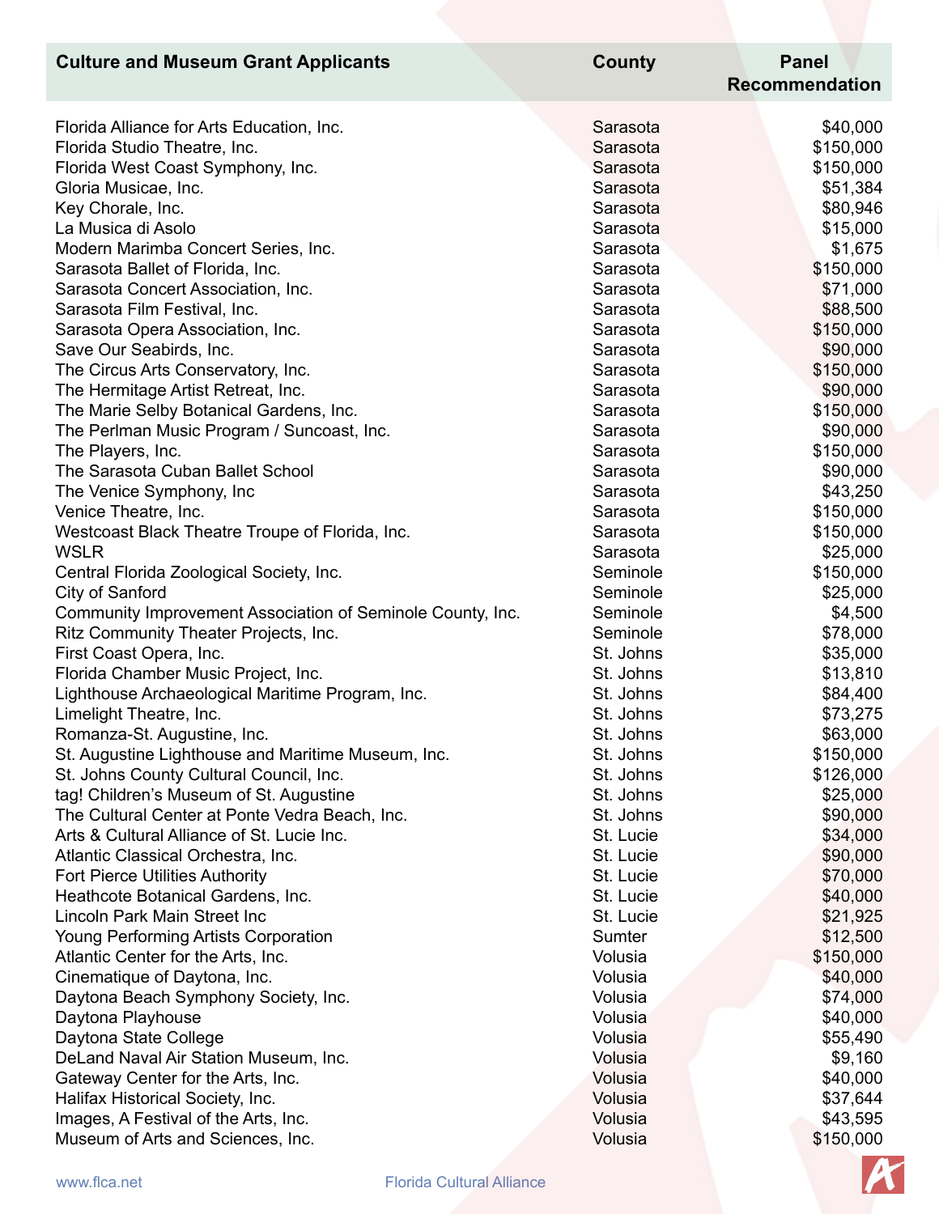| Culture and Museum Grant Applicants | County | Panel Recommendation |
| --- | --- | --- |
| Florida Alliance for Arts Education, Inc. | Sarasota | $40,000 |
| Florida Studio Theatre, Inc. | Sarasota | $150,000 |
| Florida West Coast Symphony, Inc. | Sarasota | $150,000 |
| Gloria Musicae, Inc. | Sarasota | $51,384 |
| Key Chorale, Inc. | Sarasota | $80,946 |
| La Musica di Asolo | Sarasota | $15,000 |
| Modern Marimba Concert Series, Inc. | Sarasota | $1,675 |
| Sarasota Ballet of Florida, Inc. | Sarasota | $150,000 |
| Sarasota Concert Association, Inc. | Sarasota | $71,000 |
| Sarasota Film Festival, Inc. | Sarasota | $88,500 |
| Sarasota Opera Association, Inc. | Sarasota | $150,000 |
| Save Our Seabirds, Inc. | Sarasota | $90,000 |
| The Circus Arts Conservatory, Inc. | Sarasota | $150,000 |
| The Hermitage Artist Retreat, Inc. | Sarasota | $90,000 |
| The Marie Selby Botanical Gardens, Inc. | Sarasota | $150,000 |
| The Perlman Music Program / Suncoast, Inc. | Sarasota | $90,000 |
| The Players, Inc. | Sarasota | $150,000 |
| The Sarasota Cuban Ballet School | Sarasota | $90,000 |
| The Venice Symphony, Inc | Sarasota | $43,250 |
| Venice Theatre, Inc. | Sarasota | $150,000 |
| Westcoast Black Theatre Troupe of Florida, Inc. | Sarasota | $150,000 |
| WSLR | Sarasota | $25,000 |
| Central Florida Zoological Society, Inc. | Seminole | $150,000 |
| City of Sanford | Seminole | $25,000 |
| Community Improvement Association of Seminole County, Inc. | Seminole | $4,500 |
| Ritz Community Theater Projects, Inc. | Seminole | $78,000 |
| First Coast Opera, Inc. | St. Johns | $35,000 |
| Florida Chamber Music Project, Inc. | St. Johns | $13,810 |
| Lighthouse Archaeological Maritime Program, Inc. | St. Johns | $84,400 |
| Limelight Theatre, Inc. | St. Johns | $73,275 |
| Romanza-St. Augustine, Inc. | St. Johns | $63,000 |
| St. Augustine Lighthouse and Maritime Museum, Inc. | St. Johns | $150,000 |
| St. Johns County Cultural Council, Inc. | St. Johns | $126,000 |
| tag! Children's Museum of St. Augustine | St. Johns | $25,000 |
| The Cultural Center at Ponte Vedra Beach, Inc. | St. Johns | $90,000 |
| Arts & Cultural Alliance of St. Lucie Inc. | St. Lucie | $34,000 |
| Atlantic Classical Orchestra, Inc. | St. Lucie | $90,000 |
| Fort Pierce Utilities Authority | St. Lucie | $70,000 |
| Heathcote Botanical Gardens, Inc. | St. Lucie | $40,000 |
| Lincoln Park Main Street Inc | St. Lucie | $21,925 |
| Young Performing Artists Corporation | Sumter | $12,500 |
| Atlantic Center for the Arts, Inc. | Volusia | $150,000 |
| Cinematique of Daytona, Inc. | Volusia | $40,000 |
| Daytona Beach Symphony Society, Inc. | Volusia | $74,000 |
| Daytona Playhouse | Volusia | $40,000 |
| Daytona State College | Volusia | $55,490 |
| DeLand Naval Air Station Museum, Inc. | Volusia | $9,160 |
| Gateway Center for the Arts, Inc. | Volusia | $40,000 |
| Halifax Historical Society, Inc. | Volusia | $37,644 |
| Images, A Festival of the Arts, Inc. | Volusia | $43,595 |
| Museum of Arts and Sciences, Inc. | Volusia | $150,000 |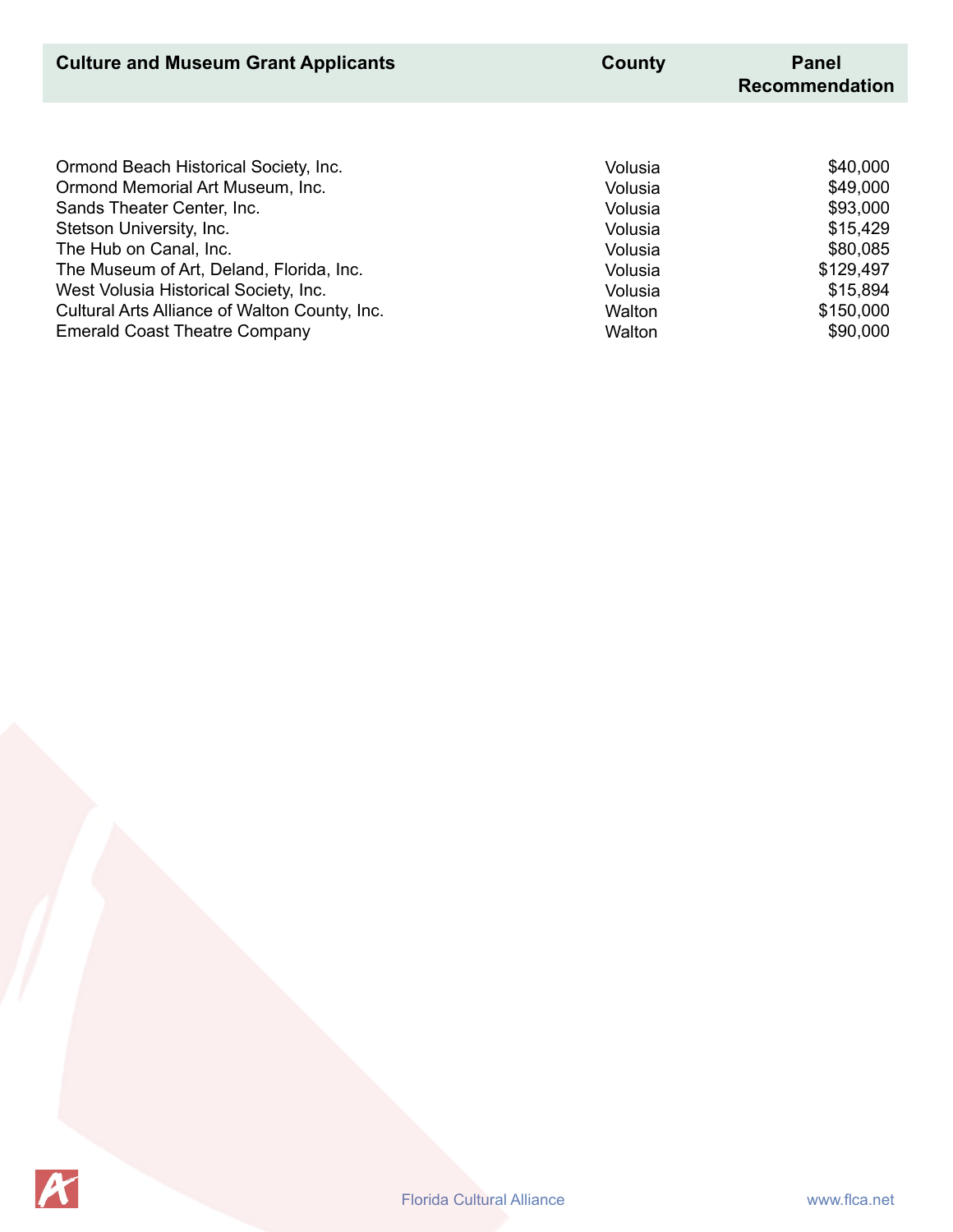| Culture and Museum Grant Applicants | County | Panel Recommendation |
| --- | --- | --- |
| Ormond Beach Historical Society, Inc. | Volusia | $40,000 |
| Ormond Memorial Art Museum, Inc. | Volusia | $49,000 |
| Sands Theater Center, Inc. | Volusia | $93,000 |
| Stetson University, Inc. | Volusia | $15,429 |
| The Hub on Canal, Inc. | Volusia | $80,085 |
| The Museum of Art, Deland, Florida, Inc. | Volusia | $129,497 |
| West Volusia Historical Society, Inc. | Volusia | $15,894 |
| Cultural Arts Alliance of Walton County, Inc. | Walton | $150,000 |
| Emerald Coast Theatre Company | Walton | $90,000 |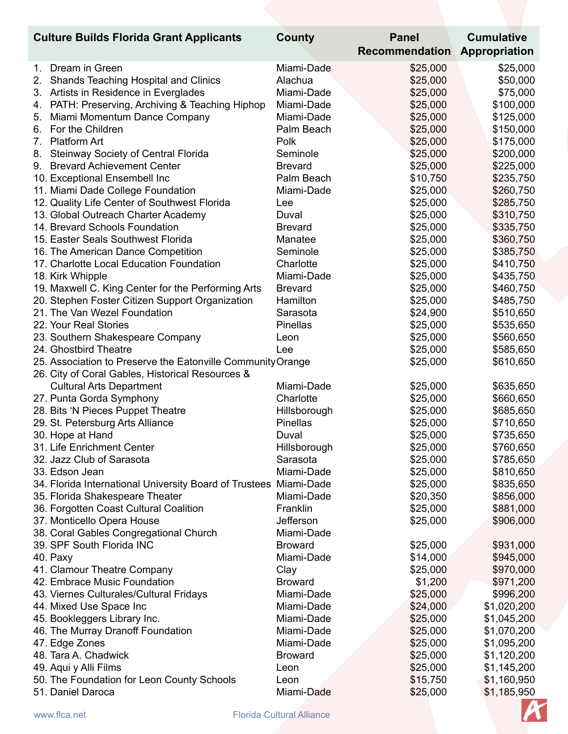| Culture Builds Florida Grant Applicants | County | Panel Recommendation | Cumulative Appropriation |
|---|---|---|---|
| 1. Dream in Green | Miami-Dade | $25,000 | $25,000 |
| 2. Shands Teaching Hospital and Clinics | Alachua | $25,000 | $50,000 |
| 3. Artists in Residence in Everglades | Miami-Dade | $25,000 | $75,000 |
| 4. PATH: Preserving, Archiving & Teaching Hiphop | Miami-Dade | $25,000 | $100,000 |
| 5. Miami Momentum Dance Company | Miami-Dade | $25,000 | $125,000 |
| 6. For the Children | Palm Beach | $25,000 | $150,000 |
| 7. Platform Art | Polk | $25,000 | $175,000 |
| 8. Steinway Society of Central Florida | Seminole | $25,000 | $200,000 |
| 9. Brevard Achievement Center | Brevard | $25,000 | $225,000 |
| 10. Exceptional Ensembell Inc | Palm Beach | $10,750 | $235,750 |
| 11. Miami Dade College Foundation | Miami-Dade | $25,000 | $260,750 |
| 12. Quality Life Center of Southwest Florida | Lee | $25,000 | $285,750 |
| 13. Global Outreach Charter Academy | Duval | $25,000 | $310,750 |
| 14. Brevard Schools Foundation | Brevard | $25,000 | $335,750 |
| 15. Easter Seals Southwest Florida | Manatee | $25,000 | $360,750 |
| 16. The American Dance Competition | Seminole | $25,000 | $385,750 |
| 17. Charlotte Local Education Foundation | Charlotte | $25,000 | $410,750 |
| 18. Kirk Whipple | Miami-Dade | $25,000 | $435,750 |
| 19. Maxwell C. King Center for the Performing Arts | Brevard | $25,000 | $460,750 |
| 20. Stephen Foster Citizen Support Organization | Hamilton | $25,000 | $485,750 |
| 21. The Van Wezel Foundation | Sarasota | $24,900 | $510,650 |
| 22. Your Real Stories | Pinellas | $25,000 | $535,650 |
| 23. Southern Shakespeare Company | Leon | $25,000 | $560,650 |
| 24. Ghostbird Theatre | Lee | $25,000 | $585,650 |
| 25. Association to Preserve the Eatonville Community | Orange | $25,000 | $610,650 |
| 26. City of Coral Gables, Historical Resources & Cultural Arts Department | Miami-Dade | $25,000 | $635,650 |
| 27. Punta Gorda Symphony | Charlotte | $25,000 | $660,650 |
| 28. Bits 'N Pieces Puppet Theatre | Hillsborough | $25,000 | $685,650 |
| 29. St. Petersburg Arts Alliance | Pinellas | $25,000 | $710,650 |
| 30. Hope at Hand | Duval | $25,000 | $735,650 |
| 31. Life Enrichment Center | Hillsborough | $25,000 | $760,650 |
| 32. Jazz Club of Sarasota | Sarasota | $25,000 | $785,650 |
| 33. Edson Jean | Miami-Dade | $25,000 | $810,650 |
| 34. Florida International University Board of Trustees | Miami-Dade | $25,000 | $835,650 |
| 35. Florida Shakespeare Theater | Miami-Dade | $20,350 | $856,000 |
| 36. Forgotten Coast Cultural Coalition | Franklin | $25,000 | $881,000 |
| 37. Monticello Opera House | Jefferson | $25,000 | $906,000 |
| 38. Coral Gables Congregational Church | Miami-Dade | | |
| 39. SPF South Florida INC | Broward | $25,000 | $931,000 |
| 40. Paxy | Miami-Dade | $14,000 | $945,000 |
| 41. Clamour Theatre Company | Clay | $25,000 | $970,000 |
| 42. Embrace Music Foundation | Broward | $1,200 | $971,200 |
| 43. Viernes Culturales/Cultural Fridays | Miami-Dade | $25,000 | $996,200 |
| 44. Mixed Use Space Inc | Miami-Dade | $24,000 | $1,020,200 |
| 45. Bookleggers Library Inc. | Miami-Dade | $25,000 | $1,045,200 |
| 46. The Murray Dranoff Foundation | Miami-Dade | $25,000 | $1,070,200 |
| 47. Edge Zones | Miami-Dade | $25,000 | $1,095,200 |
| 48. Tara A. Chadwick | Broward | $25,000 | $1,120,200 |
| 49. Aqui y Alli Films | Leon | $25,000 | $1,145,200 |
| 50. The Foundation for Leon County Schools | Leon | $15,750 | $1,160,950 |
| 51. Daniel Daroca | Miami-Dade | $25,000 | $1,185,950 |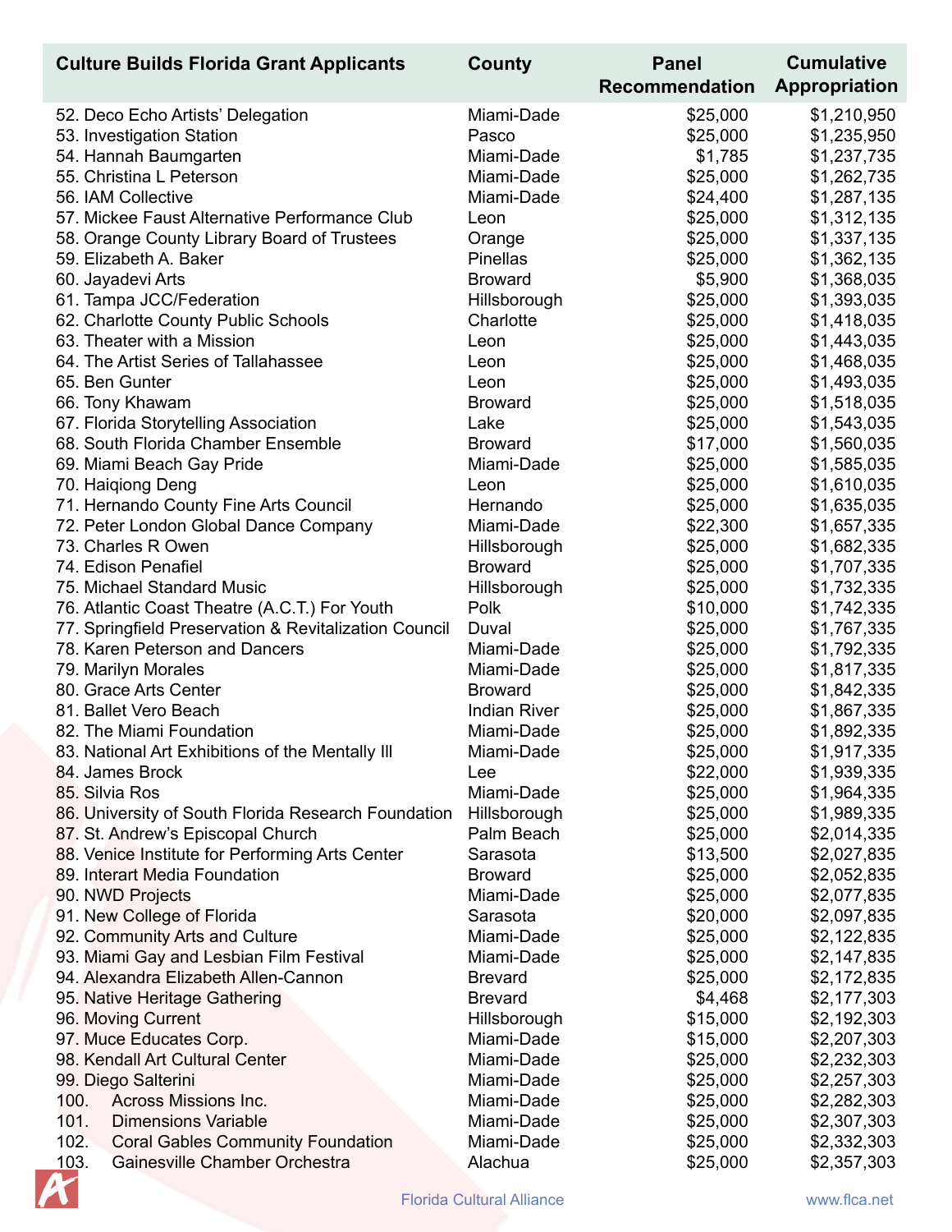| Culture Builds Florida Grant Applicants | County | Panel Recommendation | Cumulative Appropriation |
|---|---|---|---|
| 52. Deco Echo Artists' Delegation | Miami-Dade | $25,000 | $1,210,950 |
| 53. Investigation Station | Pasco | $25,000 | $1,235,950 |
| 54. Hannah Baumgarten | Miami-Dade | $1,785 | $1,237,735 |
| 55. Christina L Peterson | Miami-Dade | $25,000 | $1,262,735 |
| 56. IAM Collective | Miami-Dade | $24,400 | $1,287,135 |
| 57. Mickee Faust Alternative Performance Club | Leon | $25,000 | $1,312,135 |
| 58. Orange County Library Board of Trustees | Orange | $25,000 | $1,337,135 |
| 59. Elizabeth A. Baker | Pinellas | $25,000 | $1,362,135 |
| 60. Jayadevi Arts | Broward | $5,900 | $1,368,035 |
| 61. Tampa JCC/Federation | Hillsborough | $25,000 | $1,393,035 |
| 62. Charlotte County Public Schools | Charlotte | $25,000 | $1,418,035 |
| 63. Theater with a Mission | Leon | $25,000 | $1,443,035 |
| 64. The Artist Series of Tallahassee | Leon | $25,000 | $1,468,035 |
| 65. Ben Gunter | Leon | $25,000 | $1,493,035 |
| 66. Tony Khawam | Broward | $25,000 | $1,518,035 |
| 67. Florida Storytelling Association | Lake | $25,000 | $1,543,035 |
| 68. South Florida Chamber Ensemble | Broward | $17,000 | $1,560,035 |
| 69. Miami Beach Gay Pride | Miami-Dade | $25,000 | $1,585,035 |
| 70. Haiqiong Deng | Leon | $25,000 | $1,610,035 |
| 71. Hernando County Fine Arts Council | Hernando | $25,000 | $1,635,035 |
| 72. Peter London Global Dance Company | Miami-Dade | $22,300 | $1,657,335 |
| 73. Charles R Owen | Hillsborough | $25,000 | $1,682,335 |
| 74. Edison Penafiel | Broward | $25,000 | $1,707,335 |
| 75. Michael Standard Music | Hillsborough | $25,000 | $1,732,335 |
| 76. Atlantic Coast Theatre (A.C.T.) For Youth | Polk | $10,000 | $1,742,335 |
| 77. Springfield Preservation & Revitalization Council | Duval | $25,000 | $1,767,335 |
| 78. Karen Peterson and Dancers | Miami-Dade | $25,000 | $1,792,335 |
| 79. Marilyn Morales | Miami-Dade | $25,000 | $1,817,335 |
| 80. Grace Arts Center | Broward | $25,000 | $1,842,335 |
| 81. Ballet Vero Beach | Indian River | $25,000 | $1,867,335 |
| 82. The Miami Foundation | Miami-Dade | $25,000 | $1,892,335 |
| 83. National Art Exhibitions of the Mentally Ill | Miami-Dade | $25,000 | $1,917,335 |
| 84. James Brock | Lee | $22,000 | $1,939,335 |
| 85. Silvia Ros | Miami-Dade | $25,000 | $1,964,335 |
| 86. University of South Florida Research Foundation | Hillsborough | $25,000 | $1,989,335 |
| 87. St. Andrew's Episcopal Church | Palm Beach | $25,000 | $2,014,335 |
| 88. Venice Institute for Performing Arts Center | Sarasota | $13,500 | $2,027,835 |
| 89. Interart Media Foundation | Broward | $25,000 | $2,052,835 |
| 90. NWD Projects | Miami-Dade | $25,000 | $2,077,835 |
| 91. New College of Florida | Sarasota | $20,000 | $2,097,835 |
| 92. Community Arts and Culture | Miami-Dade | $25,000 | $2,122,835 |
| 93. Miami Gay and Lesbian Film Festival | Miami-Dade | $25,000 | $2,147,835 |
| 94. Alexandra Elizabeth Allen-Cannon | Brevard | $25,000 | $2,172,835 |
| 95. Native Heritage Gathering | Brevard | $4,468 | $2,177,303 |
| 96. Moving Current | Hillsborough | $15,000 | $2,192,303 |
| 97. Muce Educates Corp. | Miami-Dade | $15,000 | $2,207,303 |
| 98. Kendall Art Cultural Center | Miami-Dade | $25,000 | $2,232,303 |
| 99. Diego Salterini | Miami-Dade | $25,000 | $2,257,303 |
| 100. Across Missions Inc. | Miami-Dade | $25,000 | $2,282,303 |
| 101. Dimensions Variable | Miami-Dade | $25,000 | $2,307,303 |
| 102. Coral Gables Community Foundation | Miami-Dade | $25,000 | $2,332,303 |
| 103. Gainesville Chamber Orchestra | Alachua | $25,000 | $2,357,303 |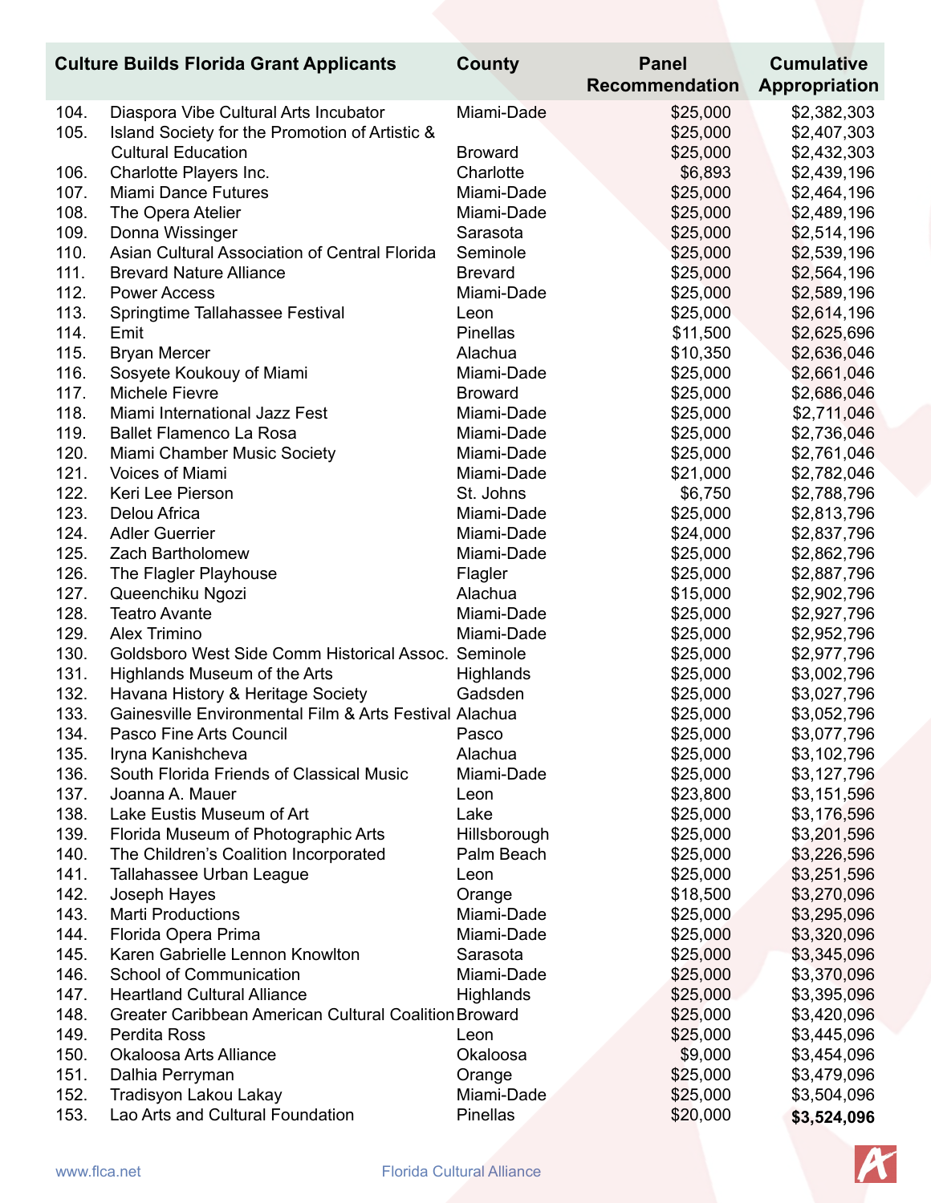| # | Culture Builds Florida Grant Applicants | County | Panel Recommendation | Cumulative Appropriation |
|---|---|---|---|---|
| 104. | Diaspora Vibe Cultural Arts Incubator | Miami-Dade | $25,000 | $2,382,303 |
| 105. | Island Society for the Promotion of Artistic & | | $25,000 | $2,407,303 |
| | Cultural Education | Broward | $25,000 | $2,432,303 |
| 106. | Charlotte Players Inc. | Charlotte | $6,893 | $2,439,196 |
| 107. | Miami Dance Futures | Miami-Dade | $25,000 | $2,464,196 |
| 108. | The Opera Atelier | Miami-Dade | $25,000 | $2,489,196 |
| 109. | Donna Wissinger | Sarasota | $25,000 | $2,514,196 |
| 110. | Asian Cultural Association of Central Florida | Seminole | $25,000 | $2,539,196 |
| 111. | Brevard Nature Alliance | Brevard | $25,000 | $2,564,196 |
| 112. | Power Access | Miami-Dade | $25,000 | $2,589,196 |
| 113. | Springtime Tallahassee Festival | Leon | $25,000 | $2,614,196 |
| 114. | Emit | Pinellas | $11,500 | $2,625,696 |
| 115. | Bryan Mercer | Alachua | $10,350 | $2,636,046 |
| 116. | Sosyete Koukouy of Miami | Miami-Dade | $25,000 | $2,661,046 |
| 117. | Michele Fievre | Broward | $25,000 | $2,686,046 |
| 118. | Miami International Jazz Fest | Miami-Dade | $25,000 | $2,711,046 |
| 119. | Ballet Flamenco La Rosa | Miami-Dade | $25,000 | $2,736,046 |
| 120. | Miami Chamber Music Society | Miami-Dade | $25,000 | $2,761,046 |
| 121. | Voices of Miami | Miami-Dade | $21,000 | $2,782,046 |
| 122. | Keri Lee Pierson | St. Johns | $6,750 | $2,788,796 |
| 123. | Delou Africa | Miami-Dade | $25,000 | $2,813,796 |
| 124. | Adler Guerrier | Miami-Dade | $24,000 | $2,837,796 |
| 125. | Zach Bartholomew | Miami-Dade | $25,000 | $2,862,796 |
| 126. | The Flagler Playhouse | Flagler | $25,000 | $2,887,796 |
| 127. | Queenchiku Ngozi | Alachua | $15,000 | $2,902,796 |
| 128. | Teatro Avante | Miami-Dade | $25,000 | $2,927,796 |
| 129. | Alex Trimino | Miami-Dade | $25,000 | $2,952,796 |
| 130. | Goldsboro West Side Comm Historical Assoc. | Seminole | $25,000 | $2,977,796 |
| 131. | Highlands Museum of the Arts | Highlands | $25,000 | $3,002,796 |
| 132. | Havana History & Heritage Society | Gadsden | $25,000 | $3,027,796 |
| 133. | Gainesville Environmental Film & Arts Festival | Alachua | $25,000 | $3,052,796 |
| 134. | Pasco Fine Arts Council | Pasco | $25,000 | $3,077,796 |
| 135. | Iryna Kanishcheva | Alachua | $25,000 | $3,102,796 |
| 136. | South Florida Friends of Classical Music | Miami-Dade | $25,000 | $3,127,796 |
| 137. | Joanna A. Mauer | Leon | $23,800 | $3,151,596 |
| 138. | Lake Eustis Museum of Art | Lake | $25,000 | $3,176,596 |
| 139. | Florida Museum of Photographic Arts | Hillsborough | $25,000 | $3,201,596 |
| 140. | The Children's Coalition Incorporated | Palm Beach | $25,000 | $3,226,596 |
| 141. | Tallahassee Urban League | Leon | $25,000 | $3,251,596 |
| 142. | Joseph Hayes | Orange | $18,500 | $3,270,096 |
| 143. | Marti Productions | Miami-Dade | $25,000 | $3,295,096 |
| 144. | Florida Opera Prima | Miami-Dade | $25,000 | $3,320,096 |
| 145. | Karen Gabrielle Lennon Knowlton | Sarasota | $25,000 | $3,345,096 |
| 146. | School of Communication | Miami-Dade | $25,000 | $3,370,096 |
| 147. | Heartland Cultural Alliance | Highlands | $25,000 | $3,395,096 |
| 148. | Greater Caribbean American Cultural Coalition | Broward | $25,000 | $3,420,096 |
| 149. | Perdita Ross | Leon | $25,000 | $3,445,096 |
| 150. | Okaloosa Arts Alliance | Okaloosa | $9,000 | $3,454,096 |
| 151. | Dalhia Perryman | Orange | $25,000 | $3,479,096 |
| 152. | Tradisyon Lakou Lakay | Miami-Dade | $25,000 | $3,504,096 |
| 153. | Lao Arts and Cultural Foundation | Pinellas | $20,000 | **$3,524,096** |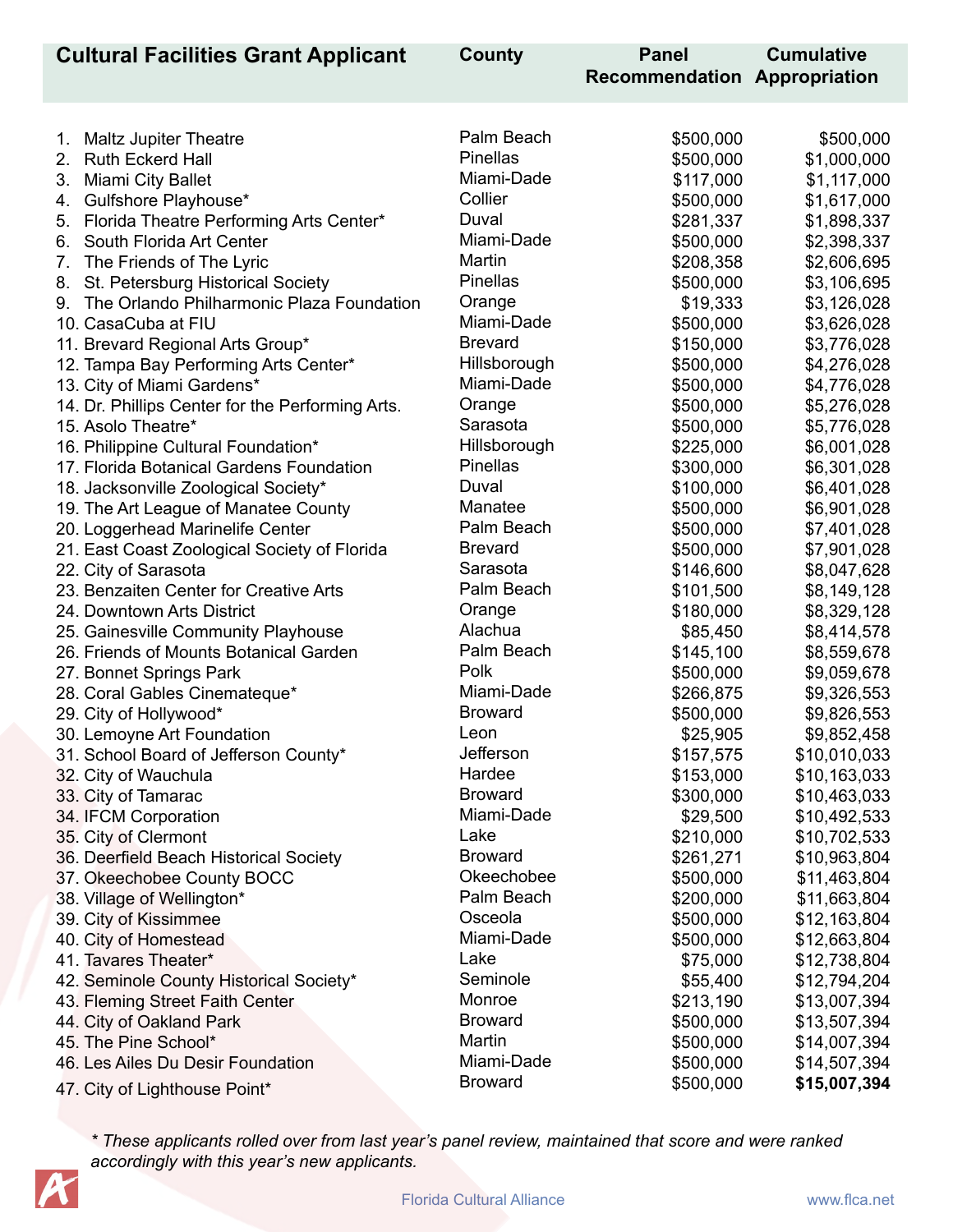| Cultural Facilities Grant Applicant | County | Panel Recommendation | Cumulative Appropriation |
|---|---|---|---|
| 1. Maltz Jupiter Theatre | Palm Beach | $500,000 | $500,000 |
| 2. Ruth Eckerd Hall | Pinellas | $500,000 | $1,000,000 |
| 3. Miami City Ballet | Miami-Dade | $117,000 | $1,117,000 |
| 4. Gulfshore Playhouse* | Collier | $500,000 | $1,617,000 |
| 5. Florida Theatre Performing Arts Center* | Duval | $281,337 | $1,898,337 |
| 6. South Florida Art Center | Miami-Dade | $500,000 | $2,398,337 |
| 7. The Friends of The Lyric | Martin | $208,358 | $2,606,695 |
| 8. St. Petersburg Historical Society | Pinellas | $500,000 | $3,106,695 |
| 9. The Orlando Philharmonic Plaza Foundation | Orange | $19,333 | $3,126,028 |
| 10. CasaCuba at FIU | Miami-Dade | $500,000 | $3,626,028 |
| 11. Brevard Regional Arts Group* | Brevard | $150,000 | $3,776,028 |
| 12. Tampa Bay Performing Arts Center* | Hillsborough | $500,000 | $4,276,028 |
| 13. City of Miami Gardens* | Miami-Dade | $500,000 | $4,776,028 |
| 14. Dr. Phillips Center for the Performing Arts. | Orange | $500,000 | $5,276,028 |
| 15. Asolo Theatre* | Sarasota | $500,000 | $5,776,028 |
| 16. Philippine Cultural Foundation* | Hillsborough | $225,000 | $6,001,028 |
| 17. Florida Botanical Gardens Foundation | Pinellas | $300,000 | $6,301,028 |
| 18. Jacksonville Zoological Society* | Duval | $100,000 | $6,401,028 |
| 19. The Art League of Manatee County | Manatee | $500,000 | $6,901,028 |
| 20. Loggerhead Marinelife Center | Palm Beach | $500,000 | $7,401,028 |
| 21. East Coast Zoological Society of Florida | Brevard | $500,000 | $7,901,028 |
| 22. City of Sarasota | Sarasota | $146,600 | $8,047,628 |
| 23. Benzaiten Center for Creative Arts | Palm Beach | $101,500 | $8,149,128 |
| 24. Downtown Arts District | Orange | $180,000 | $8,329,128 |
| 25. Gainesville Community Playhouse | Alachua | $85,450 | $8,414,578 |
| 26. Friends of Mounts Botanical Garden | Palm Beach | $145,100 | $8,559,678 |
| 27. Bonnet Springs Park | Polk | $500,000 | $9,059,678 |
| 28. Coral Gables Cinemateque* | Miami-Dade | $266,875 | $9,326,553 |
| 29. City of Hollywood* | Broward | $500,000 | $9,826,553 |
| 30. Lemoyne Art Foundation | Leon | $25,905 | $9,852,458 |
| 31. School Board of Jefferson County* | Jefferson | $157,575 | $10,010,033 |
| 32. City of Wauchula | Hardee | $153,000 | $10,163,033 |
| 33. City of Tamarac | Broward | $300,000 | $10,463,033 |
| 34. IFCM Corporation | Miami-Dade | $29,500 | $10,492,533 |
| 35. City of Clermont | Lake | $210,000 | $10,702,533 |
| 36. Deerfield Beach Historical Society | Broward | $261,271 | $10,963,804 |
| 37. Okeechobee County BOCC | Okeechobee | $500,000 | $11,463,804 |
| 38. Village of Wellington* | Palm Beach | $200,000 | $11,663,804 |
| 39. City of Kissimmee | Osceola | $500,000 | $12,163,804 |
| 40. City of Homestead | Miami-Dade | $500,000 | $12,663,804 |
| 41. Tavares Theater* | Lake | $75,000 | $12,738,804 |
| 42. Seminole County Historical Society* | Seminole | $55,400 | $12,794,204 |
| 43. Fleming Street Faith Center | Monroe | $213,190 | $13,007,394 |
| 44. City of Oakland Park | Broward | $500,000 | $13,507,394 |
| 45. The Pine School* | Martin | $500,000 | $14,007,394 |
| 46. Les Ailes Du Desir Foundation | Miami-Dade | $500,000 | $14,507,394 |
| 47. City of Lighthouse Point* | Broward | $500,000 | **$15,007,394** |

*\* These applicants rolled over from last year's panel review, maintained that score and were ranked accordingly with this year's new applicants.*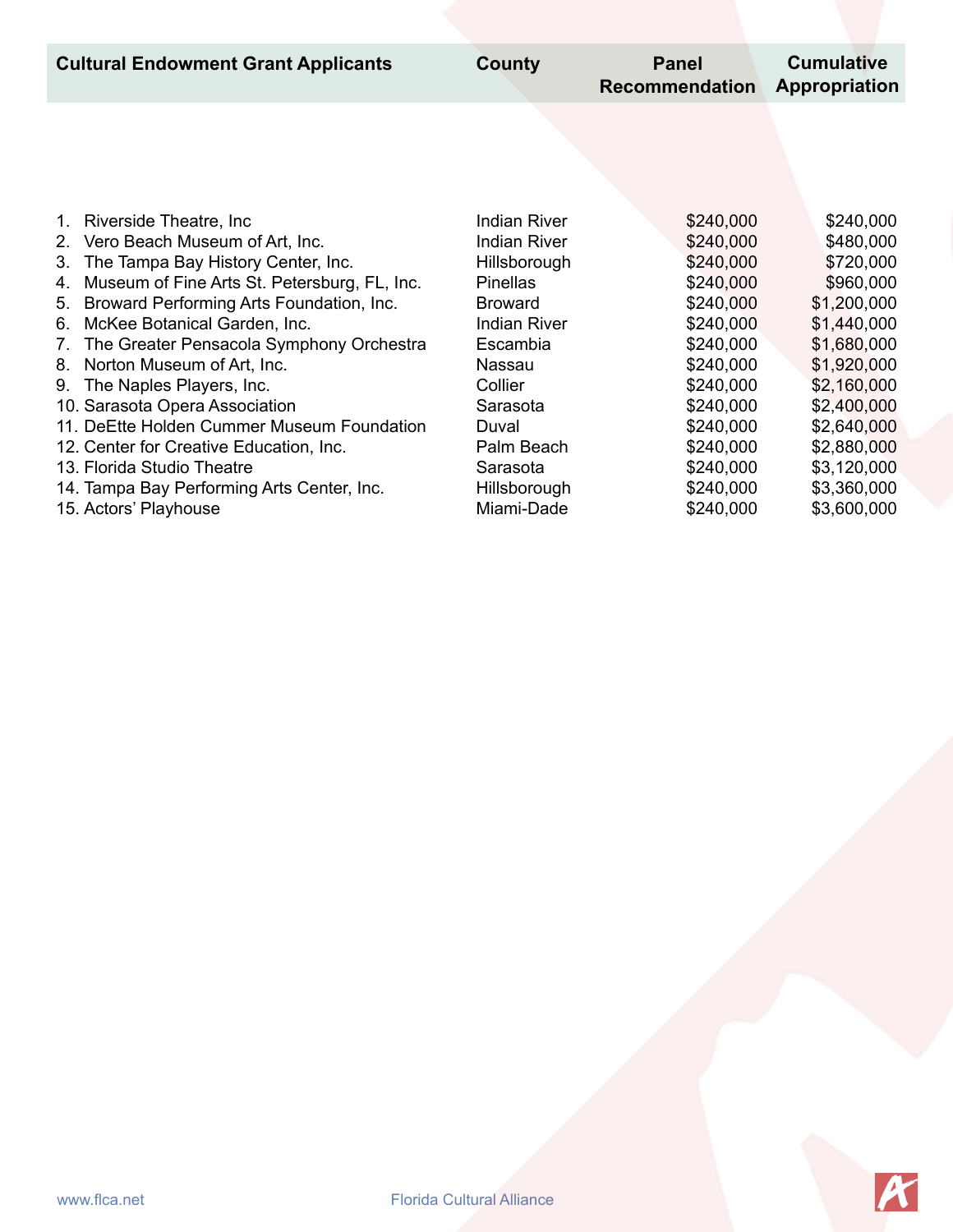| Cultural Endowment Grant Applicants | County | Panel Recommendation | Cumulative Appropriation |
|---|---|---|---|
| 1. Riverside Theatre, Inc | Indian River | $240,000 | $240,000 |
| 2. Vero Beach Museum of Art, Inc. | Indian River | $240,000 | $480,000 |
| 3. The Tampa Bay History Center, Inc. | Hillsborough | $240,000 | $720,000 |
| 4. Museum of Fine Arts St. Petersburg, FL, Inc. | Pinellas | $240,000 | $960,000 |
| 5. Broward Performing Arts Foundation, Inc. | Broward | $240,000 | $1,200,000 |
| 6. McKee Botanical Garden, Inc. | Indian River | $240,000 | $1,440,000 |
| 7. The Greater Pensacola Symphony Orchestra | Escambia | $240,000 | $1,680,000 |
| 8. Norton Museum of Art, Inc. | Nassau | $240,000 | $1,920,000 |
| 9. The Naples Players, Inc. | Collier | $240,000 | $2,160,000 |
| 10. Sarasota Opera Association | Sarasota | $240,000 | $2,400,000 |
| 11. DeEtte Holden Cummer Museum Foundation | Duval | $240,000 | $2,640,000 |
| 12. Center for Creative Education, Inc. | Palm Beach | $240,000 | $2,880,000 |
| 13. Florida Studio Theatre | Sarasota | $240,000 | $3,120,000 |
| 14. Tampa Bay Performing Arts Center, Inc. | Hillsborough | $240,000 | $3,360,000 |
| 15. Actors' Playhouse | Miami-Dade | $240,000 | $3,600,000 |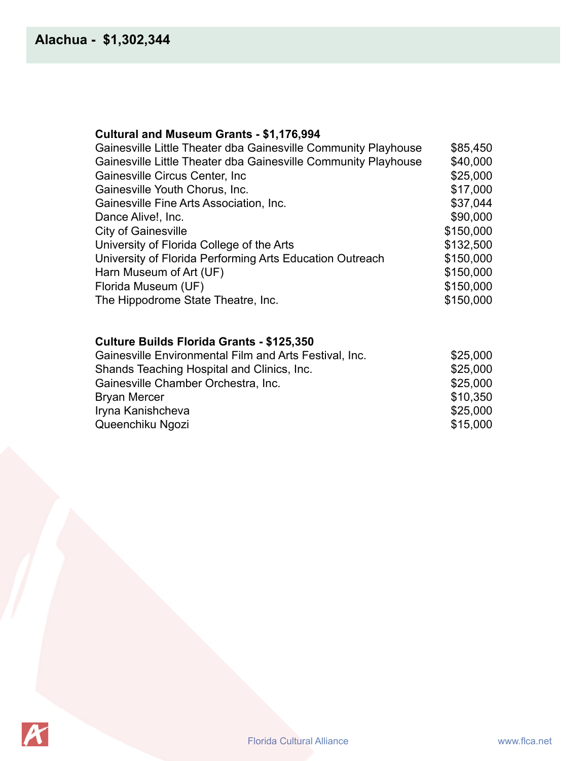## Alachua - $1,302,344

### Cultural and Museum Grants - $1,176,994

| | |
|---|---|
| Gainesville Little Theater dba Gainesville Community Playhouse | $85,450 |
| Gainesville Little Theater dba Gainesville Community Playhouse | $40,000 |
| Gainesville Circus Center, Inc | $25,000 |
| Gainesville Youth Chorus, Inc. | $17,000 |
| Gainesville Fine Arts Association, Inc. | $37,044 |
| Dance Alive!, Inc. | $90,000 |
| City of Gainesville | $150,000 |
| University of Florida College of the Arts | $132,500 |
| University of Florida Performing Arts Education Outreach | $150,000 |
| Harn Museum of Art (UF) | $150,000 |
| Florida Museum (UF) | $150,000 |
| The Hippodrome State Theatre, Inc. | $150,000 |

### Culture Builds Florida Grants - $125,350

| | |
|---|---|
| Gainesville Environmental Film and Arts Festival, Inc. | $25,000 |
| Shands Teaching Hospital and Clinics, Inc. | $25,000 |
| Gainesville Chamber Orchestra, Inc. | $25,000 |
| Bryan Mercer | $10,350 |
| Iryna Kanishcheva | $25,000 |
| Queenchiku Ngozi | $15,000 |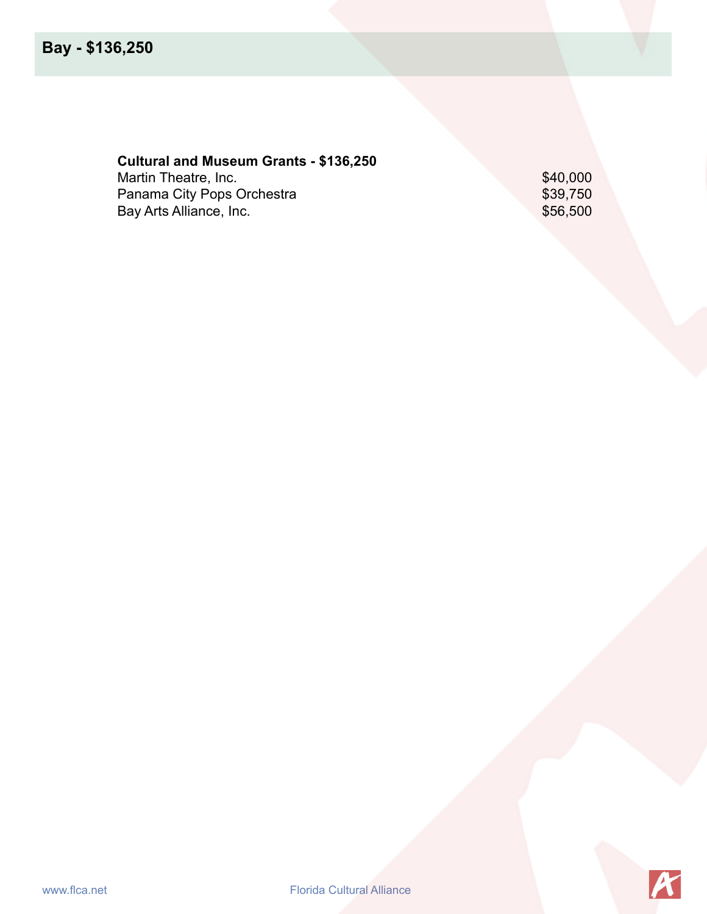## Bay - $136,250

### Cultural and Museum Grants - $136,250

| | |
|---|---|
| Martin Theatre, Inc. | $40,000 |
| Panama City Pops Orchestra | $39,750 |
| Bay Arts Alliance, Inc. | $56,500 |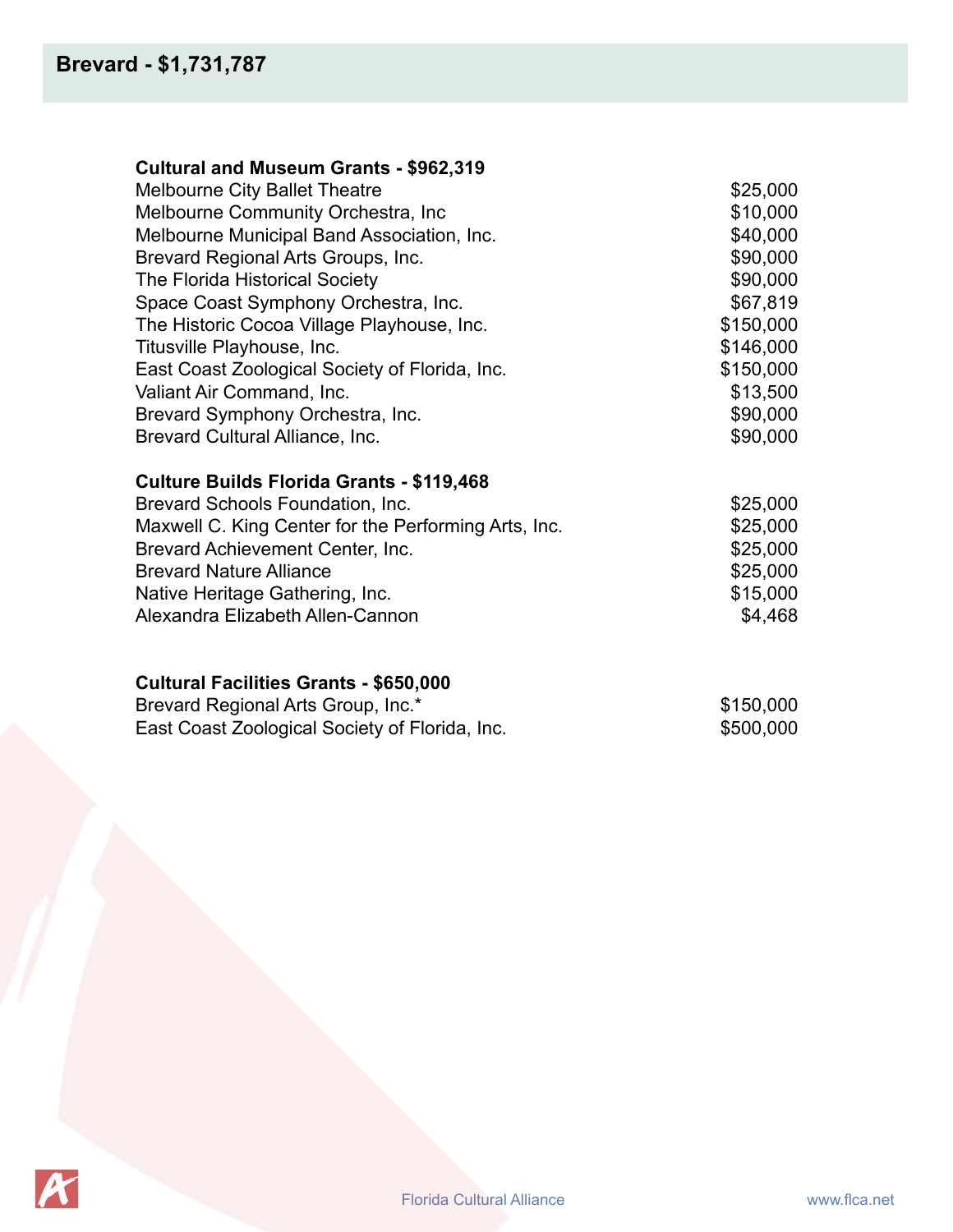# Brevard - $1,731,787

**Cultural and Museum Grants - $962,319**

| | |
|---|---|
| Melbourne City Ballet Theatre | $25,000 |
| Melbourne Community Orchestra, Inc | $10,000 |
| Melbourne Municipal Band Association, Inc. | $40,000 |
| Brevard Regional Arts Groups, Inc. | $90,000 |
| The Florida Historical Society | $90,000 |
| Space Coast Symphony Orchestra, Inc. | $67,819 |
| The Historic Cocoa Village Playhouse, Inc. | $150,000 |
| Titusville Playhouse, Inc. | $146,000 |
| East Coast Zoological Society of Florida, Inc. | $150,000 |
| Valiant Air Command, Inc. | $13,500 |
| Brevard Symphony Orchestra, Inc. | $90,000 |
| Brevard Cultural Alliance, Inc. | $90,000 |

**Culture Builds Florida Grants - $119,468**

| | |
|---|---|
| Brevard Schools Foundation, Inc. | $25,000 |
| Maxwell C. King Center for the Performing Arts, Inc. | $25,000 |
| Brevard Achievement Center, Inc. | $25,000 |
| Brevard Nature Alliance | $25,000 |
| Native Heritage Gathering, Inc. | $15,000 |
| Alexandra Elizabeth Allen-Cannon | $4,468 |

**Cultural Facilities Grants - $650,000**

| | |
|---|---|
| Brevard Regional Arts Group, Inc.* | $150,000 |
| East Coast Zoological Society of Florida, Inc. | $500,000 |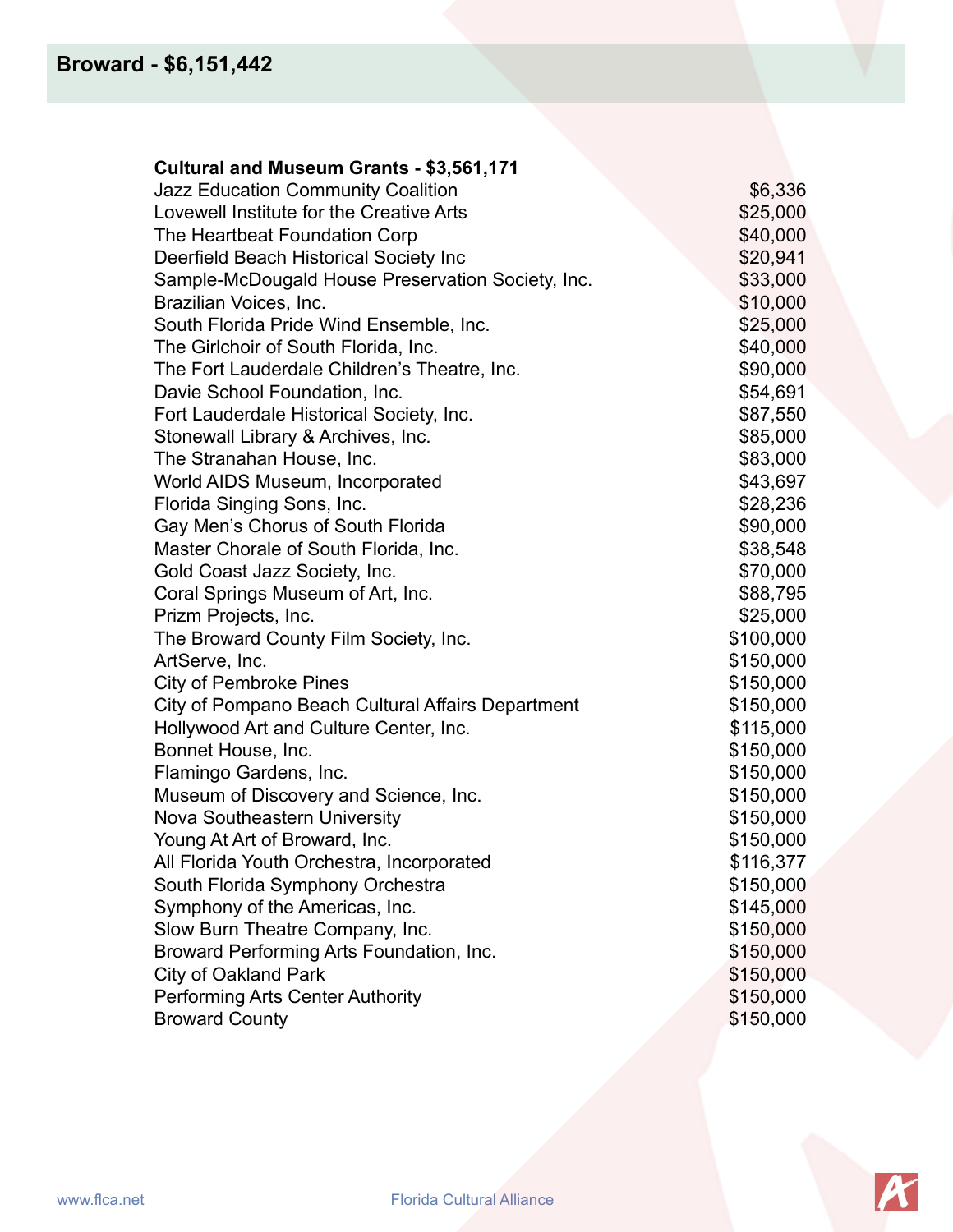## Broward - $6,151,442

**Cultural and Museum Grants - $3,561,171**

| | |
|---|---|
| Jazz Education Community Coalition | $6,336 |
| Lovewell Institute for the Creative Arts | $25,000 |
| The Heartbeat Foundation Corp | $40,000 |
| Deerfield Beach Historical Society Inc | $20,941 |
| Sample-McDougald House Preservation Society, Inc. | $33,000 |
| Brazilian Voices, Inc. | $10,000 |
| South Florida Pride Wind Ensemble, Inc. | $25,000 |
| The Girlchoir of South Florida, Inc. | $40,000 |
| The Fort Lauderdale Children's Theatre, Inc. | $90,000 |
| Davie School Foundation, Inc. | $54,691 |
| Fort Lauderdale Historical Society, Inc. | $87,550 |
| Stonewall Library & Archives, Inc. | $85,000 |
| The Stranahan House, Inc. | $83,000 |
| World AIDS Museum, Incorporated | $43,697 |
| Florida Singing Sons, Inc. | $28,236 |
| Gay Men's Chorus of South Florida | $90,000 |
| Master Chorale of South Florida, Inc. | $38,548 |
| Gold Coast Jazz Society, Inc. | $70,000 |
| Coral Springs Museum of Art, Inc. | $88,795 |
| Prizm Projects, Inc. | $25,000 |
| The Broward County Film Society, Inc. | $100,000 |
| ArtServe, Inc. | $150,000 |
| City of Pembroke Pines | $150,000 |
| City of Pompano Beach Cultural Affairs Department | $150,000 |
| Hollywood Art and Culture Center, Inc. | $115,000 |
| Bonnet House, Inc. | $150,000 |
| Flamingo Gardens, Inc. | $150,000 |
| Museum of Discovery and Science, Inc. | $150,000 |
| Nova Southeastern University | $150,000 |
| Young At Art of Broward, Inc. | $150,000 |
| All Florida Youth Orchestra, Incorporated | $116,377 |
| South Florida Symphony Orchestra | $150,000 |
| Symphony of the Americas, Inc. | $145,000 |
| Slow Burn Theatre Company, Inc. | $150,000 |
| Broward Performing Arts Foundation, Inc. | $150,000 |
| City of Oakland Park | $150,000 |
| Performing Arts Center Authority | $150,000 |
| Broward County | $150,000 |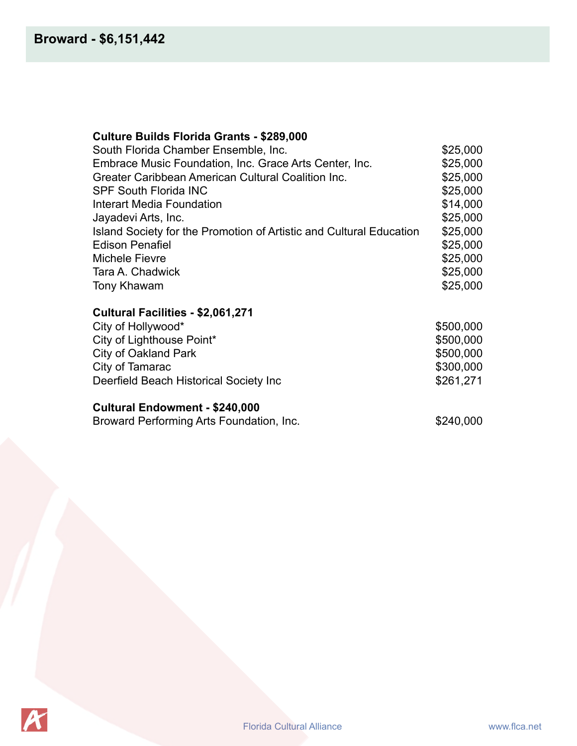# Broward - $6,151,442

**Culture Builds Florida Grants - $289,000**

| | |
|---|---|
| South Florida Chamber Ensemble, Inc. | $25,000 |
| Embrace Music Foundation, Inc. Grace Arts Center, Inc. | $25,000 |
| Greater Caribbean American Cultural Coalition Inc. | $25,000 |
| SPF South Florida INC | $25,000 |
| Interart Media Foundation | $14,000 |
| Jayadevi Arts, Inc. | $25,000 |
| Island Society for the Promotion of Artistic and Cultural Education | $25,000 |
| Edison Penafiel | $25,000 |
| Michele Fievre | $25,000 |
| Tara A. Chadwick | $25,000 |
| Tony Khawam | $25,000 |

**Cultural Facilities - $2,061,271**

| | |
|---|---|
| City of Hollywood* | $500,000 |
| City of Lighthouse Point* | $500,000 |
| City of Oakland Park | $500,000 |
| City of Tamarac | $300,000 |
| Deerfield Beach Historical Society Inc | $261,271 |

**Cultural Endowment - $240,000**

| | |
|---|---|
| Broward Performing Arts Foundation, Inc. | $240,000 |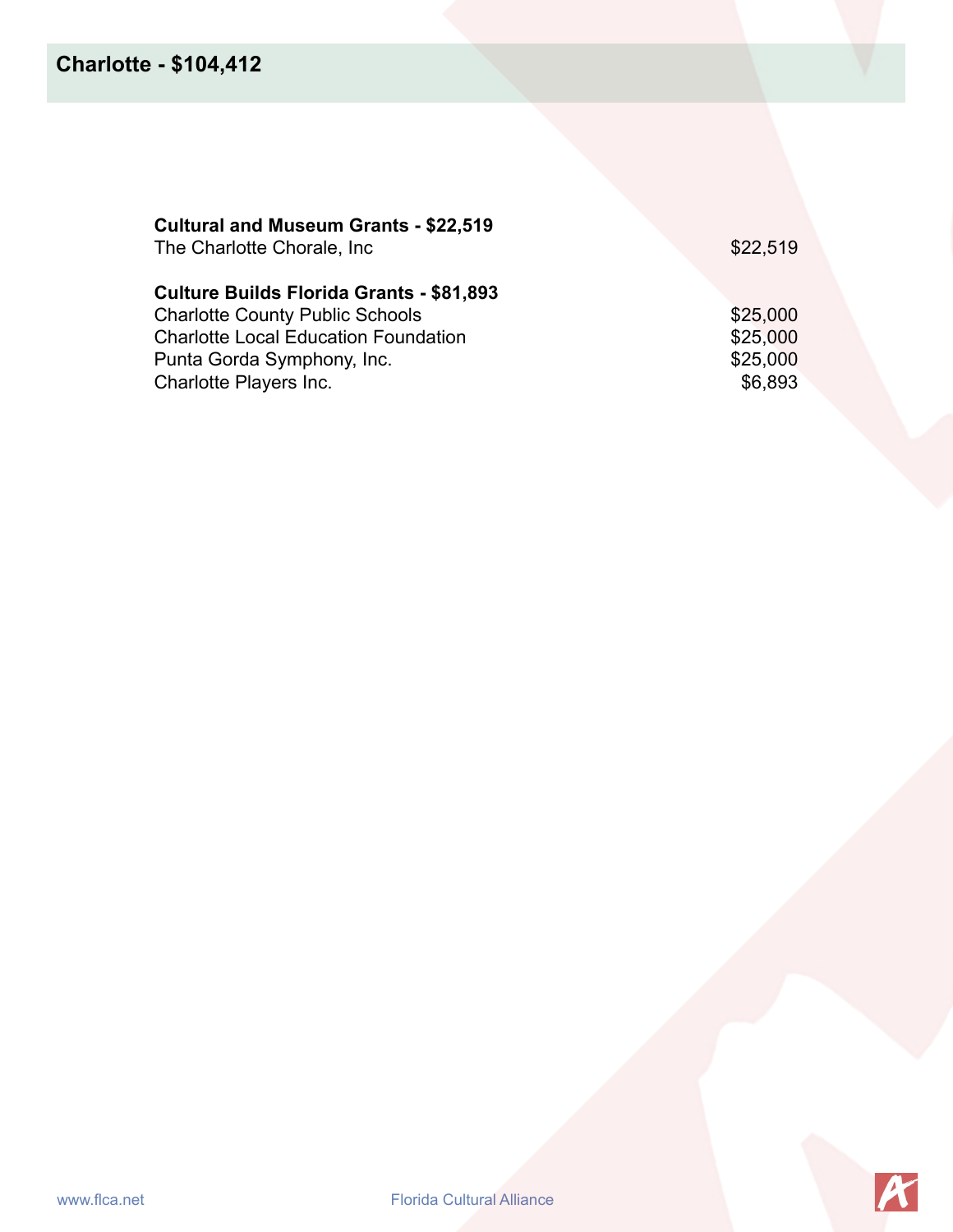## Charlotte - $104,412

**Cultural and Museum Grants - $22,519**

| | |
|---|---|
| The Charlotte Chorale, Inc | $22,519 |

**Culture Builds Florida Grants - $81,893**

| | |
|---|---|
| Charlotte County Public Schools | $25,000 |
| Charlotte Local Education Foundation | $25,000 |
| Punta Gorda Symphony, Inc. | $25,000 |
| Charlotte Players Inc. | $6,893 |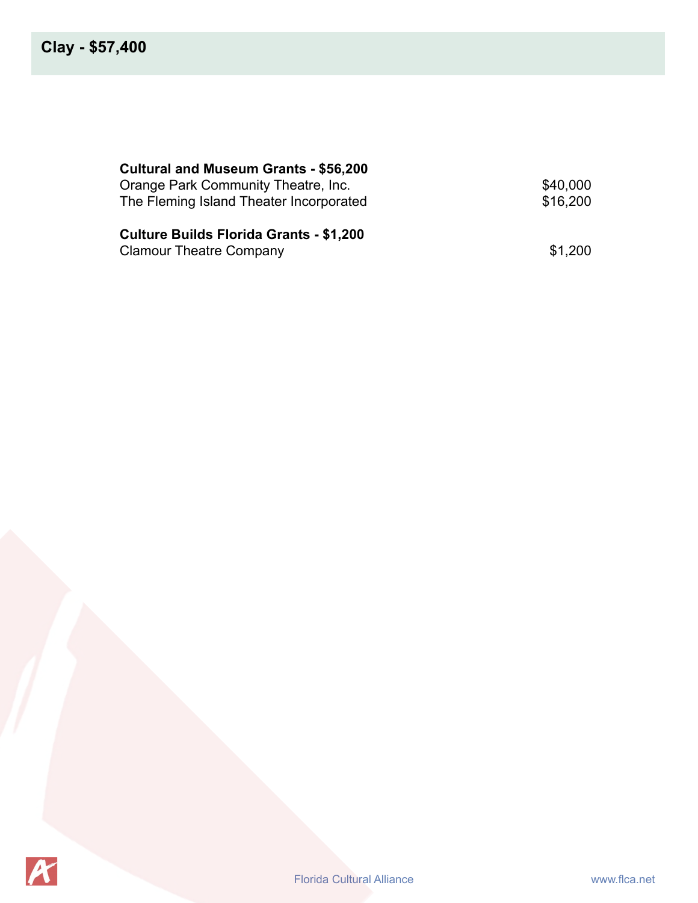# Clay - $57,400

**Cultural and Museum Grants - $56,200**

| | |
|---|---|
| Orange Park Community Theatre, Inc. | $40,000 |
| The Fleming Island Theater Incorporated | $16,200 |

**Culture Builds Florida Grants - $1,200**

| | |
|---|---|
| Clamour Theatre Company | $1,200 |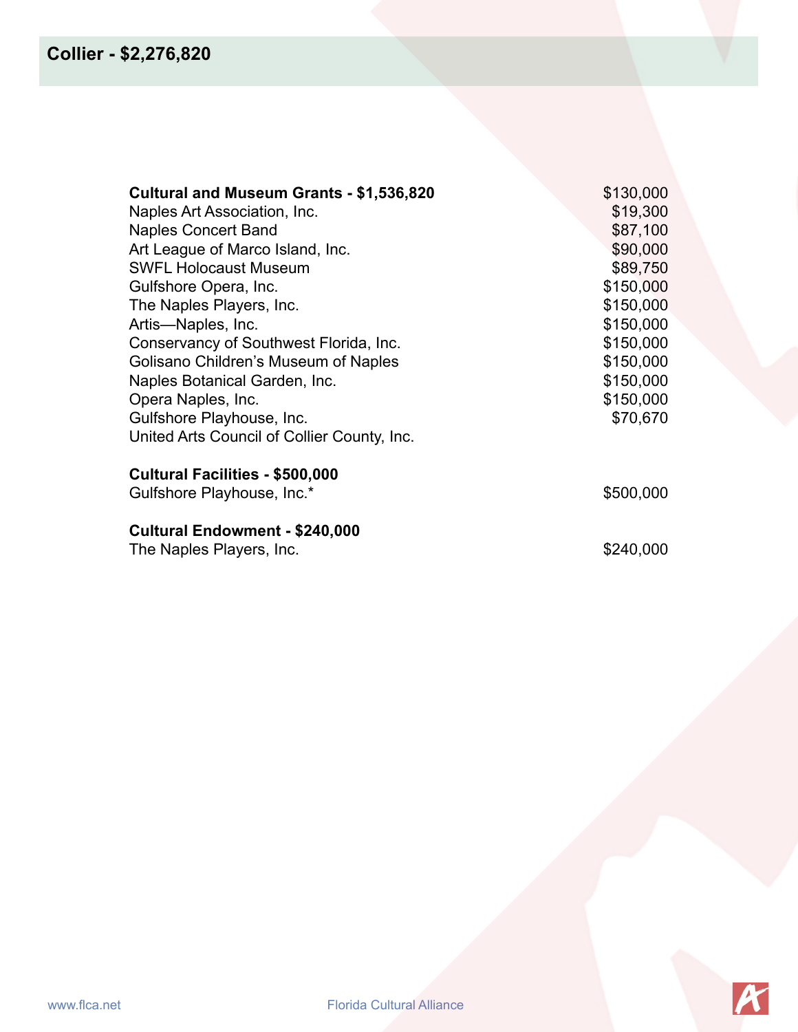## Collier - $2,276,820

| | |
|---|---|
| **Cultural and Museum Grants - $1,536,820** | $130,000 |
| Naples Art Association, Inc. | $19,300 |
| Naples Concert Band | $87,100 |
| Art League of Marco Island, Inc. | $90,000 |
| SWFL Holocaust Museum | $89,750 |
| Gulfshore Opera, Inc. | $150,000 |
| The Naples Players, Inc. | $150,000 |
| Artis—Naples, Inc. | $150,000 |
| Conservancy of Southwest Florida, Inc. | $150,000 |
| Golisano Children's Museum of Naples | $150,000 |
| Naples Botanical Garden, Inc. | $150,000 |
| Opera Naples, Inc. | $150,000 |
| Gulfshore Playhouse, Inc. | $70,670 |
| United Arts Council of Collier County, Inc. | |
| **Cultural Facilities - $500,000** | |
| Gulfshore Playhouse, Inc.* | $500,000 |
| **Cultural Endowment - $240,000** | |
| The Naples Players, Inc. | $240,000 |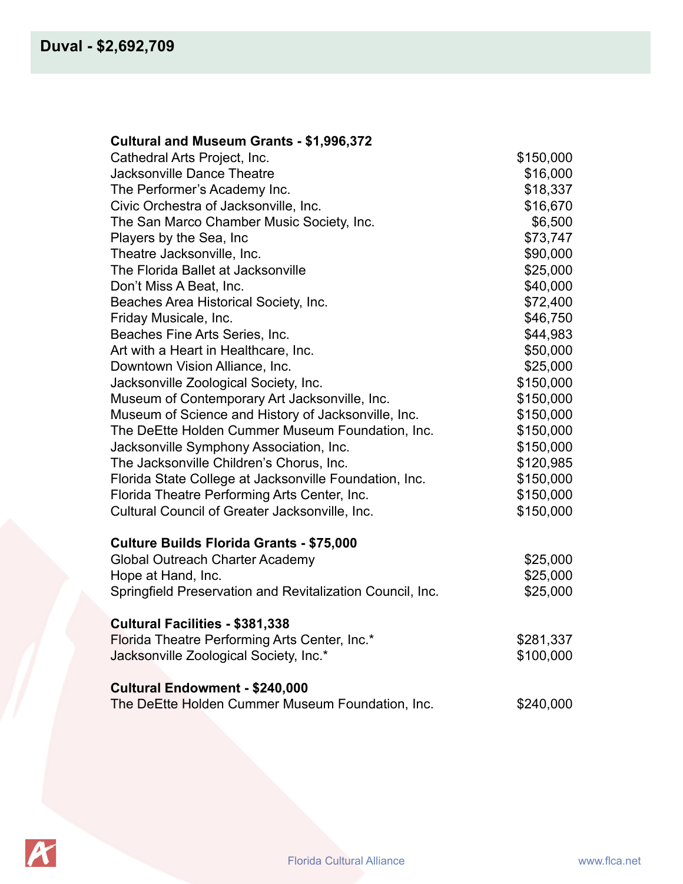## Duval - $2,692,709

### Cultural and Museum Grants - $1,996,372

| | |
|---|---|
| Cathedral Arts Project, Inc. | $150,000 |
| Jacksonville Dance Theatre | $16,000 |
| The Performer's Academy Inc. | $18,337 |
| Civic Orchestra of Jacksonville, Inc. | $16,670 |
| The San Marco Chamber Music Society, Inc. | $6,500 |
| Players by the Sea, Inc | $73,747 |
| Theatre Jacksonville, Inc. | $90,000 |
| The Florida Ballet at Jacksonville | $25,000 |
| Don't Miss A Beat, Inc. | $40,000 |
| Beaches Area Historical Society, Inc. | $72,400 |
| Friday Musicale, Inc. | $46,750 |
| Beaches Fine Arts Series, Inc. | $44,983 |
| Art with a Heart in Healthcare, Inc. | $50,000 |
| Downtown Vision Alliance, Inc. | $25,000 |
| Jacksonville Zoological Society, Inc. | $150,000 |
| Museum of Contemporary Art Jacksonville, Inc. | $150,000 |
| Museum of Science and History of Jacksonville, Inc. | $150,000 |
| The DeEtte Holden Cummer Museum Foundation, Inc. | $150,000 |
| Jacksonville Symphony Association, Inc. | $150,000 |
| The Jacksonville Children's Chorus, Inc. | $120,985 |
| Florida State College at Jacksonville Foundation, Inc. | $150,000 |
| Florida Theatre Performing Arts Center, Inc. | $150,000 |
| Cultural Council of Greater Jacksonville, Inc. | $150,000 |

### Culture Builds Florida Grants - $75,000

| | |
|---|---|
| Global Outreach Charter Academy | $25,000 |
| Hope at Hand, Inc. | $25,000 |
| Springfield Preservation and Revitalization Council, Inc. | $25,000 |

### Cultural Facilities - $381,338

| | |
|---|---|
| Florida Theatre Performing Arts Center, Inc.* | $281,337 |
| Jacksonville Zoological Society, Inc.* | $100,000 |

### Cultural Endowment - $240,000

| | |
|---|---|
| The DeEtte Holden Cummer Museum Foundation, Inc. | $240,000 |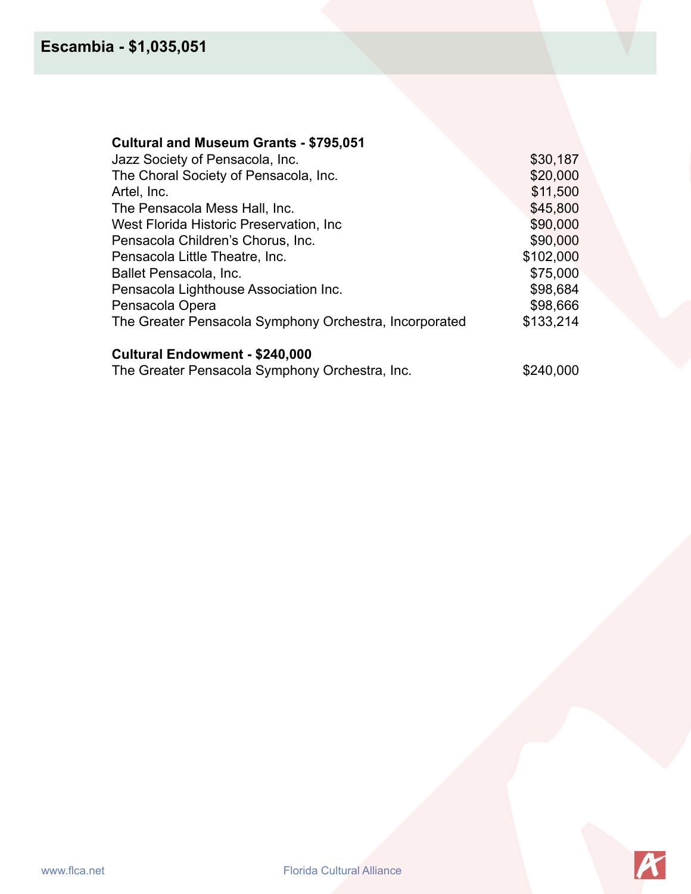## Escambia - $1,035,051

**Cultural and Museum Grants - $795,051**

| | |
|---|---|
| Jazz Society of Pensacola, Inc. | $30,187 |
| The Choral Society of Pensacola, Inc. | $20,000 |
| Artel, Inc. | $11,500 |
| The Pensacola Mess Hall, Inc. | $45,800 |
| West Florida Historic Preservation, Inc | $90,000 |
| Pensacola Children's Chorus, Inc. | $90,000 |
| Pensacola Little Theatre, Inc. | $102,000 |
| Ballet Pensacola, Inc. | $75,000 |
| Pensacola Lighthouse Association Inc. | $98,684 |
| Pensacola Opera | $98,666 |
| The Greater Pensacola Symphony Orchestra, Incorporated | $133,214 |

**Cultural Endowment - $240,000**

| | |
|---|---|
| The Greater Pensacola Symphony Orchestra, Inc. | $240,000 |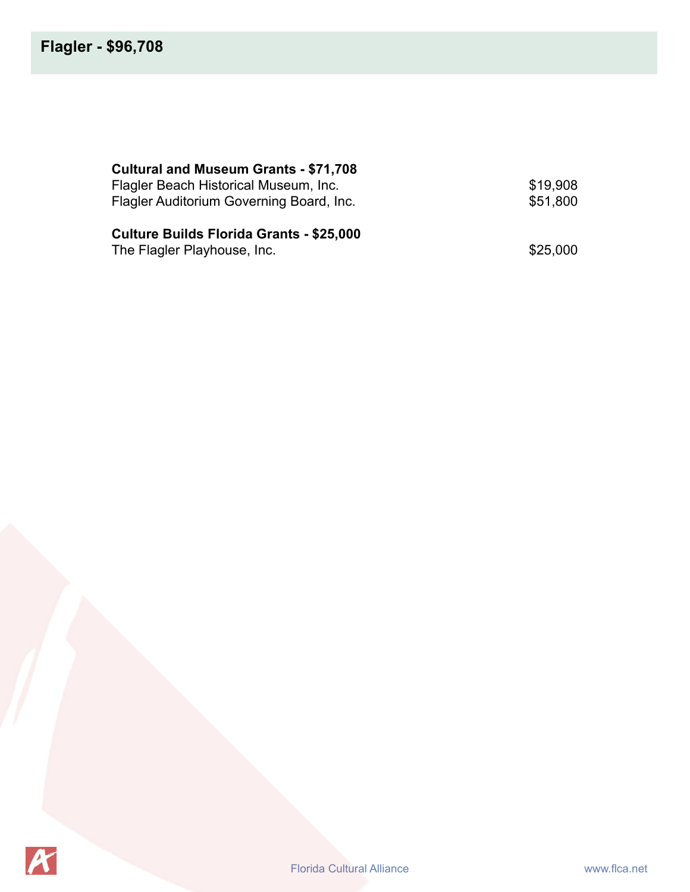## Flagler - $96,708

**Cultural and Museum Grants - $71,708**

| | |
|---|---|
| Flagler Beach Historical Museum, Inc. | $19,908 |
| Flagler Auditorium Governing Board, Inc. | $51,800 |

**Culture Builds Florida Grants - $25,000**

| | |
|---|---|
| The Flagler Playhouse, Inc. | $25,000 |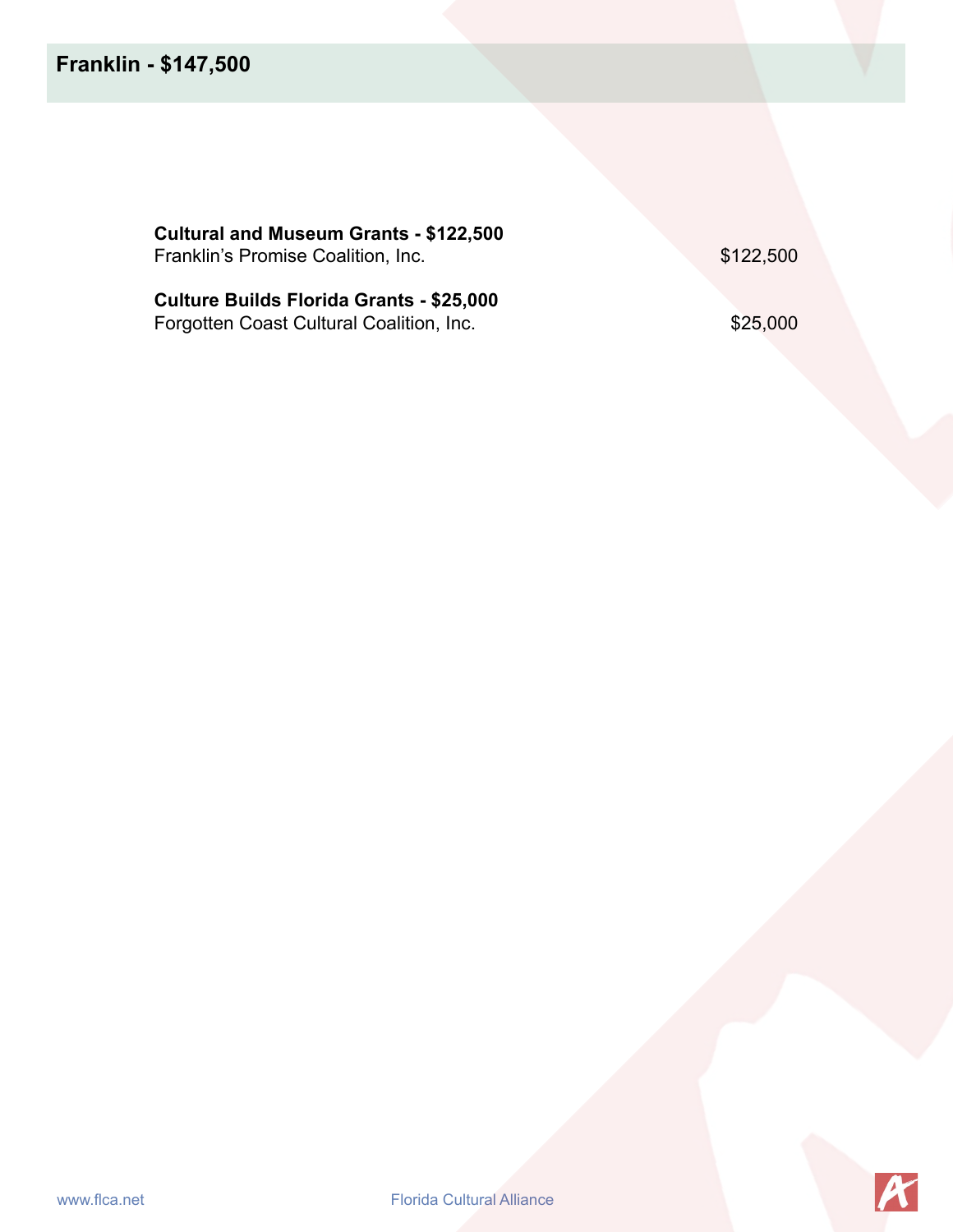## Franklin - $147,500

**Cultural and Museum Grants - $122,500**

| | |
|---|---|
| Franklin's Promise Coalition, Inc. | $122,500 |

**Culture Builds Florida Grants - $25,000**

| | |
|---|---|
| Forgotten Coast Cultural Coalition, Inc. | $25,000 |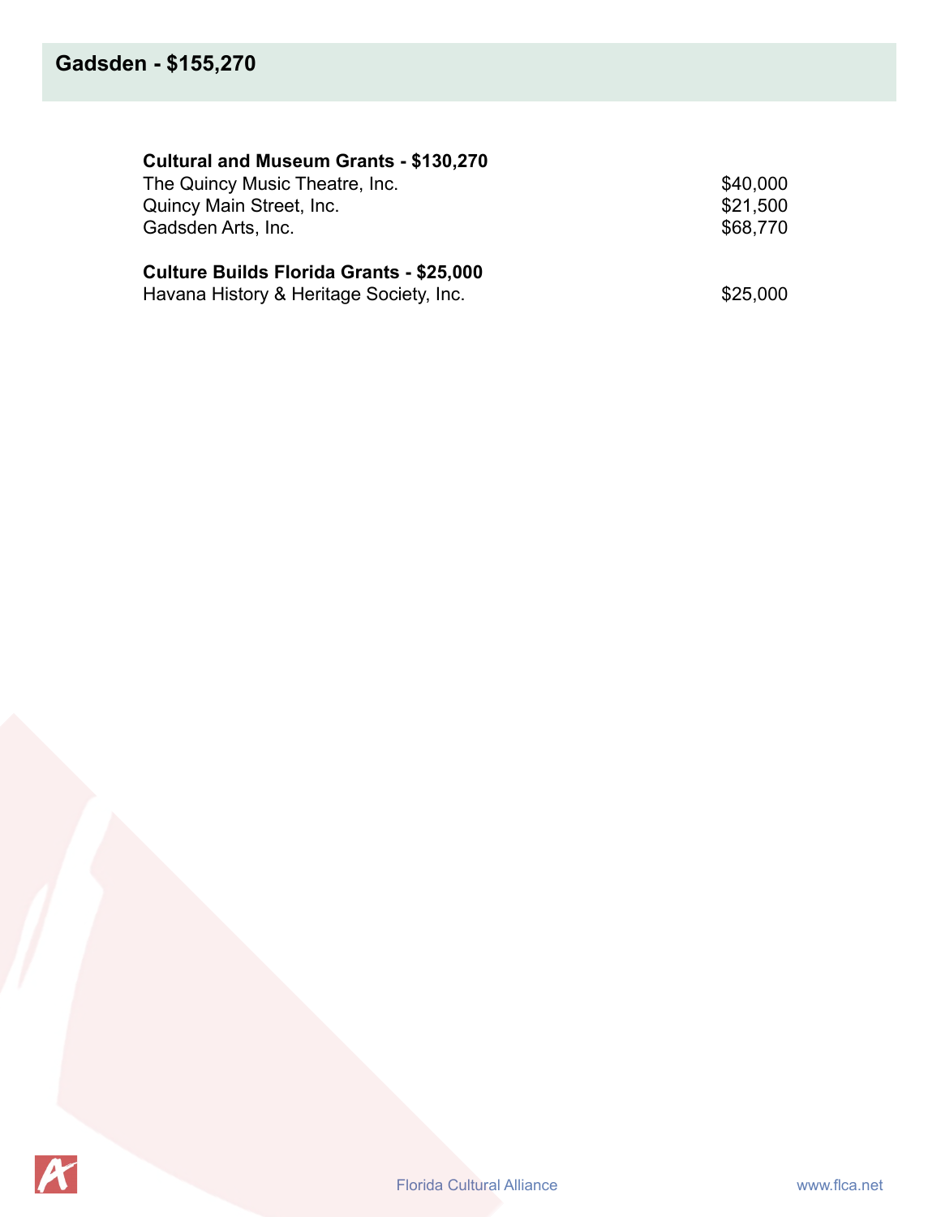## Gadsden - $155,270

**Cultural and Museum Grants - $130,270**

| Organization | Amount |
|---|---|
| The Quincy Music Theatre, Inc. | $40,000 |
| Quincy Main Street, Inc. | $21,500 |
| Gadsden Arts, Inc. | $68,770 |

**Culture Builds Florida Grants - $25,000**

| Organization | Amount |
|---|---|
| Havana History & Heritage Society, Inc. | $25,000 |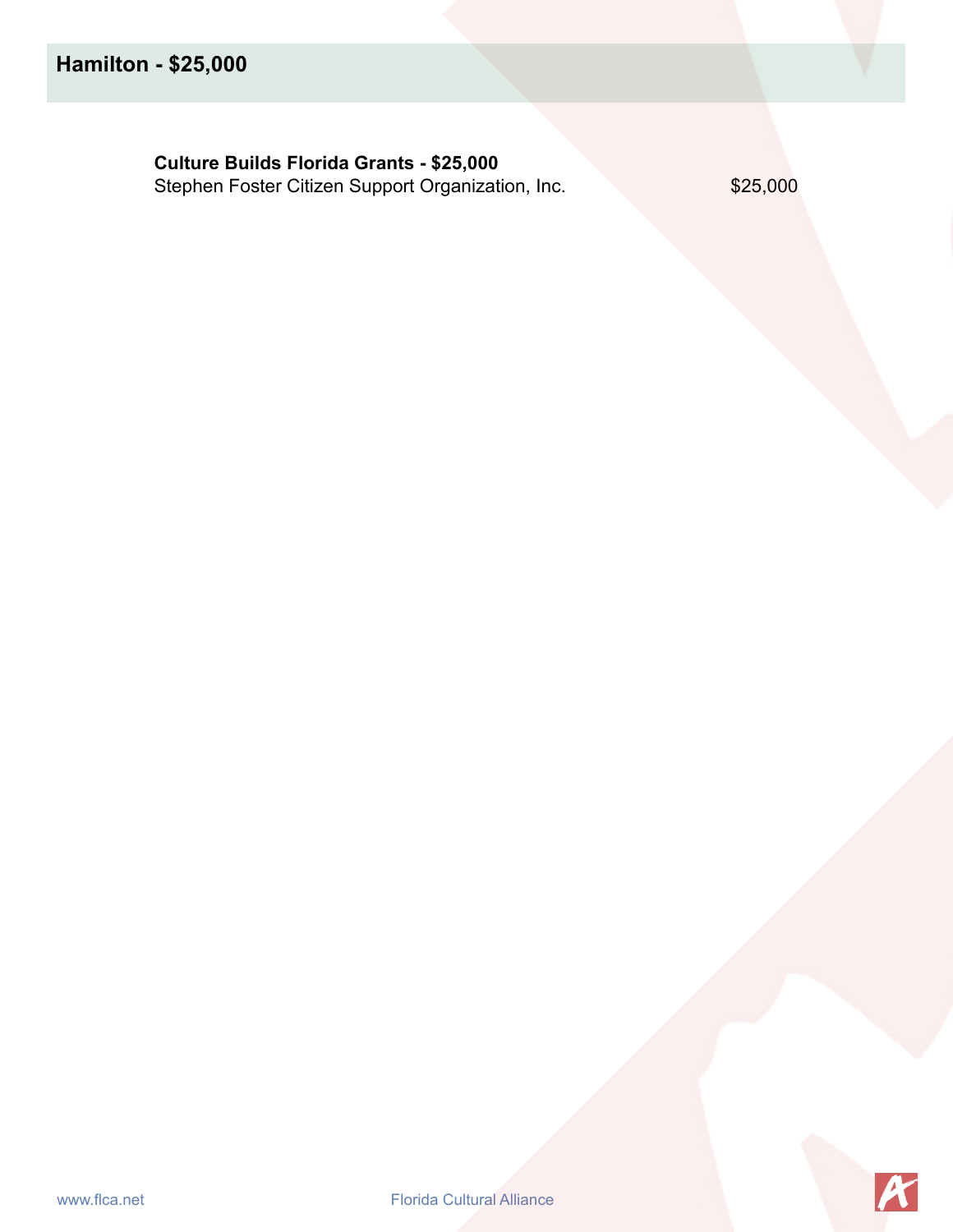## Hamilton - $25,000

**Culture Builds Florida Grants - $25,000**

| | |
|---|---|
| Stephen Foster Citizen Support Organization, Inc. | $25,000 |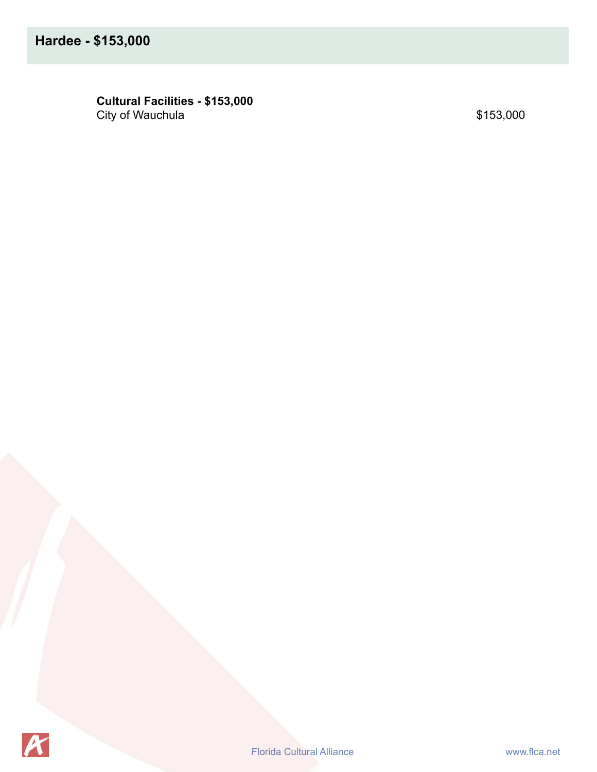## Hardee - $153,000

**Cultural Facilities - $153,000**

| | |
|---|---|
| City of Wauchula | $153,000 |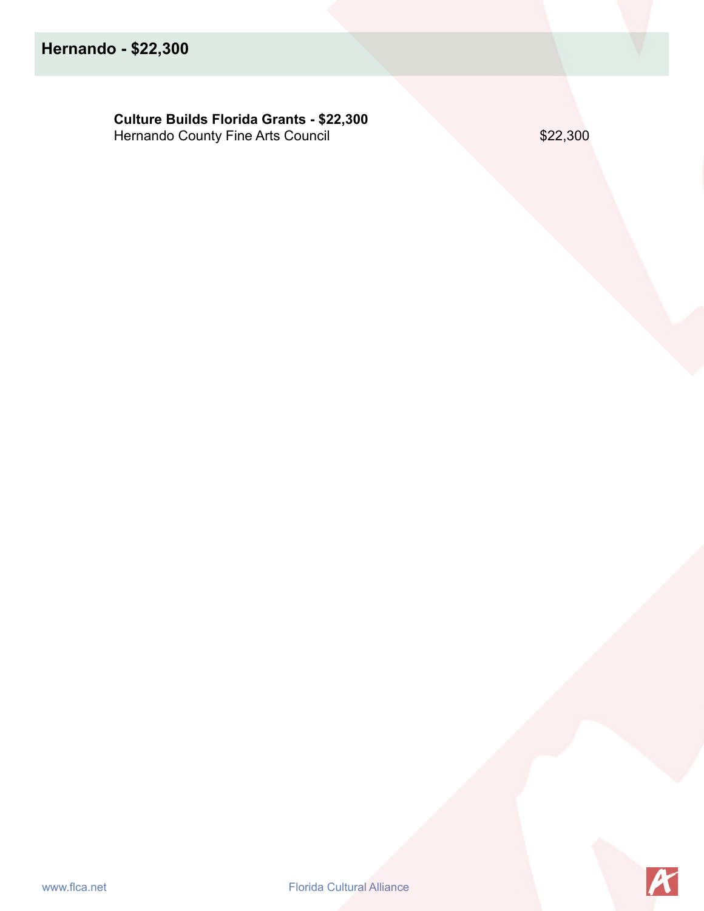## Hernando - $22,300

**Culture Builds Florida Grants - $22,300**

| | |
|---|---|
| Hernando County Fine Arts Council | $22,300 |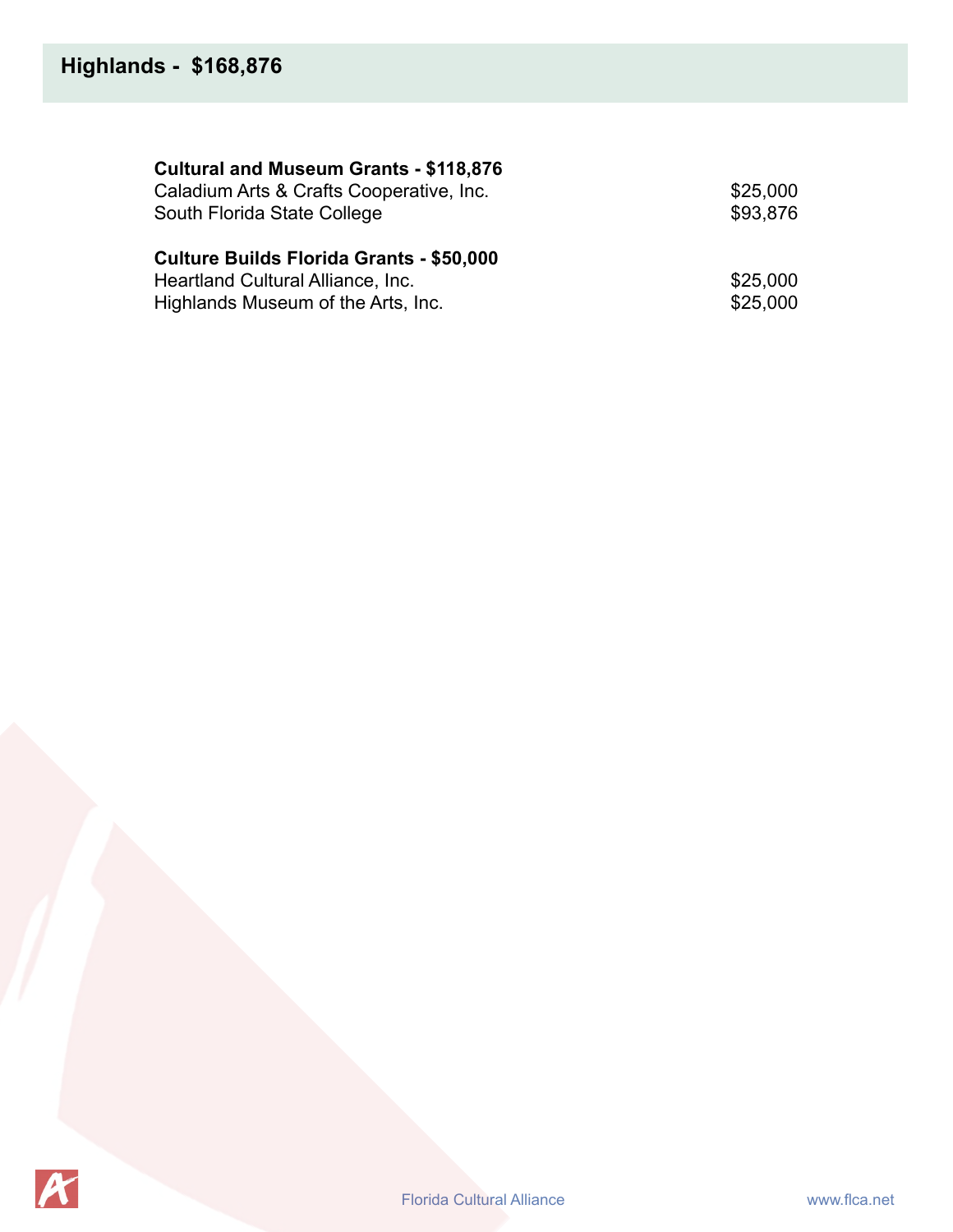## Highlands - $168,876

| Cultural and Museum Grants - $118,876 | |
|---|---|
| Caladium Arts & Crafts Cooperative, Inc. | $25,000 |
| South Florida State College | $93,876 |

| Culture Builds Florida Grants - $50,000 | |
|---|---|
| Heartland Cultural Alliance, Inc. | $25,000 |
| Highlands Museum of the Arts, Inc. | $25,000 |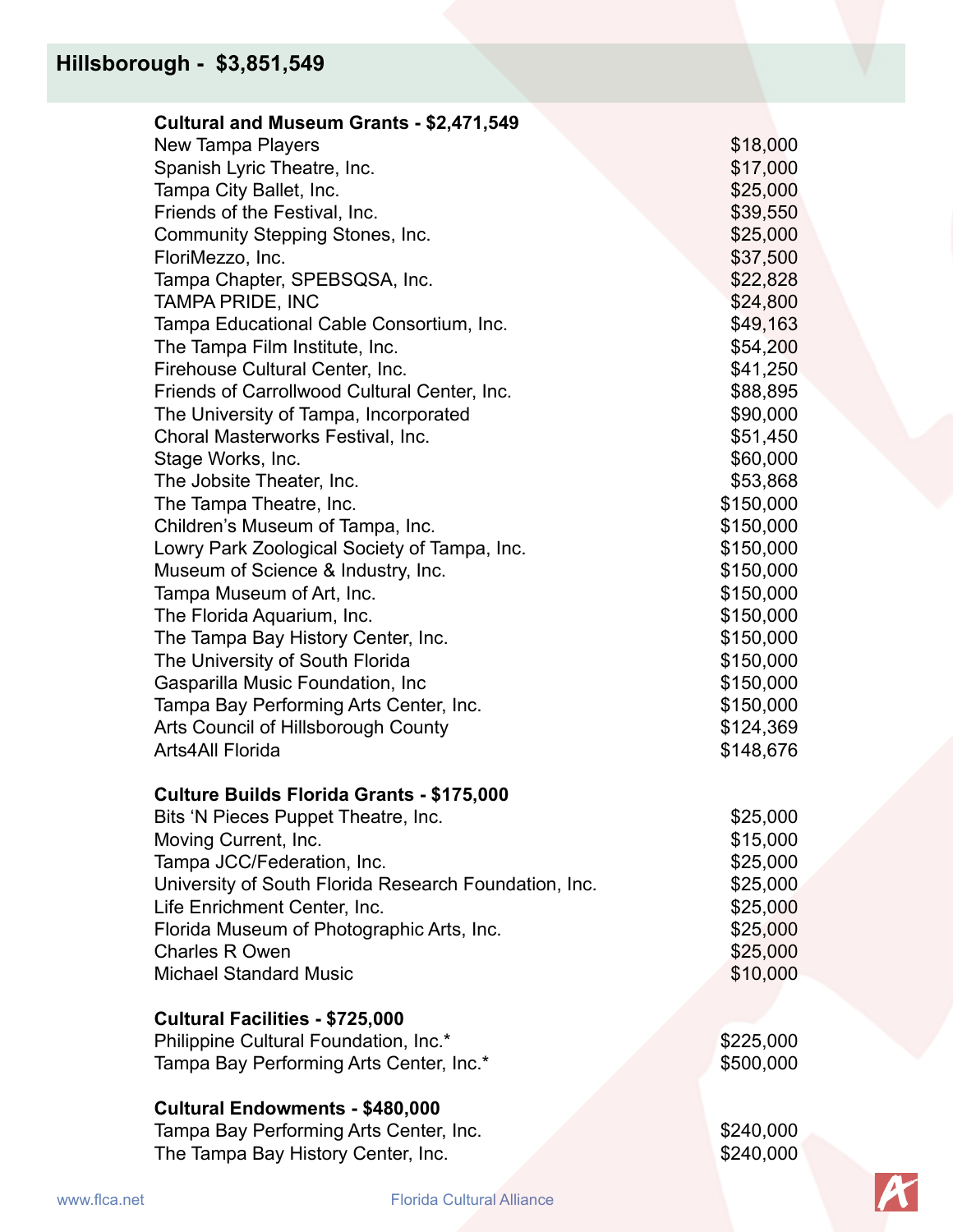## Hillsborough - $3,851,549

### Cultural and Museum Grants - $2,471,549

| Organization | Amount |
|---|---|
| New Tampa Players | $18,000 |
| Spanish Lyric Theatre, Inc. | $17,000 |
| Tampa City Ballet, Inc. | $25,000 |
| Friends of the Festival, Inc. | $39,550 |
| Community Stepping Stones, Inc. | $25,000 |
| FloriMezzo, Inc. | $37,500 |
| Tampa Chapter, SPEBSQSA, Inc. | $22,828 |
| TAMPA PRIDE, INC | $24,800 |
| Tampa Educational Cable Consortium, Inc. | $49,163 |
| The Tampa Film Institute, Inc. | $54,200 |
| Firehouse Cultural Center, Inc. | $41,250 |
| Friends of Carrollwood Cultural Center, Inc. | $88,895 |
| The University of Tampa, Incorporated | $90,000 |
| Choral Masterworks Festival, Inc. | $51,450 |
| Stage Works, Inc. | $60,000 |
| The Jobsite Theater, Inc. | $53,868 |
| The Tampa Theatre, Inc. | $150,000 |
| Children's Museum of Tampa, Inc. | $150,000 |
| Lowry Park Zoological Society of Tampa, Inc. | $150,000 |
| Museum of Science & Industry, Inc. | $150,000 |
| Tampa Museum of Art, Inc. | $150,000 |
| The Florida Aquarium, Inc. | $150,000 |
| The Tampa Bay History Center, Inc. | $150,000 |
| The University of South Florida | $150,000 |
| Gasparilla Music Foundation, Inc | $150,000 |
| Tampa Bay Performing Arts Center, Inc. | $150,000 |
| Arts Council of Hillsborough County | $124,369 |
| Arts4All Florida | $148,676 |

### Culture Builds Florida Grants - $175,000

| Organization | Amount |
|---|---|
| Bits 'N Pieces Puppet Theatre, Inc. | $25,000 |
| Moving Current, Inc. | $15,000 |
| Tampa JCC/Federation, Inc. | $25,000 |
| University of South Florida Research Foundation, Inc. | $25,000 |
| Life Enrichment Center, Inc. | $25,000 |
| Florida Museum of Photographic Arts, Inc. | $25,000 |
| Charles R Owen | $25,000 |
| Michael Standard Music | $10,000 |

### Cultural Facilities - $725,000

| Organization | Amount |
|---|---|
| Philippine Cultural Foundation, Inc.* | $225,000 |
| Tampa Bay Performing Arts Center, Inc.* | $500,000 |

### Cultural Endowments - $480,000

| Organization | Amount |
|---|---|
| Tampa Bay Performing Arts Center, Inc. | $240,000 |
| The Tampa Bay History Center, Inc. | $240,000 |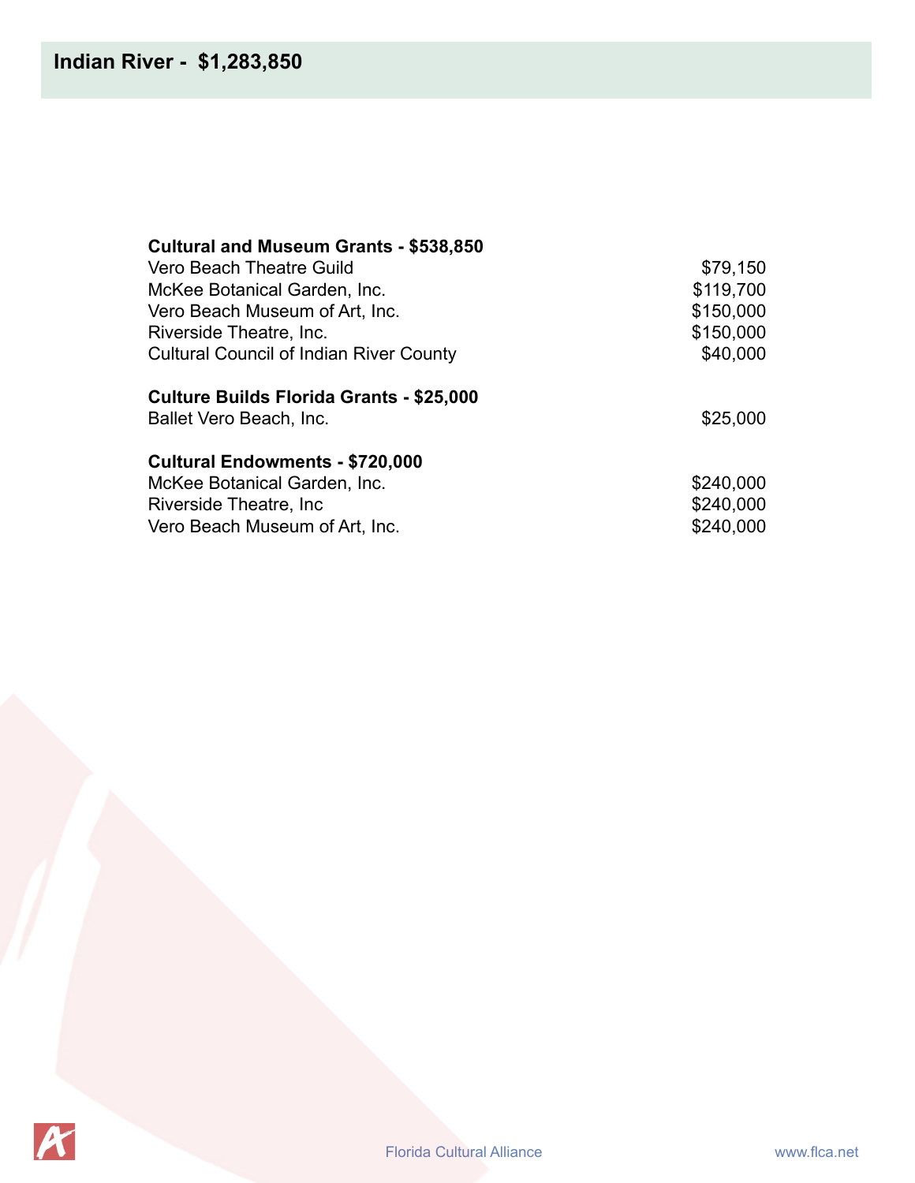# Indian River - $1,283,850

**Cultural and Museum Grants - $538,850**

| | |
|---|---|
| Vero Beach Theatre Guild | $79,150 |
| McKee Botanical Garden, Inc. | $119,700 |
| Vero Beach Museum of Art, Inc. | $150,000 |
| Riverside Theatre, Inc. | $150,000 |
| Cultural Council of Indian River County | $40,000 |

**Culture Builds Florida Grants - $25,000**

| | |
|---|---|
| Ballet Vero Beach, Inc. | $25,000 |

**Cultural Endowments - $720,000**

| | |
|---|---|
| McKee Botanical Garden, Inc. | $240,000 |
| Riverside Theatre, Inc | $240,000 |
| Vero Beach Museum of Art, Inc. | $240,000 |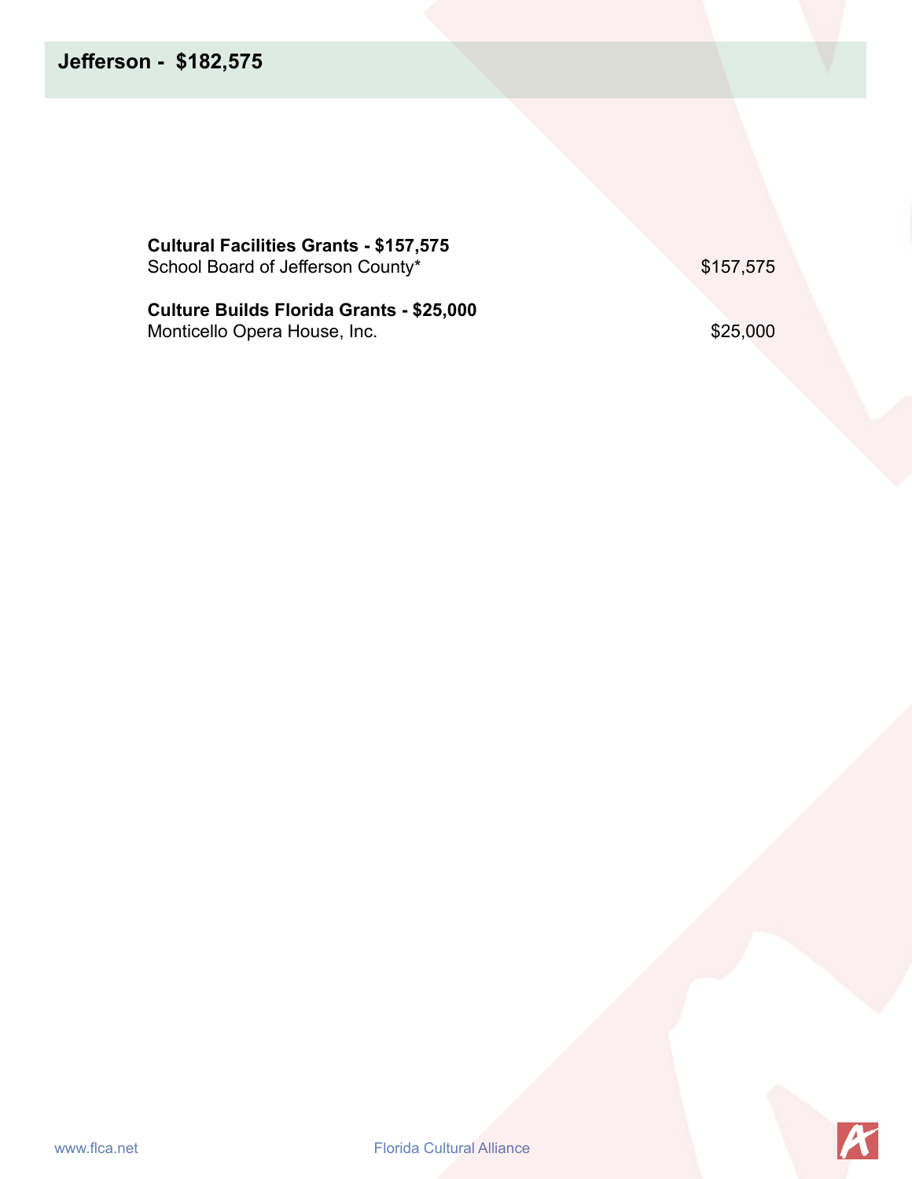## Jefferson - $182,575

**Cultural Facilities Grants - $157,575**

| | |
|---|---|
| School Board of Jefferson County* | $157,575 |

**Culture Builds Florida Grants - $25,000**

| | |
|---|---|
| Monticello Opera House, Inc. | $25,000 |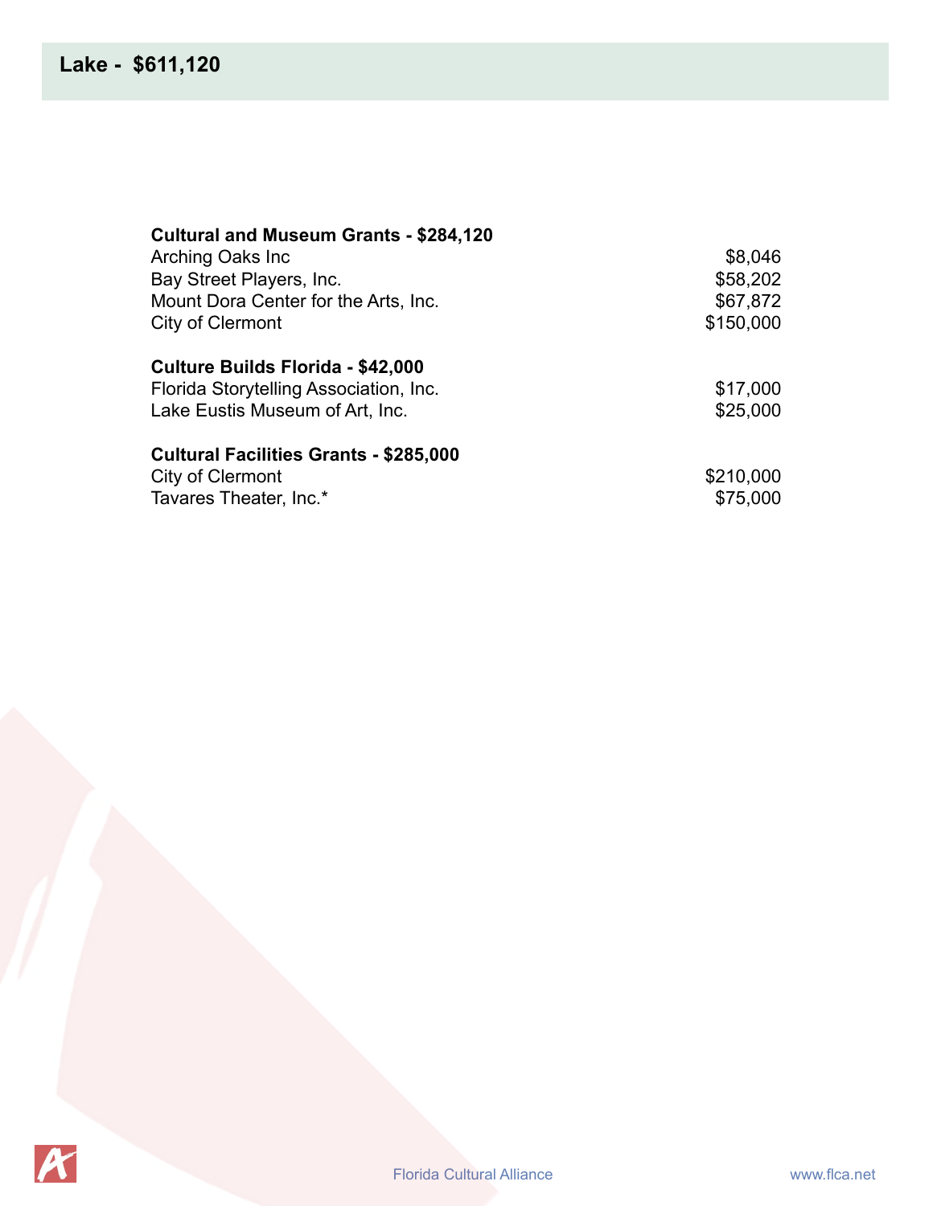## Lake - $611,120

**Cultural and Museum Grants - $284,120**

| | |
|---|---|
| Arching Oaks Inc | $8,046 |
| Bay Street Players, Inc. | $58,202 |
| Mount Dora Center for the Arts, Inc. | $67,872 |
| City of Clermont | $150,000 |

**Culture Builds Florida - $42,000**

| | |
|---|---|
| Florida Storytelling Association, Inc. | $17,000 |
| Lake Eustis Museum of Art, Inc. | $25,000 |

**Cultural Facilities Grants - $285,000**

| | |
|---|---|
| City of Clermont | $210,000 |
| Tavares Theater, Inc.* | $75,000 |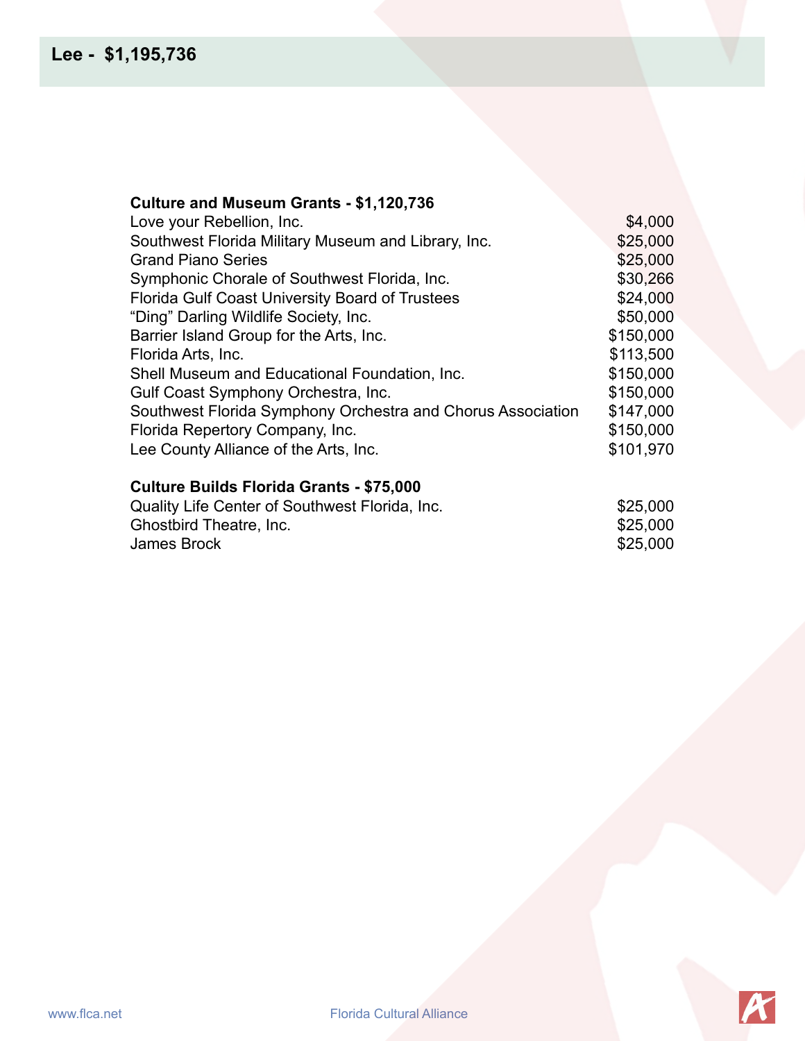## Lee - $1,195,736

**Culture and Museum Grants - $1,120,736**

| | |
|---|---|
| Love your Rebellion, Inc. | $4,000 |
| Southwest Florida Military Museum and Library, Inc. | $25,000 |
| Grand Piano Series | $25,000 |
| Symphonic Chorale of Southwest Florida, Inc. | $30,266 |
| Florida Gulf Coast University Board of Trustees | $24,000 |
| “Ding” Darling Wildlife Society, Inc. | $50,000 |
| Barrier Island Group for the Arts, Inc. | $150,000 |
| Florida Arts, Inc. | $113,500 |
| Shell Museum and Educational Foundation, Inc. | $150,000 |
| Gulf Coast Symphony Orchestra, Inc. | $150,000 |
| Southwest Florida Symphony Orchestra and Chorus Association | $147,000 |
| Florida Repertory Company, Inc. | $150,000 |
| Lee County Alliance of the Arts, Inc. | $101,970 |

**Culture Builds Florida Grants - $75,000**

| | |
|---|---|
| Quality Life Center of Southwest Florida, Inc. | $25,000 |
| Ghostbird Theatre, Inc. | $25,000 |
| James Brock | $25,000 |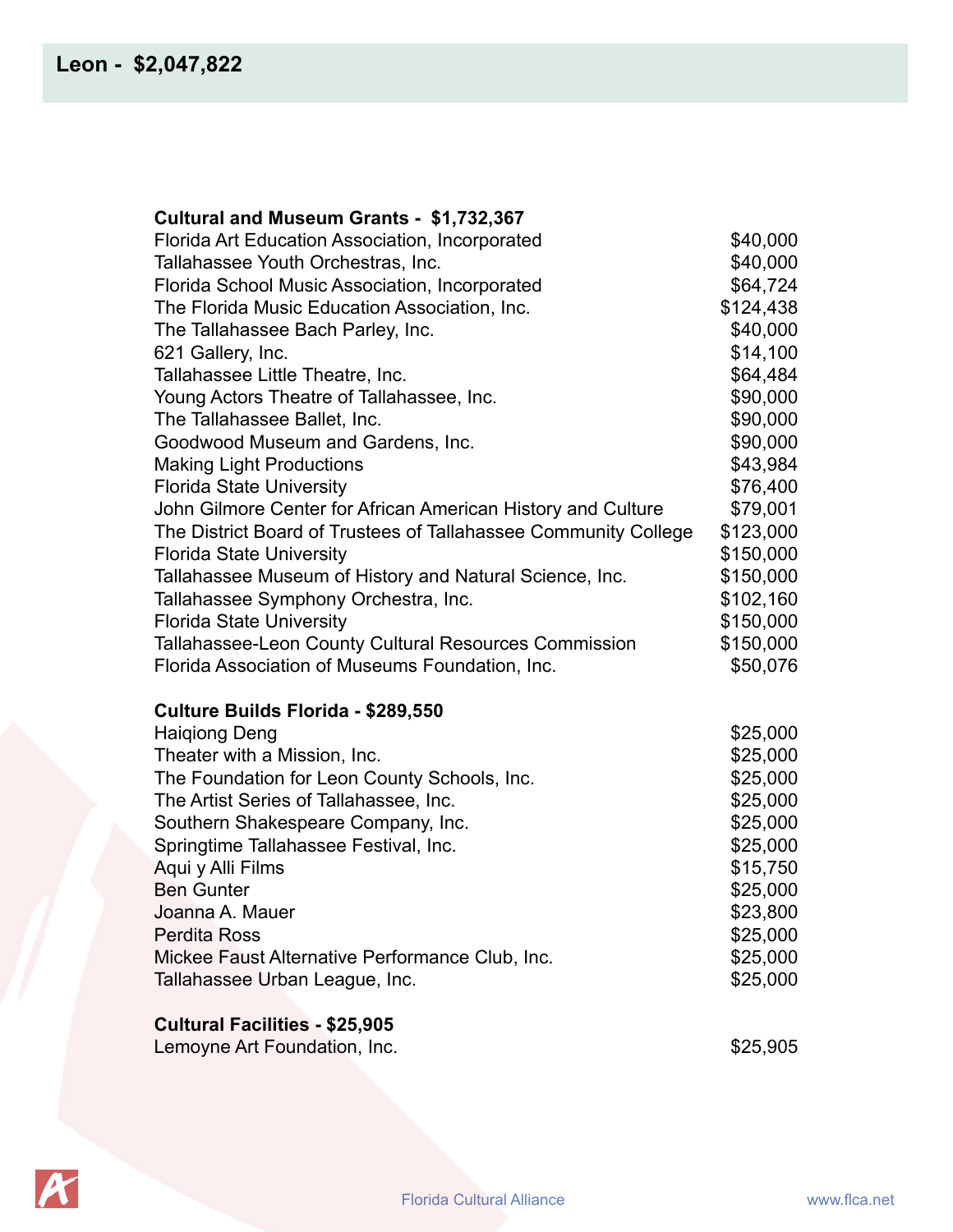## Leon - $2,047,822

**Cultural and Museum Grants - $1,732,367**

| | |
|---|---|
| Florida Art Education Association, Incorporated | $40,000 |
| Tallahassee Youth Orchestras, Inc. | $40,000 |
| Florida School Music Association, Incorporated | $64,724 |
| The Florida Music Education Association, Inc. | $124,438 |
| The Tallahassee Bach Parley, Inc. | $40,000 |
| 621 Gallery, Inc. | $14,100 |
| Tallahassee Little Theatre, Inc. | $64,484 |
| Young Actors Theatre of Tallahassee, Inc. | $90,000 |
| The Tallahassee Ballet, Inc. | $90,000 |
| Goodwood Museum and Gardens, Inc. | $90,000 |
| Making Light Productions | $43,984 |
| Florida State University | $76,400 |
| John Gilmore Center for African American History and Culture | $79,001 |
| The District Board of Trustees of Tallahassee Community College | $123,000 |
| Florida State University | $150,000 |
| Tallahassee Museum of History and Natural Science, Inc. | $150,000 |
| Tallahassee Symphony Orchestra, Inc. | $102,160 |
| Florida State University | $150,000 |
| Tallahassee-Leon County Cultural Resources Commission | $150,000 |
| Florida Association of Museums Foundation, Inc. | $50,076 |

**Culture Builds Florida - $289,550**

| | |
|---|---|
| Haiqiong Deng | $25,000 |
| Theater with a Mission, Inc. | $25,000 |
| The Foundation for Leon County Schools, Inc. | $25,000 |
| The Artist Series of Tallahassee, Inc. | $25,000 |
| Southern Shakespeare Company, Inc. | $25,000 |
| Springtime Tallahassee Festival, Inc. | $25,000 |
| Aqui y Alli Films | $15,750 |
| Ben Gunter | $25,000 |
| Joanna A. Mauer | $23,800 |
| Perdita Ross | $25,000 |
| Mickee Faust Alternative Performance Club, Inc. | $25,000 |
| Tallahassee Urban League, Inc. | $25,000 |

**Cultural Facilities - $25,905**

| | |
|---|---|
| Lemoyne Art Foundation, Inc. | $25,905 |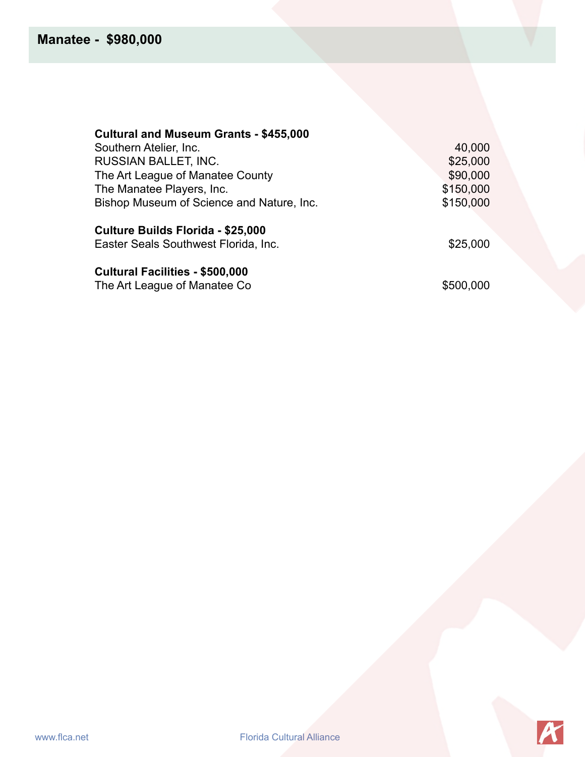## Manatee - $980,000

**Cultural and Museum Grants - $455,000**

| | |
|---|---|
| Southern Atelier, Inc. | 40,000 |
| RUSSIAN BALLET, INC. | $25,000 |
| The Art League of Manatee County | $90,000 |
| The Manatee Players, Inc. | $150,000 |
| Bishop Museum of Science and Nature, Inc. | $150,000 |

**Culture Builds Florida - $25,000**

| | |
|---|---|
| Easter Seals Southwest Florida, Inc. | $25,000 |

**Cultural Facilities - $500,000**

| | |
|---|---|
| The Art League of Manatee Co | $500,000 |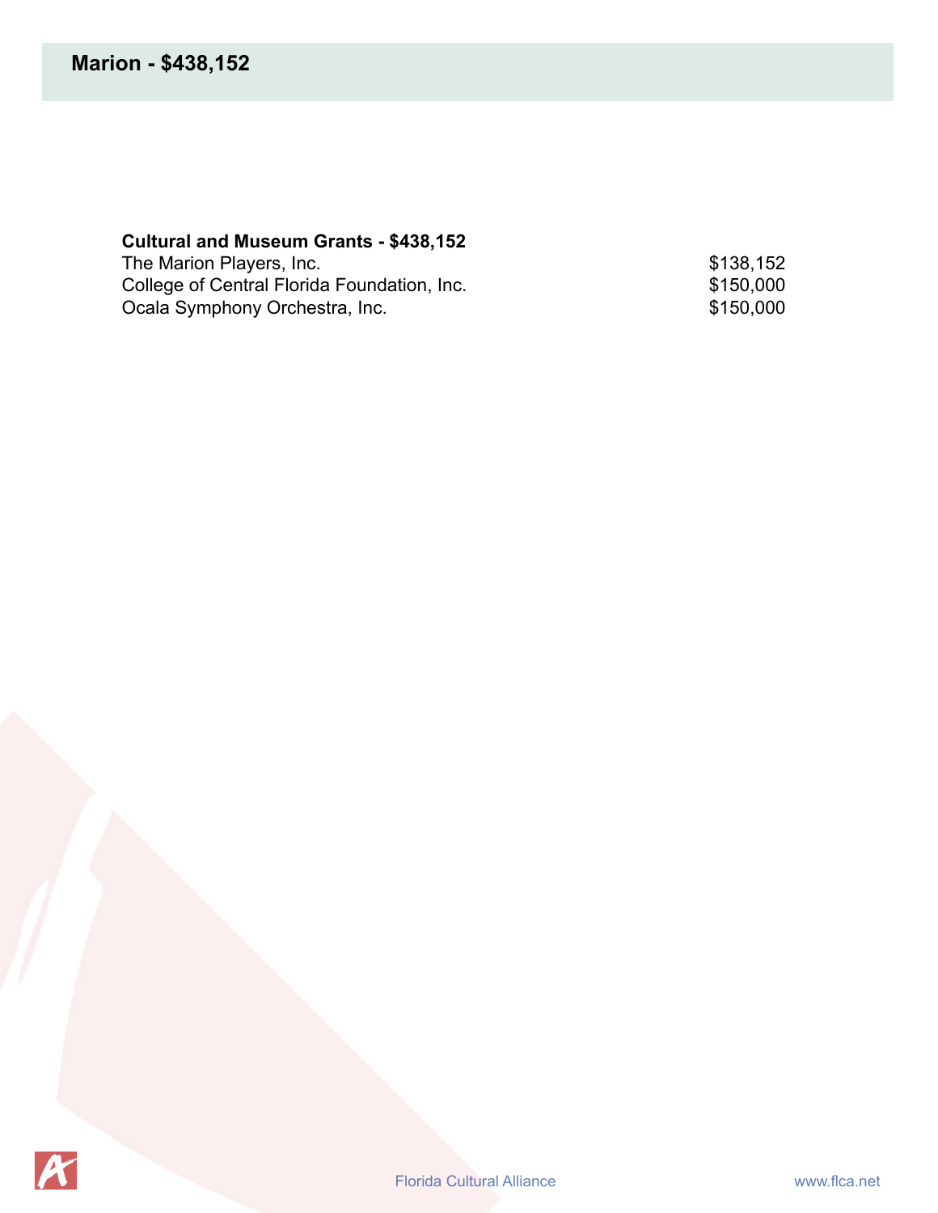# Marion - $438,152

**Cultural and Museum Grants - $438,152**

| | |
|---|---|
| The Marion Players, Inc. | $138,152 |
| College of Central Florida Foundation, Inc. | $150,000 |
| Ocala Symphony Orchestra, Inc. | $150,000 |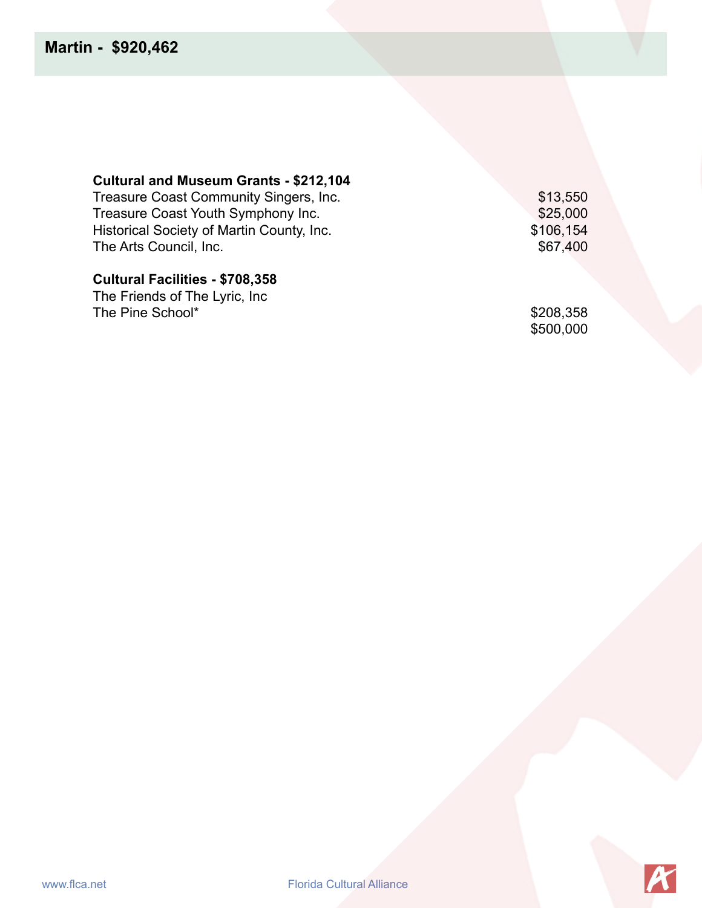## Martin - $920,462

**Cultural and Museum Grants - $212,104**

| | |
|---|---|
| Treasure Coast Community Singers, Inc. | $13,550 |
| Treasure Coast Youth Symphony Inc. | $25,000 |
| Historical Society of Martin County, Inc. | $106,154 |
| The Arts Council, Inc. | $67,400 |

**Cultural Facilities - $708,358**

| | |
|---|---|
| The Friends of The Lyric, Inc | |
| The Pine School* | $208,358 |
| | $500,000 |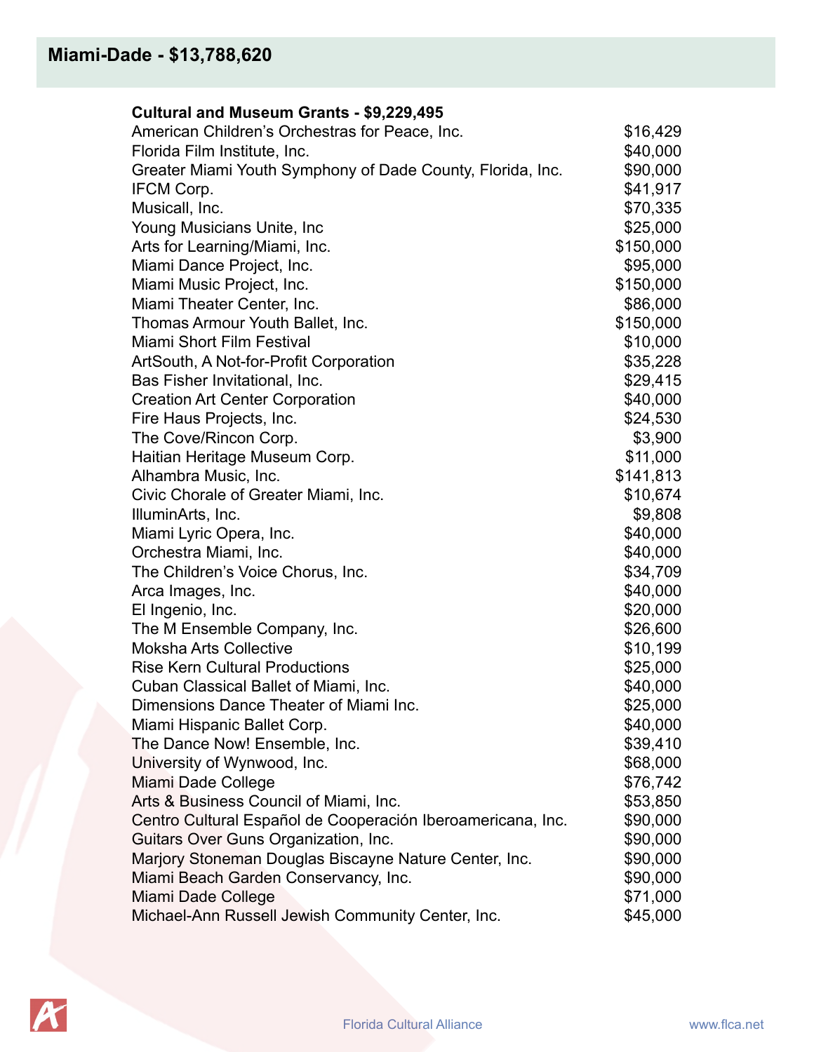## Miami-Dade - $13,788,620

### Cultural and Museum Grants - $9,229,495

| | |
|---|---|
| American Children's Orchestras for Peace, Inc. | $16,429 |
| Florida Film Institute, Inc. | $40,000 |
| Greater Miami Youth Symphony of Dade County, Florida, Inc. | $90,000 |
| IFCM Corp. | $41,917 |
| Musicall, Inc. | $70,335 |
| Young Musicians Unite, Inc | $25,000 |
| Arts for Learning/Miami, Inc. | $150,000 |
| Miami Dance Project, Inc. | $95,000 |
| Miami Music Project, Inc. | $150,000 |
| Miami Theater Center, Inc. | $86,000 |
| Thomas Armour Youth Ballet, Inc. | $150,000 |
| Miami Short Film Festival | $10,000 |
| ArtSouth, A Not-for-Profit Corporation | $35,228 |
| Bas Fisher Invitational, Inc. | $29,415 |
| Creation Art Center Corporation | $40,000 |
| Fire Haus Projects, Inc. | $24,530 |
| The Cove/Rincon Corp. | $3,900 |
| Haitian Heritage Museum Corp. | $11,000 |
| Alhambra Music, Inc. | $141,813 |
| Civic Chorale of Greater Miami, Inc. | $10,674 |
| IlluminArts, Inc. | $9,808 |
| Miami Lyric Opera, Inc. | $40,000 |
| Orchestra Miami, Inc. | $40,000 |
| The Children's Voice Chorus, Inc. | $34,709 |
| Arca Images, Inc. | $40,000 |
| El Ingenio, Inc. | $20,000 |
| The M Ensemble Company, Inc. | $26,600 |
| Moksha Arts Collective | $10,199 |
| Rise Kern Cultural Productions | $25,000 |
| Cuban Classical Ballet of Miami, Inc. | $40,000 |
| Dimensions Dance Theater of Miami Inc. | $25,000 |
| Miami Hispanic Ballet Corp. | $40,000 |
| The Dance Now! Ensemble, Inc. | $39,410 |
| University of Wynwood, Inc. | $68,000 |
| Miami Dade College | $76,742 |
| Arts & Business Council of Miami, Inc. | $53,850 |
| Centro Cultural Español de Cooperación Iberoamericana, Inc. | $90,000 |
| Guitars Over Guns Organization, Inc. | $90,000 |
| Marjory Stoneman Douglas Biscayne Nature Center, Inc. | $90,000 |
| Miami Beach Garden Conservancy, Inc. | $90,000 |
| Miami Dade College | $71,000 |
| Michael-Ann Russell Jewish Community Center, Inc. | $45,000 |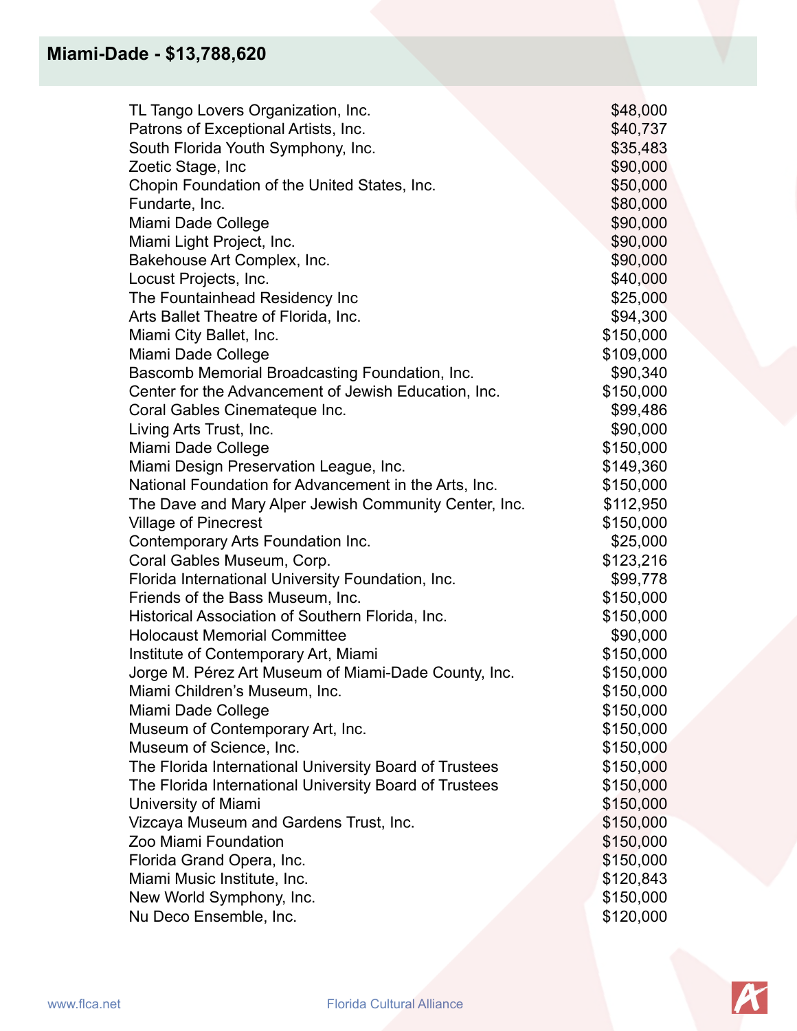## Miami-Dade - $13,788,620

| | |
|---|---|
| TL Tango Lovers Organization, Inc. | $48,000 |
| Patrons of Exceptional Artists, Inc. | $40,737 |
| South Florida Youth Symphony, Inc. | $35,483 |
| Zoetic Stage, Inc | $90,000 |
| Chopin Foundation of the United States, Inc. | $50,000 |
| Fundarte, Inc. | $80,000 |
| Miami Dade College | $90,000 |
| Miami Light Project, Inc. | $90,000 |
| Bakehouse Art Complex, Inc. | $90,000 |
| Locust Projects, Inc. | $40,000 |
| The Fountainhead Residency Inc | $25,000 |
| Arts Ballet Theatre of Florida, Inc. | $94,300 |
| Miami City Ballet, Inc. | $150,000 |
| Miami Dade College | $109,000 |
| Bascomb Memorial Broadcasting Foundation, Inc. | $90,340 |
| Center for the Advancement of Jewish Education, Inc. | $150,000 |
| Coral Gables Cinemateque Inc. | $99,486 |
| Living Arts Trust, Inc. | $90,000 |
| Miami Dade College | $150,000 |
| Miami Design Preservation League, Inc. | $149,360 |
| National Foundation for Advancement in the Arts, Inc. | $150,000 |
| The Dave and Mary Alper Jewish Community Center, Inc. | $112,950 |
| Village of Pinecrest | $150,000 |
| Contemporary Arts Foundation Inc. | $25,000 |
| Coral Gables Museum, Corp. | $123,216 |
| Florida International University Foundation, Inc. | $99,778 |
| Friends of the Bass Museum, Inc. | $150,000 |
| Historical Association of Southern Florida, Inc. | $150,000 |
| Holocaust Memorial Committee | $90,000 |
| Institute of Contemporary Art, Miami | $150,000 |
| Jorge M. Pérez Art Museum of Miami-Dade County, Inc. | $150,000 |
| Miami Children's Museum, Inc. | $150,000 |
| Miami Dade College | $150,000 |
| Museum of Contemporary Art, Inc. | $150,000 |
| Museum of Science, Inc. | $150,000 |
| The Florida International University Board of Trustees | $150,000 |
| The Florida International University Board of Trustees | $150,000 |
| University of Miami | $150,000 |
| Vizcaya Museum and Gardens Trust, Inc. | $150,000 |
| Zoo Miami Foundation | $150,000 |
| Florida Grand Opera, Inc. | $150,000 |
| Miami Music Institute, Inc. | $120,843 |
| New World Symphony, Inc. | $150,000 |
| Nu Deco Ensemble, Inc. | $120,000 |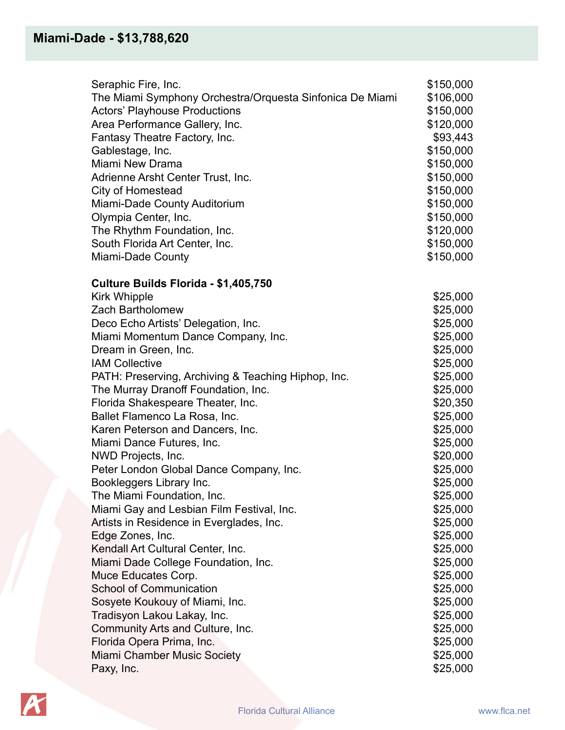## Miami-Dade - $13,788,620

| | |
|---|---|
| Seraphic Fire, Inc. | $150,000 |
| The Miami Symphony Orchestra/Orquesta Sinfonica De Miami | $106,000 |
| Actors' Playhouse Productions | $150,000 |
| Area Performance Gallery, Inc. | $120,000 |
| Fantasy Theatre Factory, Inc. | $93,443 |
| Gablestage, Inc. | $150,000 |
| Miami New Drama | $150,000 |
| Adrienne Arsht Center Trust, Inc. | $150,000 |
| City of Homestead | $150,000 |
| Miami-Dade County Auditorium | $150,000 |
| Olympia Center, Inc. | $150,000 |
| The Rhythm Foundation, Inc. | $120,000 |
| South Florida Art Center, Inc. | $150,000 |
| Miami-Dade County | $150,000 |

**Culture Builds Florida - $1,405,750**

| | |
|---|---|
| Kirk Whipple | $25,000 |
| Zach Bartholomew | $25,000 |
| Deco Echo Artists' Delegation, Inc. | $25,000 |
| Miami Momentum Dance Company, Inc. | $25,000 |
| Dream in Green, Inc. | $25,000 |
| IAM Collective | $25,000 |
| PATH: Preserving, Archiving & Teaching Hiphop, Inc. | $25,000 |
| The Murray Dranoff Foundation, Inc. | $25,000 |
| Florida Shakespeare Theater, Inc. | $20,350 |
| Ballet Flamenco La Rosa, Inc. | $25,000 |
| Karen Peterson and Dancers, Inc. | $25,000 |
| Miami Dance Futures, Inc. | $25,000 |
| NWD Projects, Inc. | $20,000 |
| Peter London Global Dance Company, Inc. | $25,000 |
| Bookleggers Library Inc. | $25,000 |
| The Miami Foundation, Inc. | $25,000 |
| Miami Gay and Lesbian Film Festival, Inc. | $25,000 |
| Artists in Residence in Everglades, Inc. | $25,000 |
| Edge Zones, Inc. | $25,000 |
| Kendall Art Cultural Center, Inc. | $25,000 |
| Miami Dade College Foundation, Inc. | $25,000 |
| Muce Educates Corp. | $25,000 |
| School of Communication | $25,000 |
| Sosyete Koukouy of Miami, Inc. | $25,000 |
| Tradisyon Lakou Lakay, Inc. | $25,000 |
| Community Arts and Culture, Inc. | $25,000 |
| Florida Opera Prima, Inc. | $25,000 |
| Miami Chamber Music Society | $25,000 |
| Paxy, Inc. | $25,000 |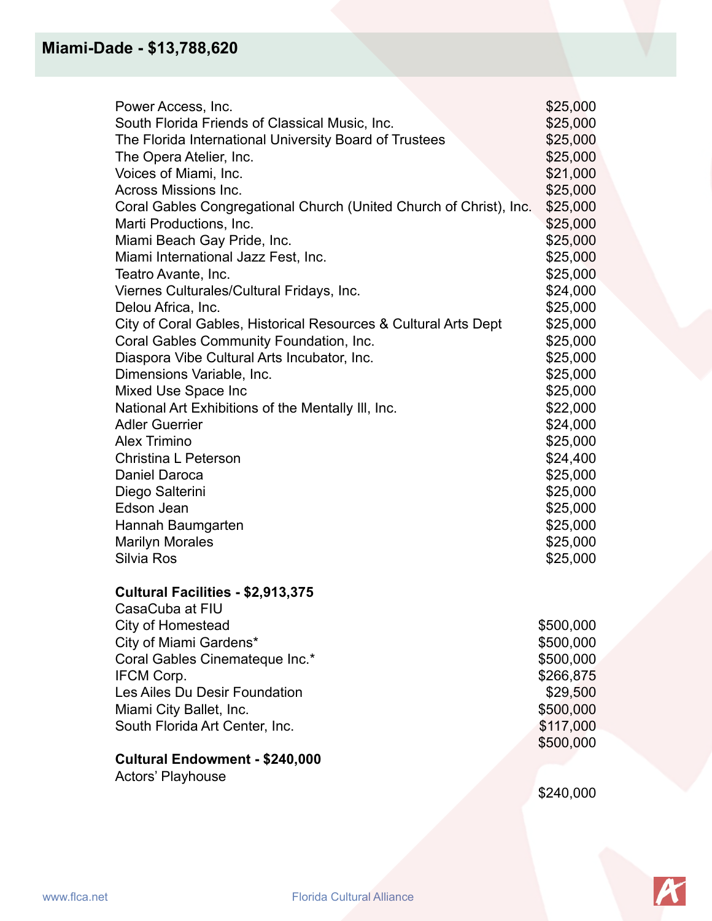## Miami-Dade - $13,788,620

| | |
|---|---|
| Power Access, Inc. | $25,000 |
| South Florida Friends of Classical Music, Inc. | $25,000 |
| The Florida International University Board of Trustees | $25,000 |
| The Opera Atelier, Inc. | $25,000 |
| Voices of Miami, Inc. | $21,000 |
| Across Missions Inc. | $25,000 |
| Coral Gables Congregational Church (United Church of Christ), Inc. | $25,000 |
| Marti Productions, Inc. | $25,000 |
| Miami Beach Gay Pride, Inc. | $25,000 |
| Miami International Jazz Fest, Inc. | $25,000 |
| Teatro Avante, Inc. | $25,000 |
| Viernes Culturales/Cultural Fridays, Inc. | $24,000 |
| Delou Africa, Inc. | $25,000 |
| City of Coral Gables, Historical Resources & Cultural Arts Dept | $25,000 |
| Coral Gables Community Foundation, Inc. | $25,000 |
| Diaspora Vibe Cultural Arts Incubator, Inc. | $25,000 |
| Dimensions Variable, Inc. | $25,000 |
| Mixed Use Space Inc | $25,000 |
| National Art Exhibitions of the Mentally Ill, Inc. | $22,000 |
| Adler Guerrier | $24,000 |
| Alex Trimino | $25,000 |
| Christina L Peterson | $24,400 |
| Daniel Daroca | $25,000 |
| Diego Salterini | $25,000 |
| Edson Jean | $25,000 |
| Hannah Baumgarten | $25,000 |
| Marilyn Morales | $25,000 |
| Silvia Ros | $25,000 |

**Cultural Facilities - $2,913,375**

| | |
|---|---|
| CasaCuba at FIU | |
| City of Homestead | $500,000 |
| City of Miami Gardens* | $500,000 |
| Coral Gables Cinemateque Inc.* | $500,000 |
| IFCM Corp. | $266,875 |
| Les Ailes Du Desir Foundation | $29,500 |
| Miami City Ballet, Inc. | $500,000 |
| South Florida Art Center, Inc. | $117,000 |
| | $500,000 |

**Cultural Endowment - $240,000**

| | |
|---|---|
| Actors' Playhouse | |
| | $240,000 |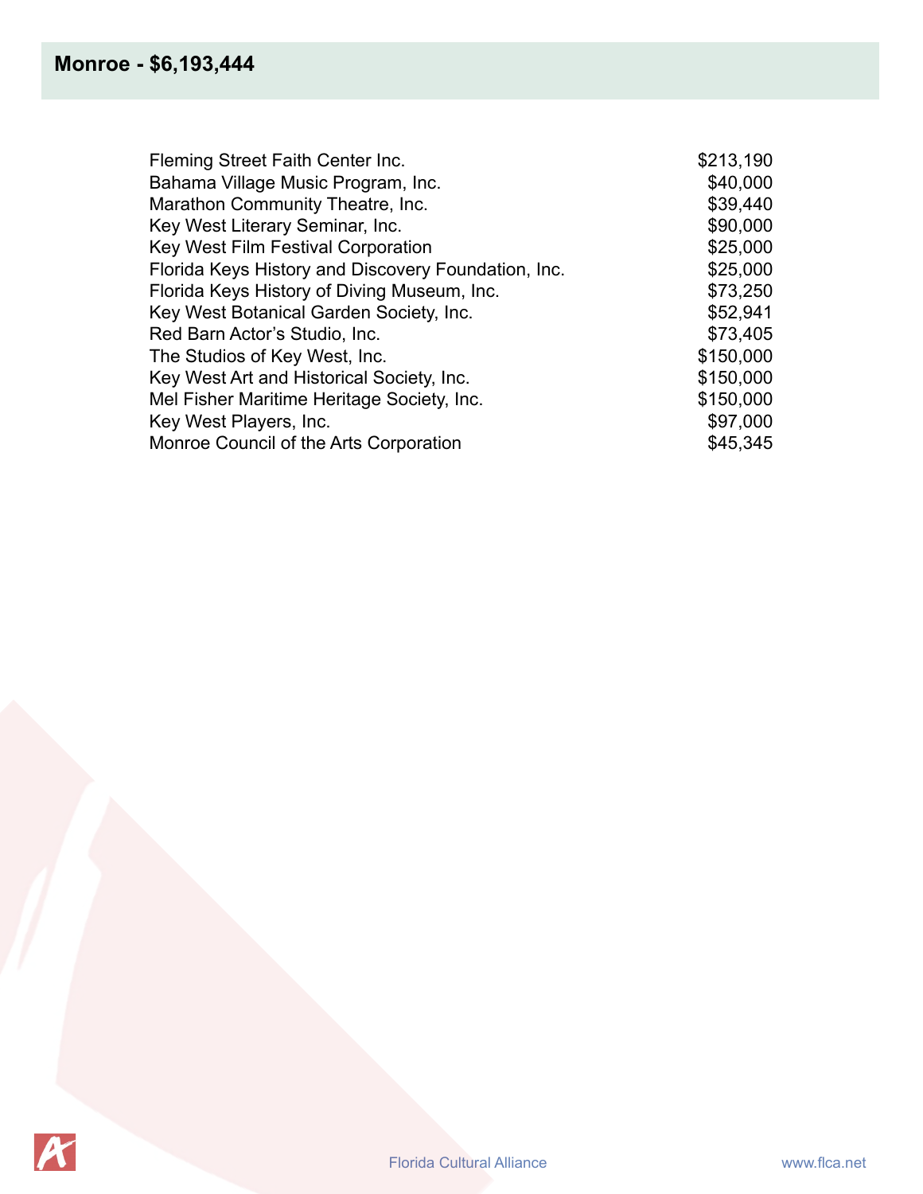## Monroe - $6,193,444

| | |
|---|---|
| Fleming Street Faith Center Inc. | $213,190 |
| Bahama Village Music Program, Inc. | $40,000 |
| Marathon Community Theatre, Inc. | $39,440 |
| Key West Literary Seminar, Inc. | $90,000 |
| Key West Film Festival Corporation | $25,000 |
| Florida Keys History and Discovery Foundation, Inc. | $25,000 |
| Florida Keys History of Diving Museum, Inc. | $73,250 |
| Key West Botanical Garden Society, Inc. | $52,941 |
| Red Barn Actor's Studio, Inc. | $73,405 |
| The Studios of Key West, Inc. | $150,000 |
| Key West Art and Historical Society, Inc. | $150,000 |
| Mel Fisher Maritime Heritage Society, Inc. | $150,000 |
| Key West Players, Inc. | $97,000 |
| Monroe Council of the Arts Corporation | $45,345 |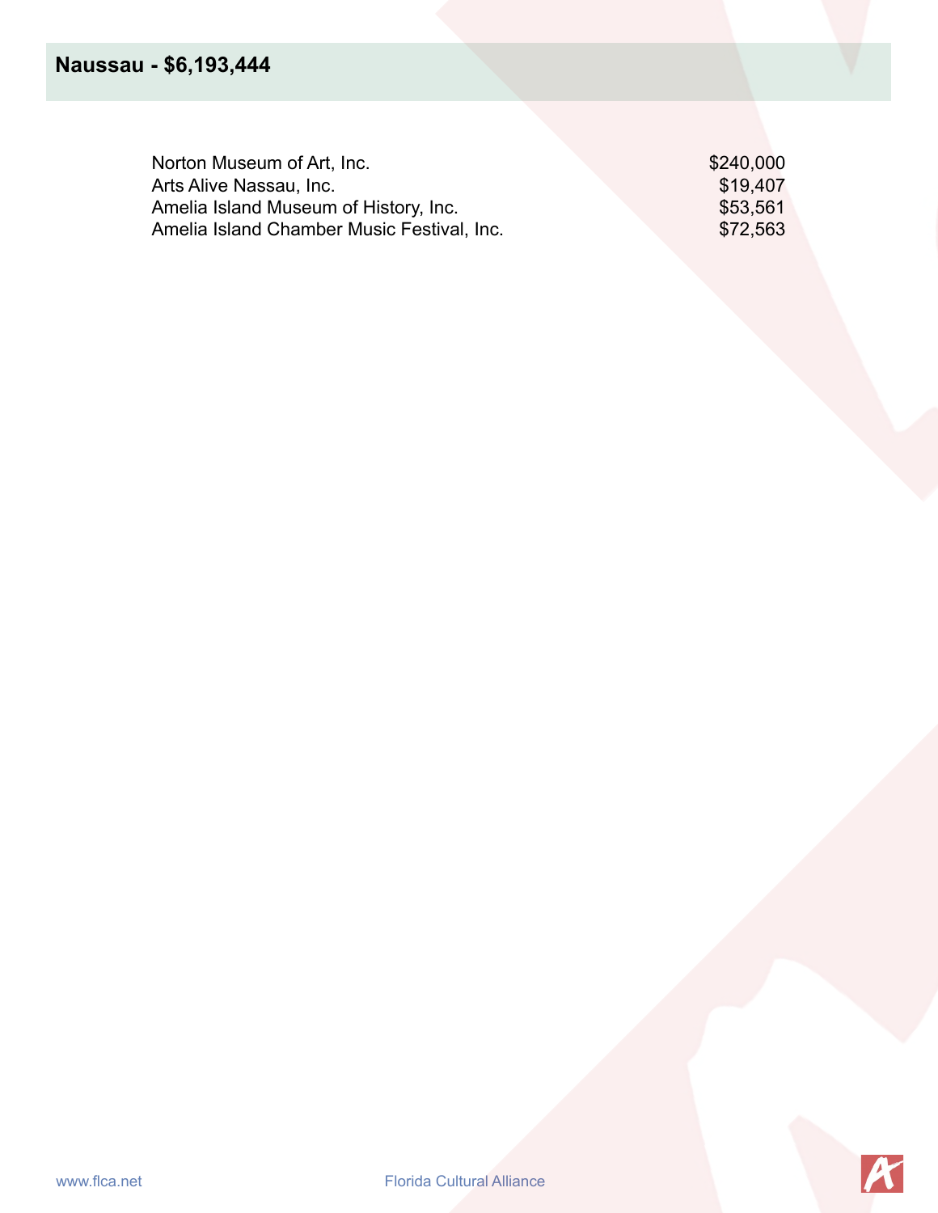## Naussau - $6,193,444

| | |
|---|---|
| Norton Museum of Art, Inc. | $240,000 |
| Arts Alive Nassau, Inc. | $19,407 |
| Amelia Island Museum of History, Inc. | $53,561 |
| Amelia Island Chamber Music Festival, Inc. | $72,563 |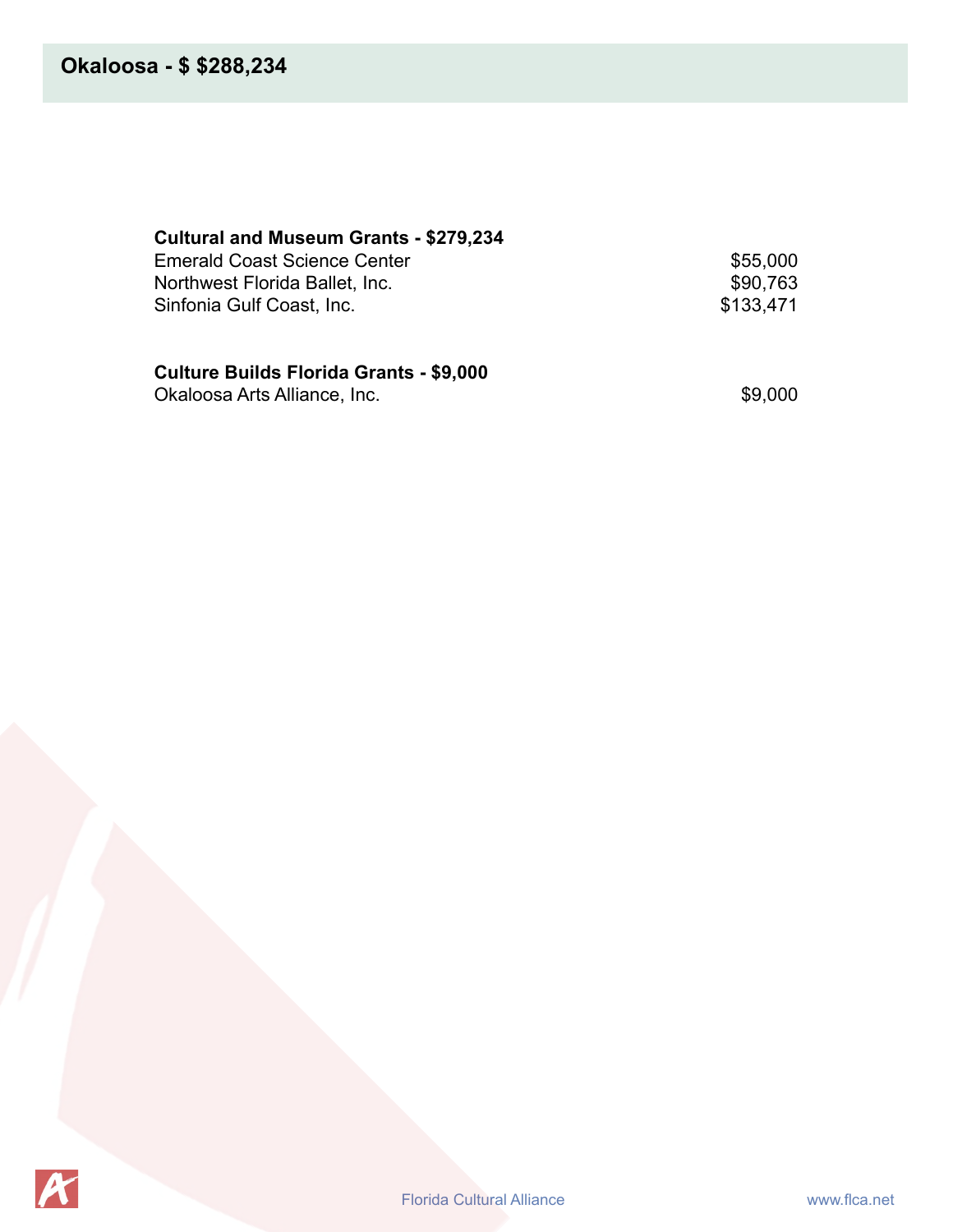## Okaloosa - $ $288,234

**Cultural and Museum Grants - $279,234**

| | |
|---|---|
| Emerald Coast Science Center | $55,000 |
| Northwest Florida Ballet, Inc. | $90,763 |
| Sinfonia Gulf Coast, Inc. | $133,471 |

**Culture Builds Florida Grants - $9,000**

| | |
|---|---|
| Okaloosa Arts Alliance, Inc. | $9,000 |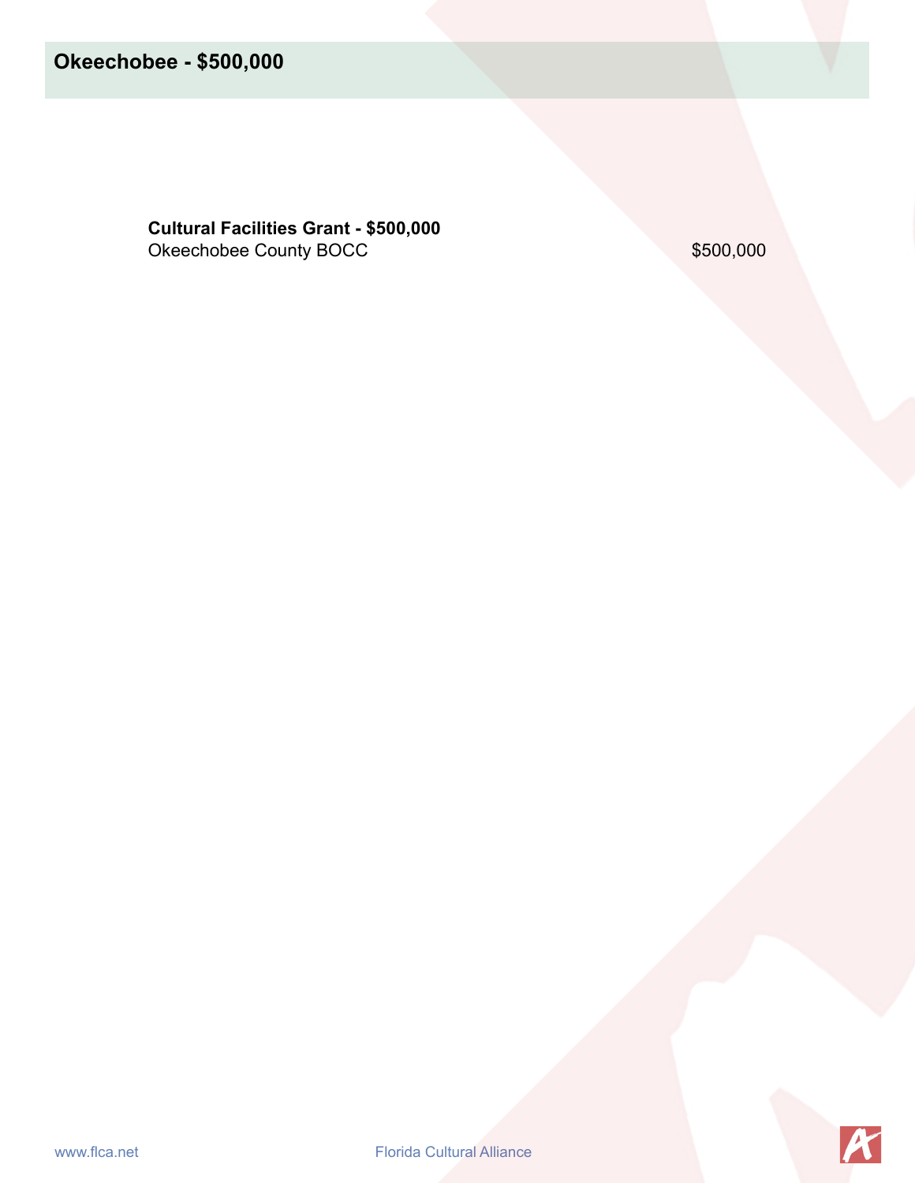## Okeechobee - $500,000

**Cultural Facilities Grant - $500,000**

| | |
|---|---|
| Okeechobee County BOCC | $500,000 |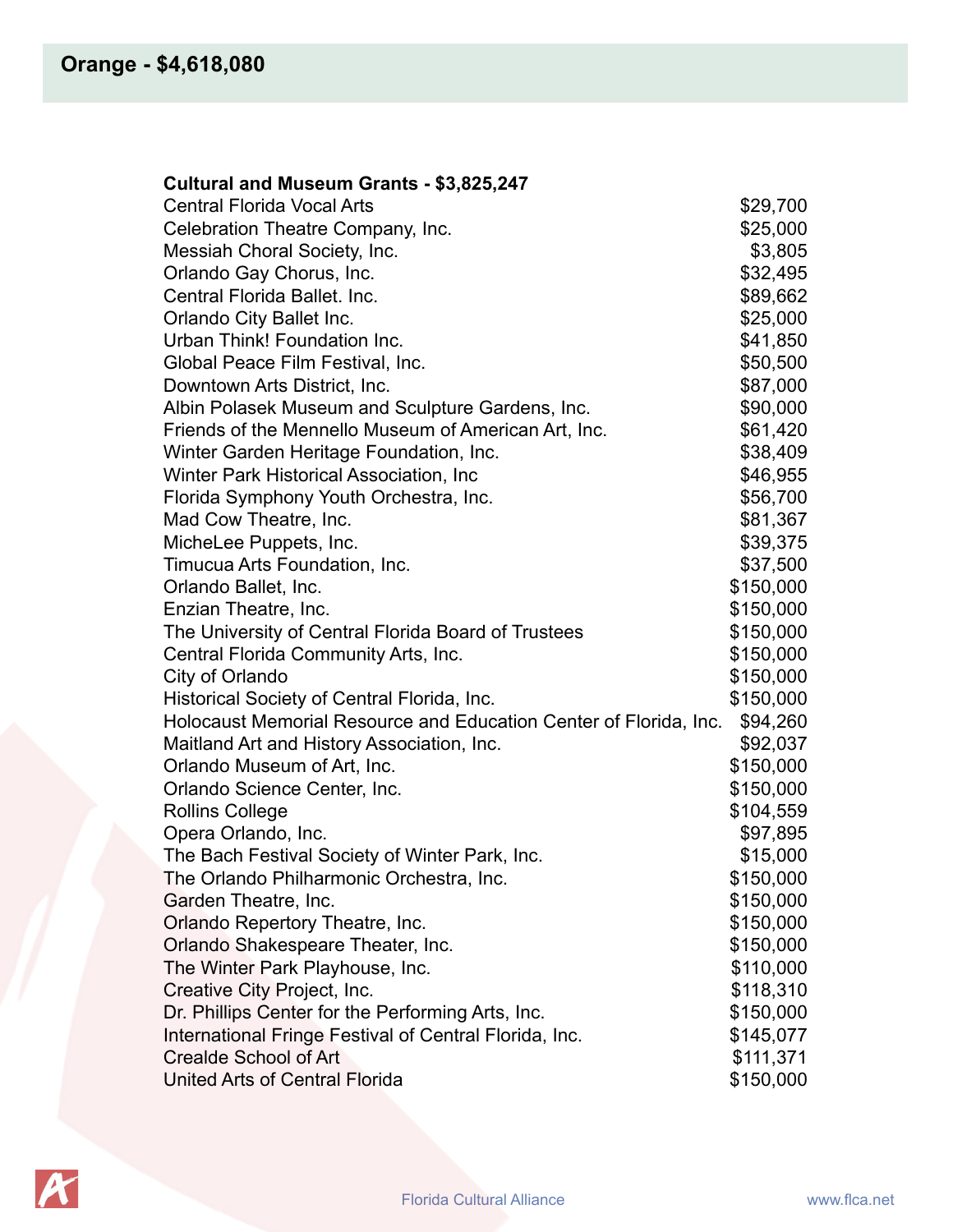## Orange - $4,618,080

| Cultural and Museum Grants - $3,825,247 | |
|---|---|
| Central Florida Vocal Arts | $29,700 |
| Celebration Theatre Company, Inc. | $25,000 |
| Messiah Choral Society, Inc. | $3,805 |
| Orlando Gay Chorus, Inc. | $32,495 |
| Central Florida Ballet. Inc. | $89,662 |
| Orlando City Ballet Inc. | $25,000 |
| Urban Think! Foundation Inc. | $41,850 |
| Global Peace Film Festival, Inc. | $50,500 |
| Downtown Arts District, Inc. | $87,000 |
| Albin Polasek Museum and Sculpture Gardens, Inc. | $90,000 |
| Friends of the Mennello Museum of American Art, Inc. | $61,420 |
| Winter Garden Heritage Foundation, Inc. | $38,409 |
| Winter Park Historical Association, Inc | $46,955 |
| Florida Symphony Youth Orchestra, Inc. | $56,700 |
| Mad Cow Theatre, Inc. | $81,367 |
| MicheLee Puppets, Inc. | $39,375 |
| Timucua Arts Foundation, Inc. | $37,500 |
| Orlando Ballet, Inc. | $150,000 |
| Enzian Theatre, Inc. | $150,000 |
| The University of Central Florida Board of Trustees | $150,000 |
| Central Florida Community Arts, Inc. | $150,000 |
| City of Orlando | $150,000 |
| Historical Society of Central Florida, Inc. | $150,000 |
| Holocaust Memorial Resource and Education Center of Florida, Inc. | $94,260 |
| Maitland Art and History Association, Inc. | $92,037 |
| Orlando Museum of Art, Inc. | $150,000 |
| Orlando Science Center, Inc. | $150,000 |
| Rollins College | $104,559 |
| Opera Orlando, Inc. | $97,895 |
| The Bach Festival Society of Winter Park, Inc. | $15,000 |
| The Orlando Philharmonic Orchestra, Inc. | $150,000 |
| Garden Theatre, Inc. | $150,000 |
| Orlando Repertory Theatre, Inc. | $150,000 |
| Orlando Shakespeare Theater, Inc. | $150,000 |
| The Winter Park Playhouse, Inc. | $110,000 |
| Creative City Project, Inc. | $118,310 |
| Dr. Phillips Center for the Performing Arts, Inc. | $150,000 |
| International Fringe Festival of Central Florida, Inc. | $145,077 |
| Crealde School of Art | $111,371 |
| United Arts of Central Florida | $150,000 |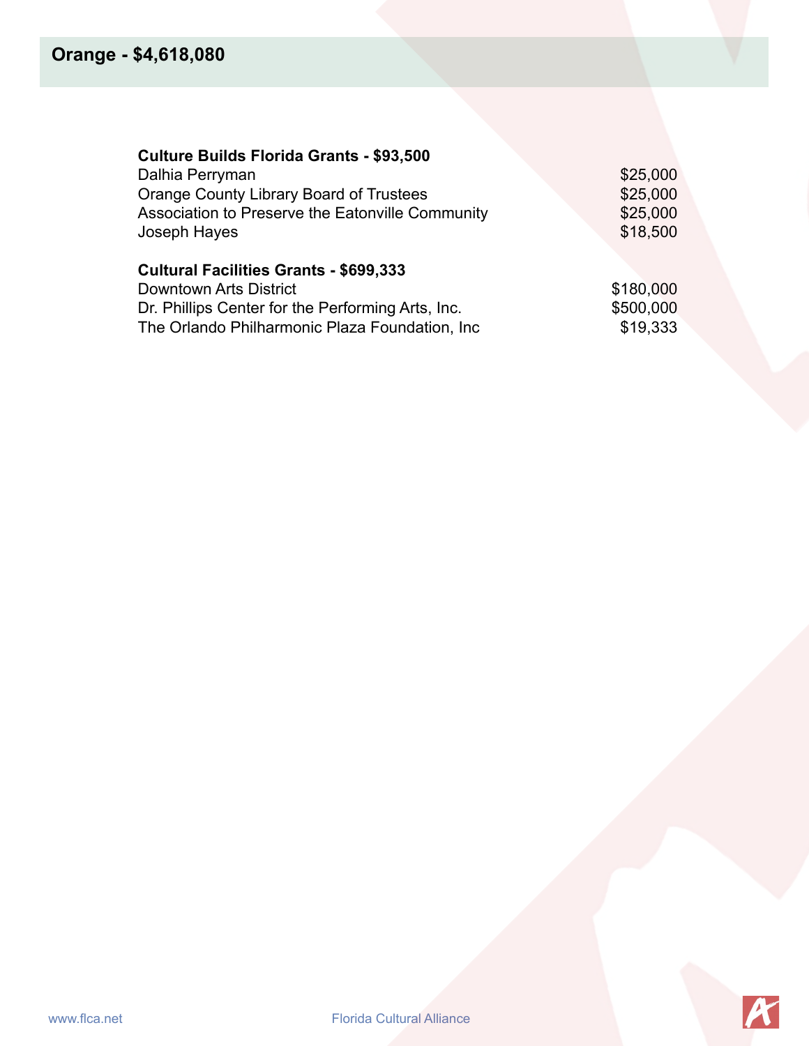## Orange - $4,618,080

**Culture Builds Florida Grants - $93,500**

| | |
|---|---|
| Dalhia Perryman | $25,000 |
| Orange County Library Board of Trustees | $25,000 |
| Association to Preserve the Eatonville Community | $25,000 |
| Joseph Hayes | $18,500 |

**Cultural Facilities Grants - $699,333**

| | |
|---|---|
| Downtown Arts District | $180,000 |
| Dr. Phillips Center for the Performing Arts, Inc. | $500,000 |
| The Orlando Philharmonic Plaza Foundation, Inc | $19,333 |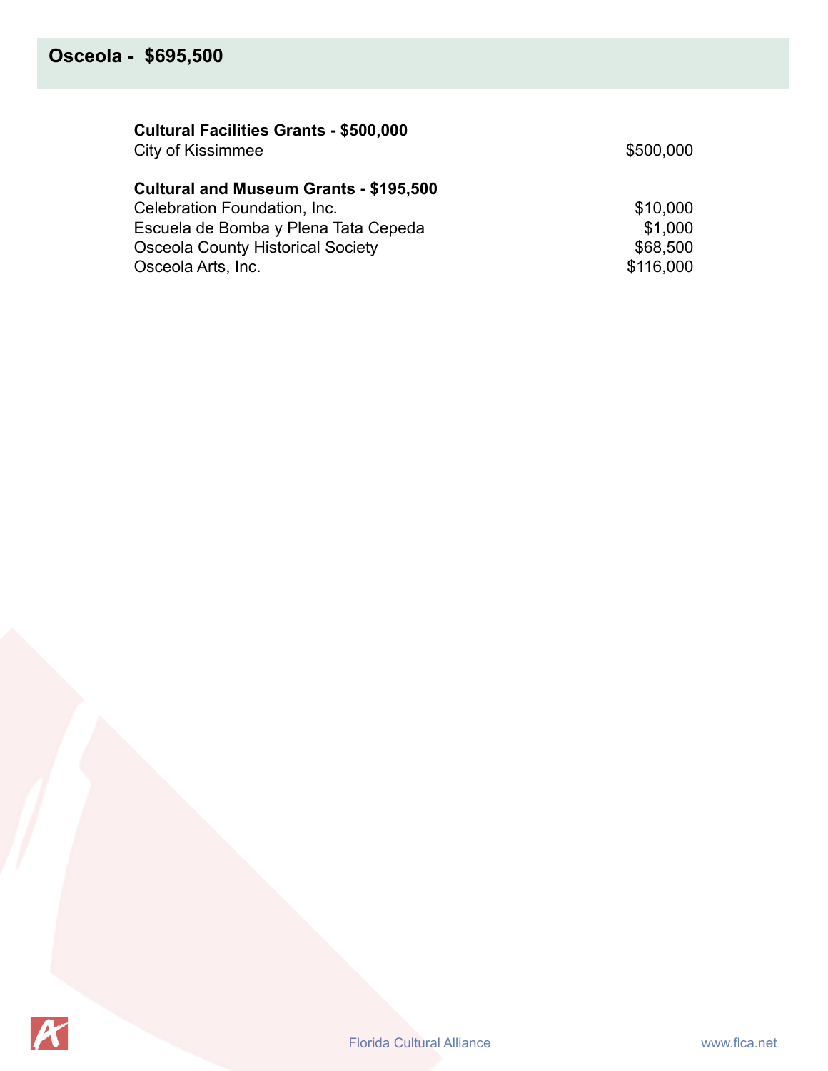## Osceola - $695,500

**Cultural Facilities Grants - $500,000**

| | |
|---|---|
| City of Kissimmee | $500,000 |

**Cultural and Museum Grants - $195,500**

| | |
|---|---|
| Celebration Foundation, Inc. | $10,000 |
| Escuela de Bomba y Plena Tata Cepeda | $1,000 |
| Osceola County Historical Society | $68,500 |
| Osceola Arts, Inc. | $116,000 |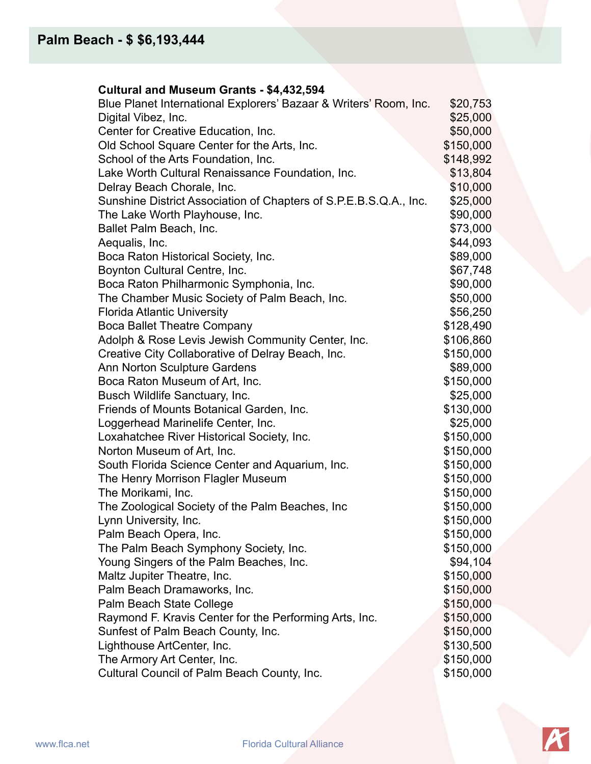## Palm Beach - $ $6,193,444

| Cultural and Museum Grants - $4,432,594 | |
|---|---|
| Blue Planet International Explorers' Bazaar & Writers' Room, Inc. | $20,753 |
| Digital Vibez, Inc. | $25,000 |
| Center for Creative Education, Inc. | $50,000 |
| Old School Square Center for the Arts, Inc. | $150,000 |
| School of the Arts Foundation, Inc. | $148,992 |
| Lake Worth Cultural Renaissance Foundation, Inc. | $13,804 |
| Delray Beach Chorale, Inc. | $10,000 |
| Sunshine District Association of Chapters of S.P.E.B.S.Q.A., Inc. | $25,000 |
| The Lake Worth Playhouse, Inc. | $90,000 |
| Ballet Palm Beach, Inc. | $73,000 |
| Aequalis, Inc. | $44,093 |
| Boca Raton Historical Society, Inc. | $89,000 |
| Boynton Cultural Centre, Inc. | $67,748 |
| Boca Raton Philharmonic Symphonia, Inc. | $90,000 |
| The Chamber Music Society of Palm Beach, Inc. | $50,000 |
| Florida Atlantic University | $56,250 |
| Boca Ballet Theatre Company | $128,490 |
| Adolph & Rose Levis Jewish Community Center, Inc. | $106,860 |
| Creative City Collaborative of Delray Beach, Inc. | $150,000 |
| Ann Norton Sculpture Gardens | $89,000 |
| Boca Raton Museum of Art, Inc. | $150,000 |
| Busch Wildlife Sanctuary, Inc. | $25,000 |
| Friends of Mounts Botanical Garden, Inc. | $130,000 |
| Loggerhead Marinelife Center, Inc. | $25,000 |
| Loxahatchee River Historical Society, Inc. | $150,000 |
| Norton Museum of Art, Inc. | $150,000 |
| South Florida Science Center and Aquarium, Inc. | $150,000 |
| The Henry Morrison Flagler Museum | $150,000 |
| The Morikami, Inc. | $150,000 |
| The Zoological Society of the Palm Beaches, Inc | $150,000 |
| Lynn University, Inc. | $150,000 |
| Palm Beach Opera, Inc. | $150,000 |
| The Palm Beach Symphony Society, Inc. | $150,000 |
| Young Singers of the Palm Beaches, Inc. | $94,104 |
| Maltz Jupiter Theatre, Inc. | $150,000 |
| Palm Beach Dramaworks, Inc. | $150,000 |
| Palm Beach State College | $150,000 |
| Raymond F. Kravis Center for the Performing Arts, Inc. | $150,000 |
| Sunfest of Palm Beach County, Inc. | $150,000 |
| Lighthouse ArtCenter, Inc. | $130,500 |
| The Armory Art Center, Inc. | $150,000 |
| Cultural Council of Palm Beach County, Inc. | $150,000 |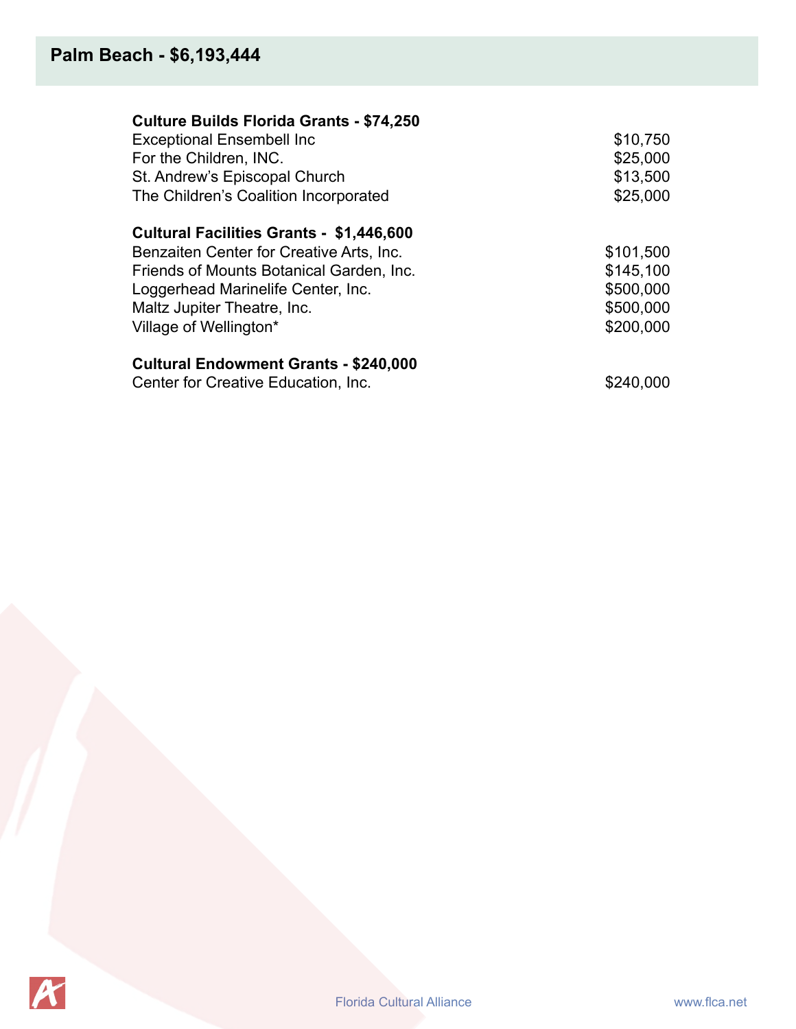## Palm Beach - $6,193,444

**Culture Builds Florida Grants - $74,250**

| | |
|---|---|
| Exceptional Ensembell Inc | $10,750 |
| For the Children, INC. | $25,000 |
| St. Andrew's Episcopal Church | $13,500 |
| The Children's Coalition Incorporated | $25,000 |

**Cultural Facilities Grants - $1,446,600**

| | |
|---|---|
| Benzaiten Center for Creative Arts, Inc. | $101,500 |
| Friends of Mounts Botanical Garden, Inc. | $145,100 |
| Loggerhead Marinelife Center, Inc. | $500,000 |
| Maltz Jupiter Theatre, Inc. | $500,000 |
| Village of Wellington* | $200,000 |

**Cultural Endowment Grants - $240,000**

| | |
|---|---|
| Center for Creative Education, Inc. | $240,000 |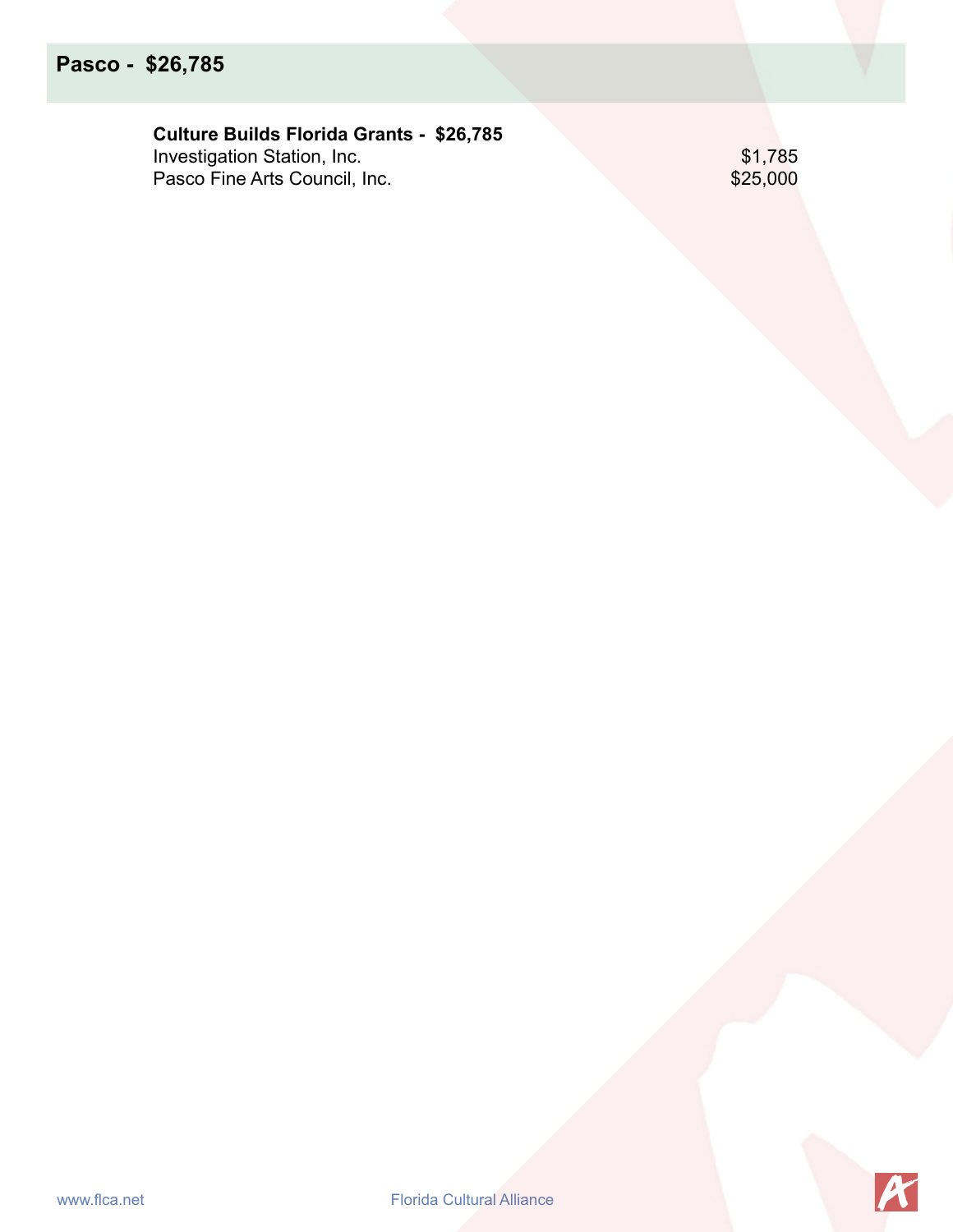## Pasco - $26,785

**Culture Builds Florida Grants - $26,785**

| | |
|---|---|
| Investigation Station, Inc. | $1,785 |
| Pasco Fine Arts Council, Inc. | $25,000 |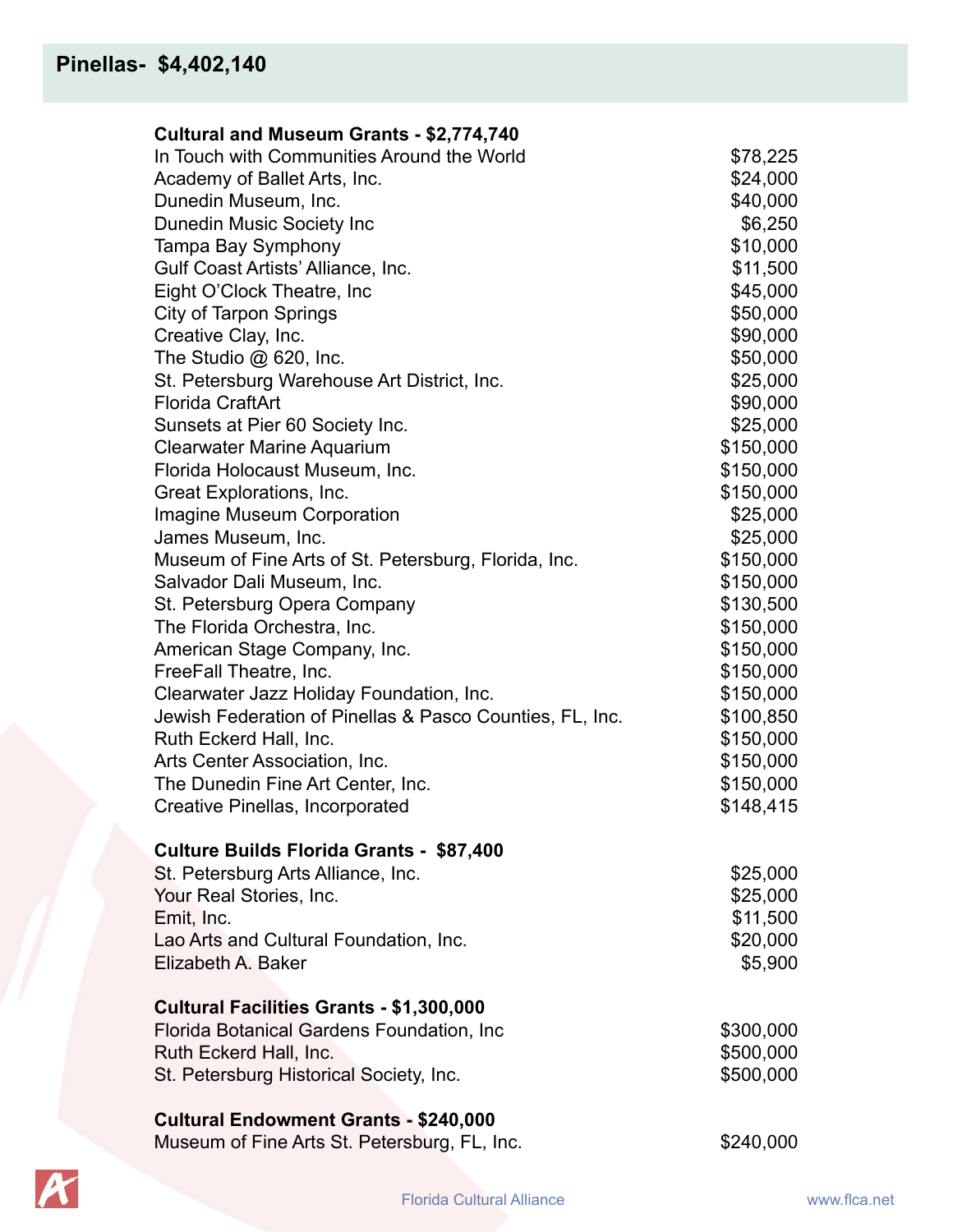## Pinellas- $4,402,140

**Cultural and Museum Grants - $2,774,740**

| | |
|---|---|
| In Touch with Communities Around the World | $78,225 |
| Academy of Ballet Arts, Inc. | $24,000 |
| Dunedin Museum, Inc. | $40,000 |
| Dunedin Music Society Inc | $6,250 |
| Tampa Bay Symphony | $10,000 |
| Gulf Coast Artists' Alliance, Inc. | $11,500 |
| Eight O'Clock Theatre, Inc | $45,000 |
| City of Tarpon Springs | $50,000 |
| Creative Clay, Inc. | $90,000 |
| The Studio @ 620, Inc. | $50,000 |
| St. Petersburg Warehouse Art District, Inc. | $25,000 |
| Florida CraftArt | $90,000 |
| Sunsets at Pier 60 Society Inc. | $25,000 |
| Clearwater Marine Aquarium | $150,000 |
| Florida Holocaust Museum, Inc. | $150,000 |
| Great Explorations, Inc. | $150,000 |
| Imagine Museum Corporation | $25,000 |
| James Museum, Inc. | $25,000 |
| Museum of Fine Arts of St. Petersburg, Florida, Inc. | $150,000 |
| Salvador Dali Museum, Inc. | $150,000 |
| St. Petersburg Opera Company | $130,500 |
| The Florida Orchestra, Inc. | $150,000 |
| American Stage Company, Inc. | $150,000 |
| FreeFall Theatre, Inc. | $150,000 |
| Clearwater Jazz Holiday Foundation, Inc. | $150,000 |
| Jewish Federation of Pinellas & Pasco Counties, FL, Inc. | $100,850 |
| Ruth Eckerd Hall, Inc. | $150,000 |
| Arts Center Association, Inc. | $150,000 |
| The Dunedin Fine Art Center, Inc. | $150,000 |
| Creative Pinellas, Incorporated | $148,415 |

**Culture Builds Florida Grants - $87,400**

| | |
|---|---|
| St. Petersburg Arts Alliance, Inc. | $25,000 |
| Your Real Stories, Inc. | $25,000 |
| Emit, Inc. | $11,500 |
| Lao Arts and Cultural Foundation, Inc. | $20,000 |
| Elizabeth A. Baker | $5,900 |

**Cultural Facilities Grants - $1,300,000**

| | |
|---|---|
| Florida Botanical Gardens Foundation, Inc | $300,000 |
| Ruth Eckerd Hall, Inc. | $500,000 |
| St. Petersburg Historical Society, Inc. | $500,000 |

**Cultural Endowment Grants - $240,000**

| | |
|---|---|
| Museum of Fine Arts St. Petersburg, FL, Inc. | $240,000 |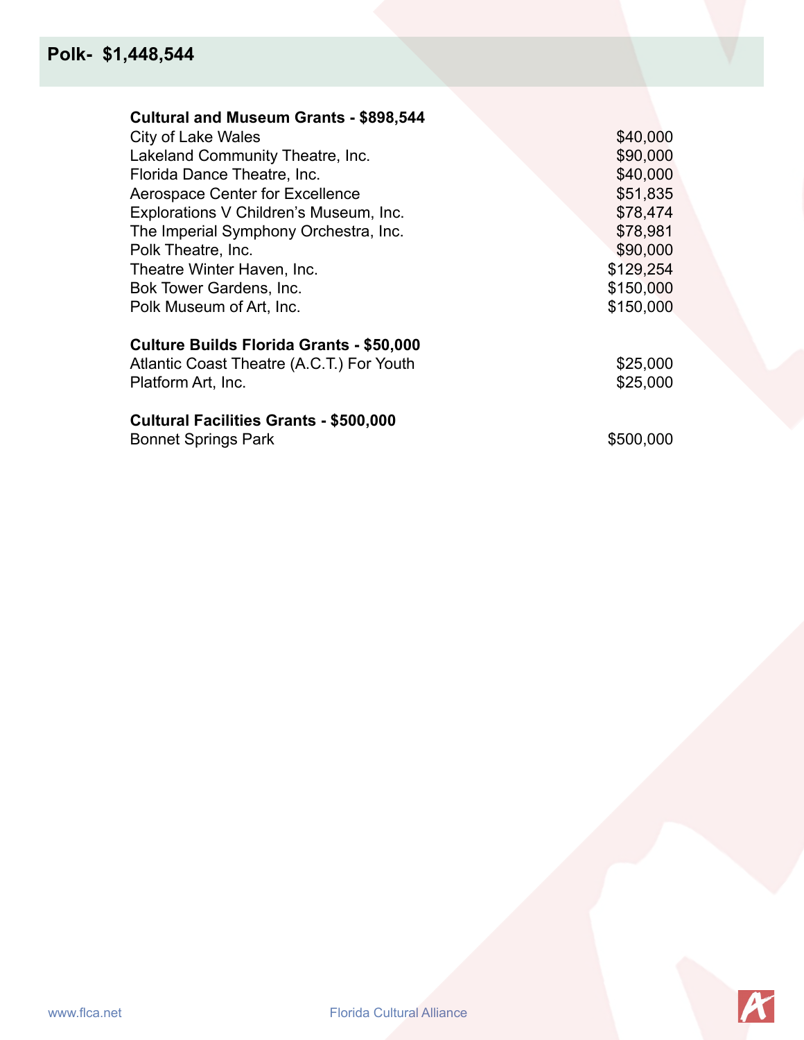# Polk- $1,448,544

**Cultural and Museum Grants - $898,544**

| | |
|---|---|
| City of Lake Wales | $40,000 |
| Lakeland Community Theatre, Inc. | $90,000 |
| Florida Dance Theatre, Inc. | $40,000 |
| Aerospace Center for Excellence | $51,835 |
| Explorations V Children's Museum, Inc. | $78,474 |
| The Imperial Symphony Orchestra, Inc. | $78,981 |
| Polk Theatre, Inc. | $90,000 |
| Theatre Winter Haven, Inc. | $129,254 |
| Bok Tower Gardens, Inc. | $150,000 |
| Polk Museum of Art, Inc. | $150,000 |

**Culture Builds Florida Grants - $50,000**

| | |
|---|---|
| Atlantic Coast Theatre (A.C.T.) For Youth | $25,000 |
| Platform Art, Inc. | $25,000 |

**Cultural Facilities Grants - $500,000**

| | |
|---|---|
| Bonnet Springs Park | $500,000 |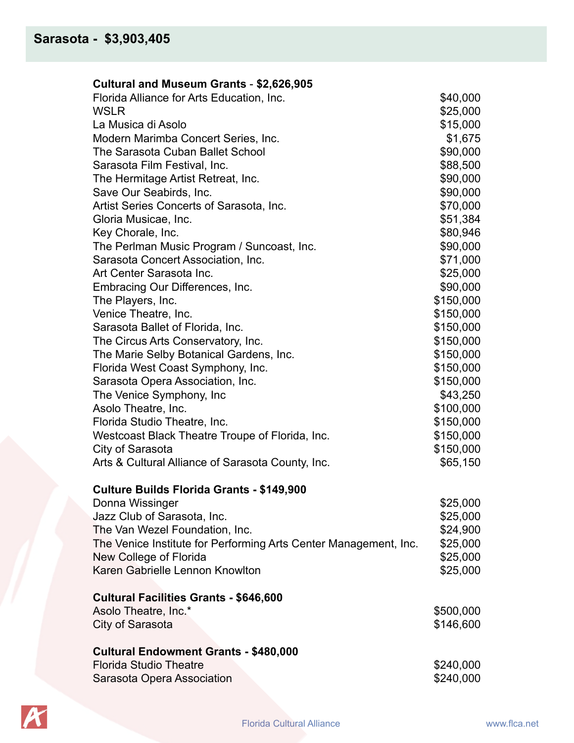## Sarasota - $3,903,405

**Cultural and Museum Grants - $2,626,905**

| | |
|---|---|
| Florida Alliance for Arts Education, Inc. | $40,000 |
| WSLR | $25,000 |
| La Musica di Asolo | $15,000 |
| Modern Marimba Concert Series, Inc. | $1,675 |
| The Sarasota Cuban Ballet School | $90,000 |
| Sarasota Film Festival, Inc. | $88,500 |
| The Hermitage Artist Retreat, Inc. | $90,000 |
| Save Our Seabirds, Inc. | $90,000 |
| Artist Series Concerts of Sarasota, Inc. | $70,000 |
| Gloria Musicae, Inc. | $51,384 |
| Key Chorale, Inc. | $80,946 |
| The Perlman Music Program / Suncoast, Inc. | $90,000 |
| Sarasota Concert Association, Inc. | $71,000 |
| Art Center Sarasota Inc. | $25,000 |
| Embracing Our Differences, Inc. | $90,000 |
| The Players, Inc. | $150,000 |
| Venice Theatre, Inc. | $150,000 |
| Sarasota Ballet of Florida, Inc. | $150,000 |
| The Circus Arts Conservatory, Inc. | $150,000 |
| The Marie Selby Botanical Gardens, Inc. | $150,000 |
| Florida West Coast Symphony, Inc. | $150,000 |
| Sarasota Opera Association, Inc. | $150,000 |
| The Venice Symphony, Inc | $43,250 |
| Asolo Theatre, Inc. | $100,000 |
| Florida Studio Theatre, Inc. | $150,000 |
| Westcoast Black Theatre Troupe of Florida, Inc. | $150,000 |
| City of Sarasota | $150,000 |
| Arts & Cultural Alliance of Sarasota County, Inc. | $65,150 |

**Culture Builds Florida Grants - $149,900**

| | |
|---|---|
| Donna Wissinger | $25,000 |
| Jazz Club of Sarasota, Inc. | $25,000 |
| The Van Wezel Foundation, Inc. | $24,900 |
| The Venice Institute for Performing Arts Center Management, Inc. | $25,000 |
| New College of Florida | $25,000 |
| Karen Gabrielle Lennon Knowlton | $25,000 |

**Cultural Facilities Grants - $646,600**

| | |
|---|---|
| Asolo Theatre, Inc.* | $500,000 |
| City of Sarasota | $146,600 |

**Cultural Endowment Grants - $480,000**

| | |
|---|---|
| Florida Studio Theatre | $240,000 |
| Sarasota Opera Association | $240,000 |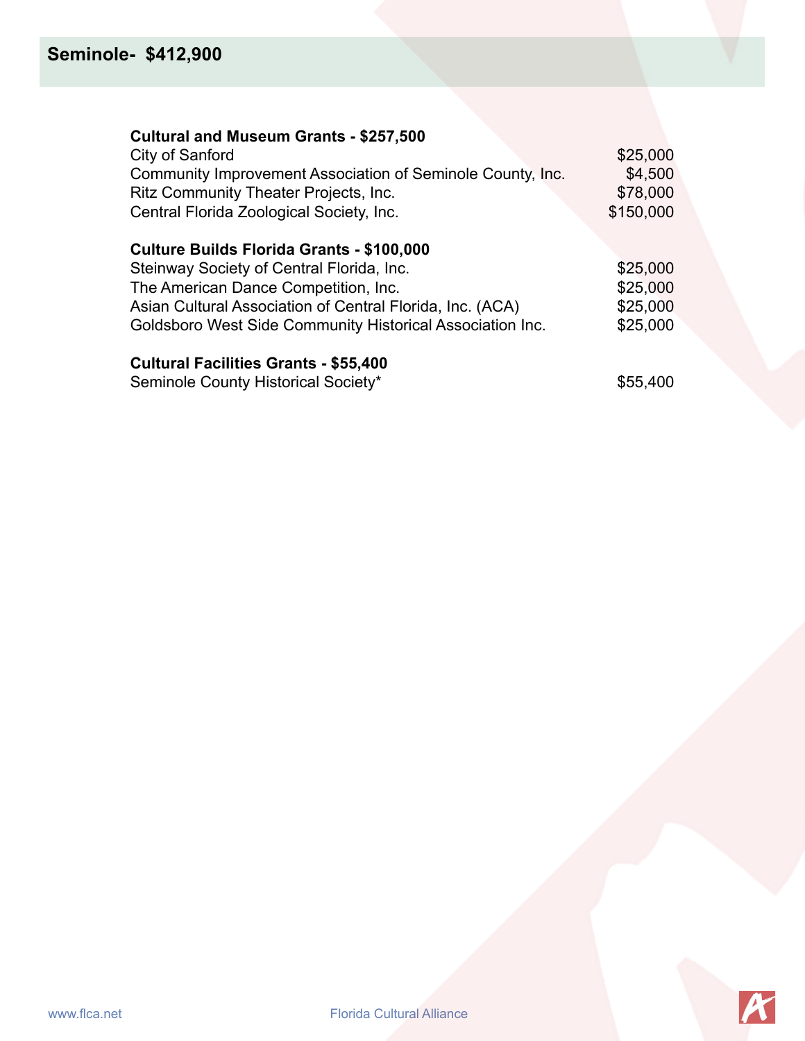## Seminole- $412,900

**Cultural and Museum Grants - $257,500**

| | |
|---|---|
| City of Sanford | $25,000 |
| Community Improvement Association of Seminole County, Inc. | $4,500 |
| Ritz Community Theater Projects, Inc. | $78,000 |
| Central Florida Zoological Society, Inc. | $150,000 |

**Culture Builds Florida Grants - $100,000**

| | |
|---|---|
| Steinway Society of Central Florida, Inc. | $25,000 |
| The American Dance Competition, Inc. | $25,000 |
| Asian Cultural Association of Central Florida, Inc. (ACA) | $25,000 |
| Goldsboro West Side Community Historical Association Inc. | $25,000 |

**Cultural Facilities Grants - $55,400**

| | |
|---|---|
| Seminole County Historical Society* | $55,400 |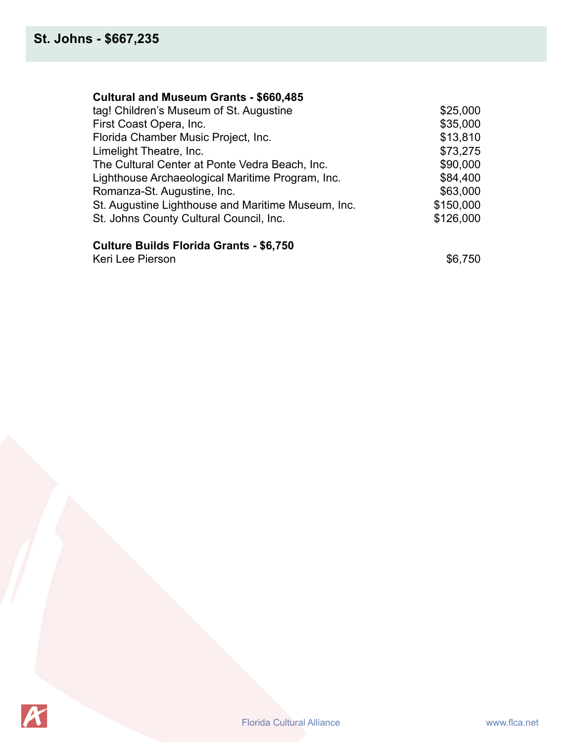## St. Johns - $667,235

**Cultural and Museum Grants - $660,485**

| | |
|---|---|
| tag! Children's Museum of St. Augustine | $25,000 |
| First Coast Opera, Inc. | $35,000 |
| Florida Chamber Music Project, Inc. | $13,810 |
| Limelight Theatre, Inc. | $73,275 |
| The Cultural Center at Ponte Vedra Beach, Inc. | $90,000 |
| Lighthouse Archaeological Maritime Program, Inc. | $84,400 |
| Romanza-St. Augustine, Inc. | $63,000 |
| St. Augustine Lighthouse and Maritime Museum, Inc. | $150,000 |
| St. Johns County Cultural Council, Inc. | $126,000 |

**Culture Builds Florida Grants - $6,750**

| | |
|---|---|
| Keri Lee Pierson | $6,750 |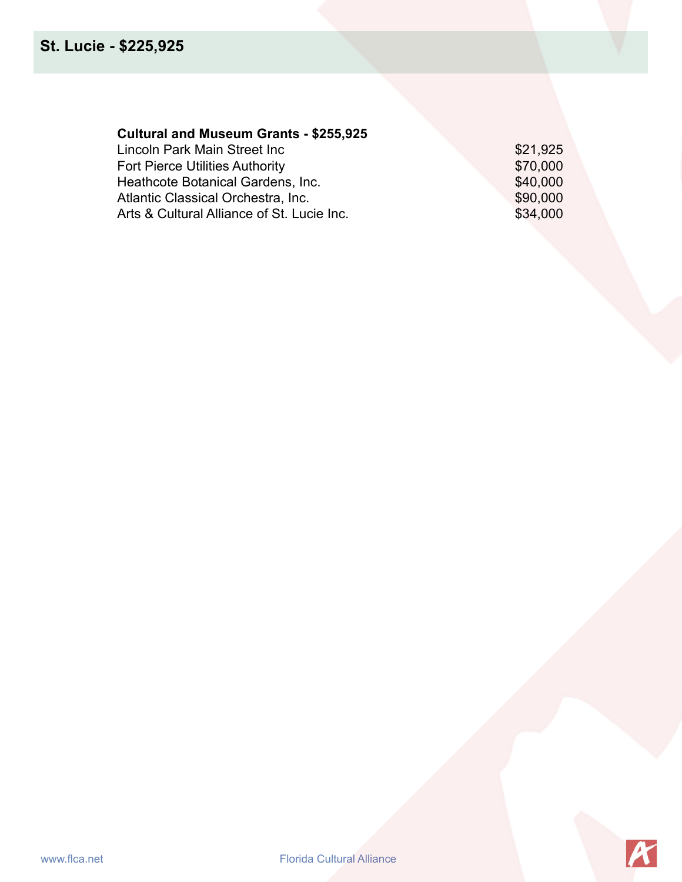## St. Lucie - $225,925

**Cultural and Museum Grants - $255,925**

| | |
|---|---|
| Lincoln Park Main Street Inc | $21,925 |
| Fort Pierce Utilities Authority | $70,000 |
| Heathcote Botanical Gardens, Inc. | $40,000 |
| Atlantic Classical Orchestra, Inc. | $90,000 |
| Arts & Cultural Alliance of St. Lucie Inc. | $34,000 |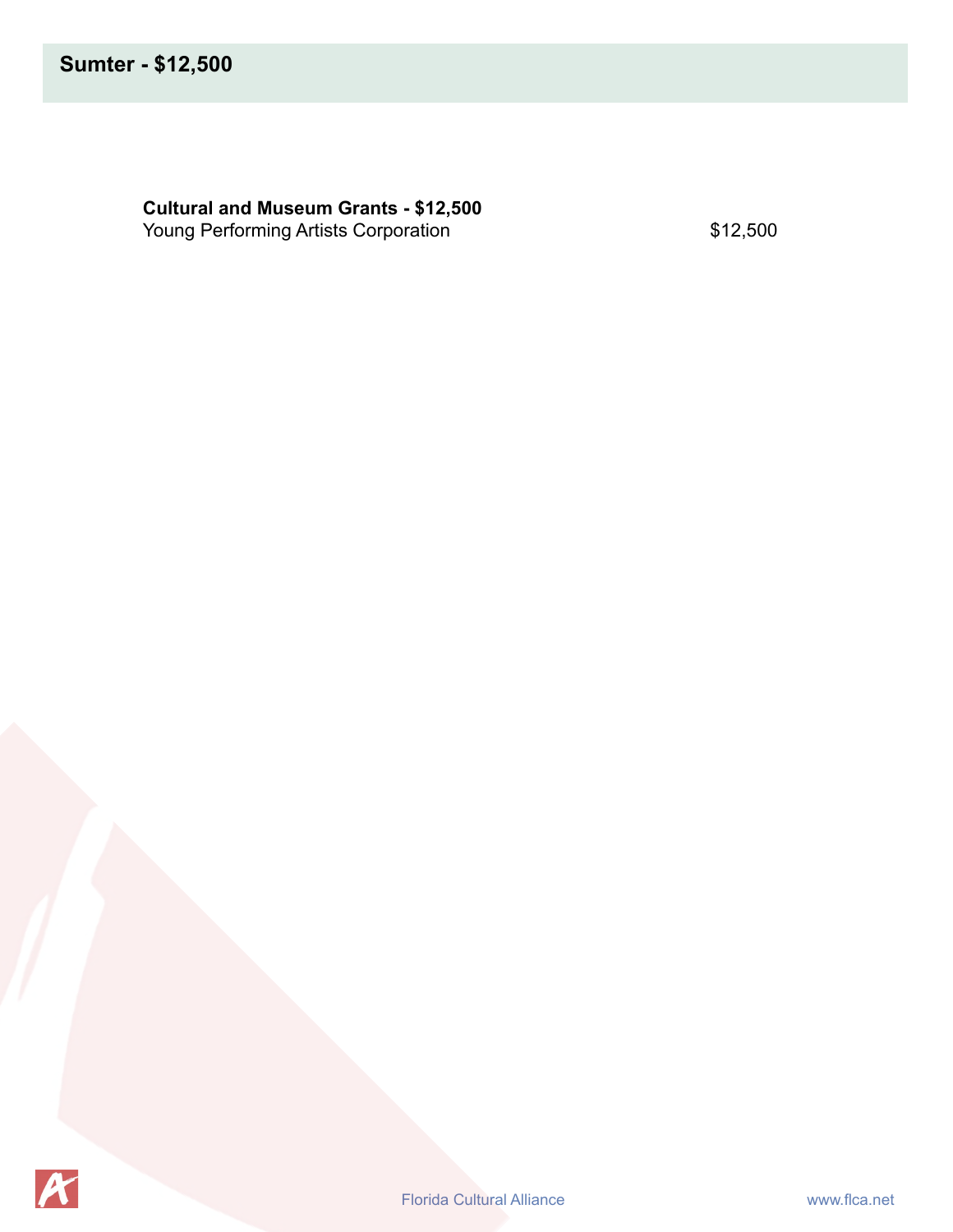## Sumter - $12,500

**Cultural and Museum Grants - $12,500**

| | |
|---|---|
| Young Performing Artists Corporation | $12,500 |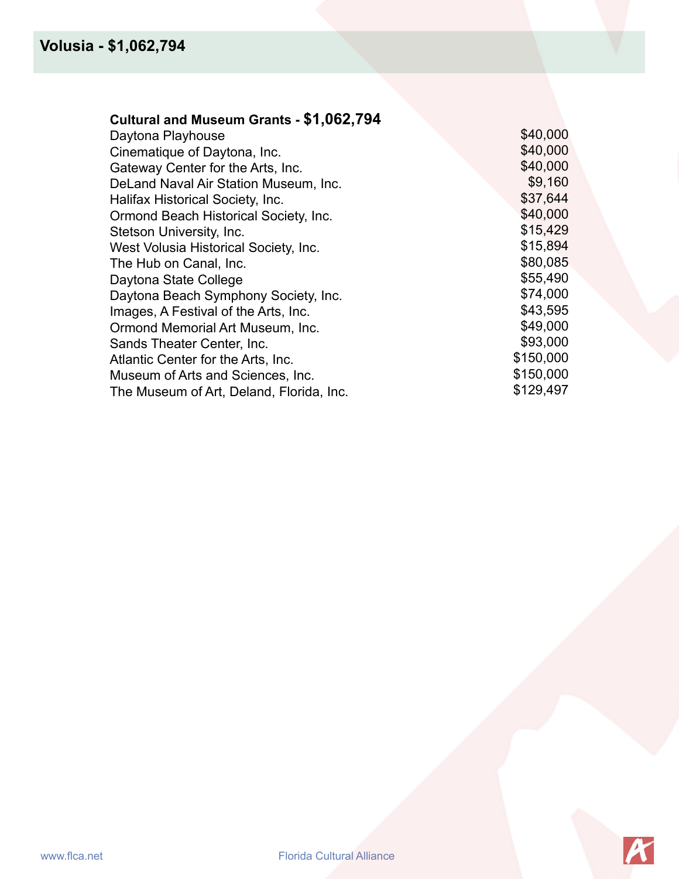## Volusia - $1,062,794

**Cultural and Museum Grants - $1,062,794**

| | |
|---|---|
| Daytona Playhouse | $40,000 |
| Cinematique of Daytona, Inc. | $40,000 |
| Gateway Center for the Arts, Inc. | $40,000 |
| DeLand Naval Air Station Museum, Inc. | $9,160 |
| Halifax Historical Society, Inc. | $37,644 |
| Ormond Beach Historical Society, Inc. | $40,000 |
| Stetson University, Inc. | $15,429 |
| West Volusia Historical Society, Inc. | $15,894 |
| The Hub on Canal, Inc. | $80,085 |
| Daytona State College | $55,490 |
| Daytona Beach Symphony Society, Inc. | $74,000 |
| Images, A Festival of the Arts, Inc. | $43,595 |
| Ormond Memorial Art Museum, Inc. | $49,000 |
| Sands Theater Center, Inc. | $93,000 |
| Atlantic Center for the Arts, Inc. | $150,000 |
| Museum of Arts and Sciences, Inc. | $150,000 |
| The Museum of Art, Deland, Florida, Inc. | $129,497 |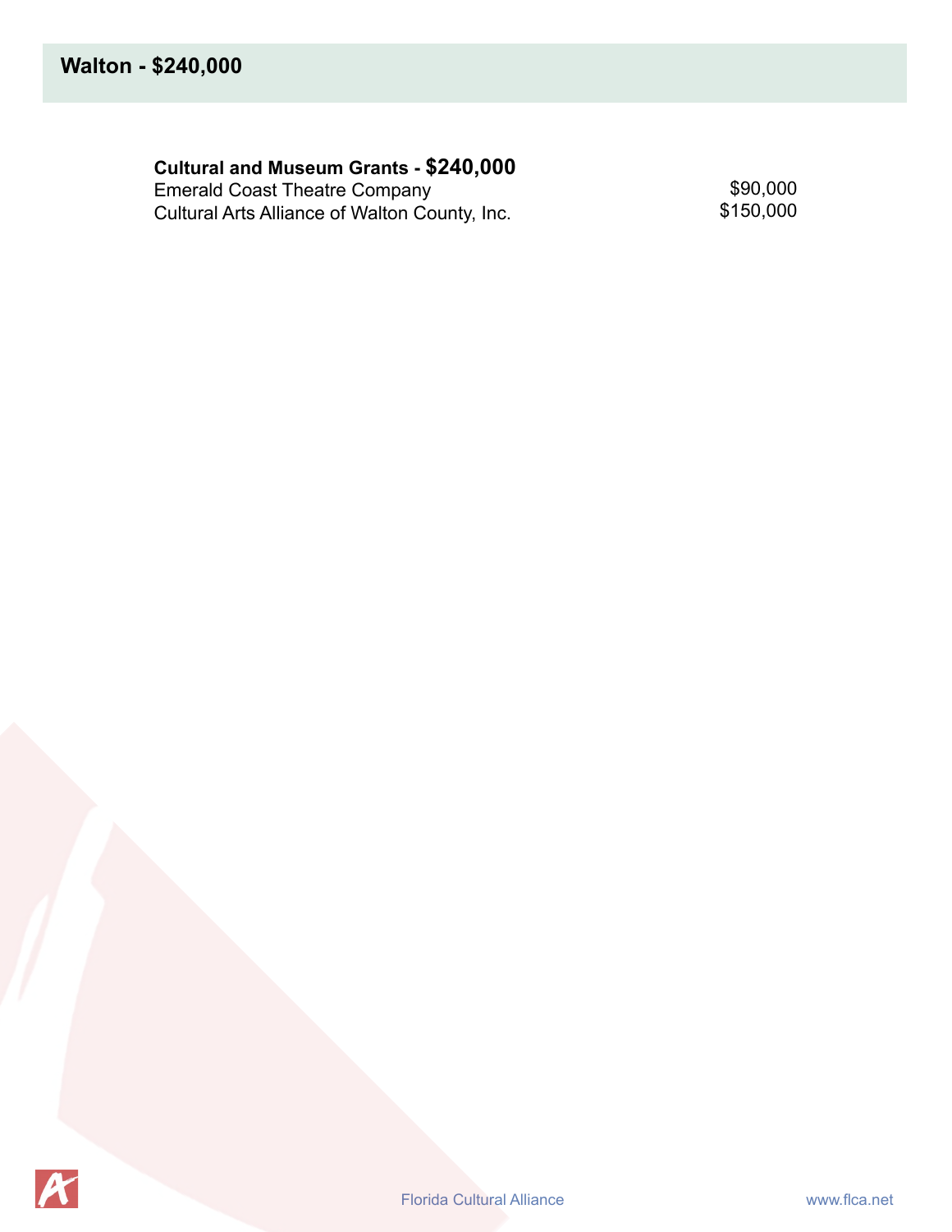## Walton - $240,000

**Cultural and Museum Grants - $240,000**

| | |
|---|---|
| Emerald Coast Theatre Company | $90,000 |
| Cultural Arts Alliance of Walton County, Inc. | $150,000 |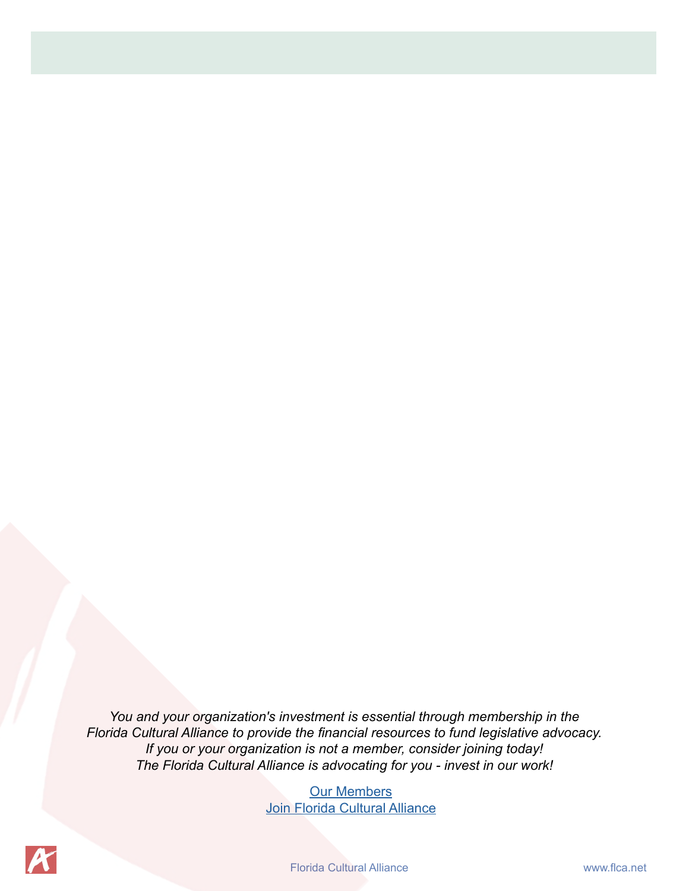*You and your organization's investment is essential through membership in the Florida Cultural Alliance to provide the financial resources to fund legislative advocacy. If you or your organization is not a member, consider joining today! The Florida Cultural Alliance is advocating for you - invest in our work!*

Our Members
Join Florida Cultural Alliance